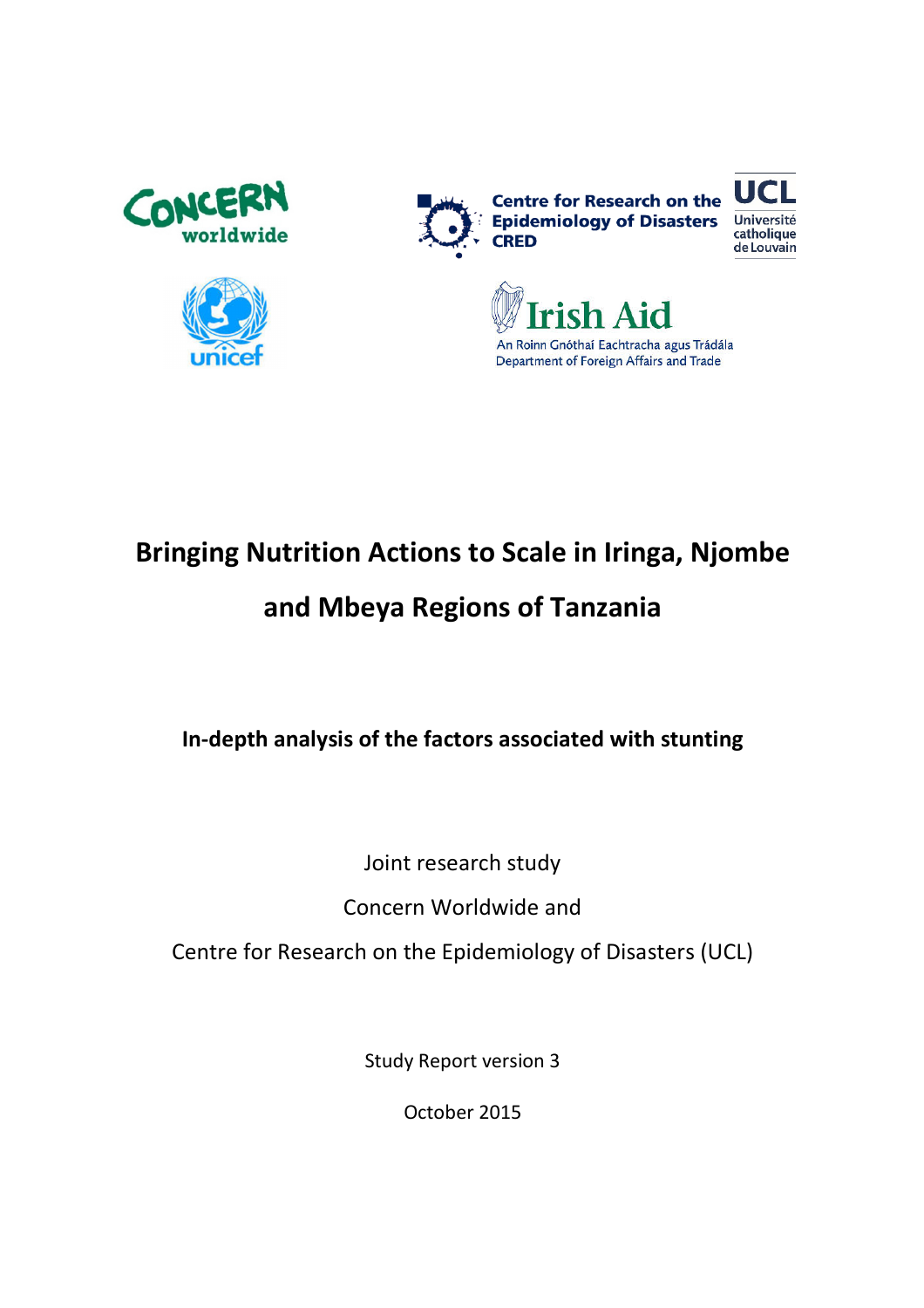# Bringing Nutrition Actions to Scale in Iringa, Njombe and Mbeya Regions of Tanzania

## In-depth analysis of the factors associated with stunting

Joint research study

Concern Worldwide and

Centre for Research on the Epidemiology of Disasters (UCL)

Study Report version 3

October 2015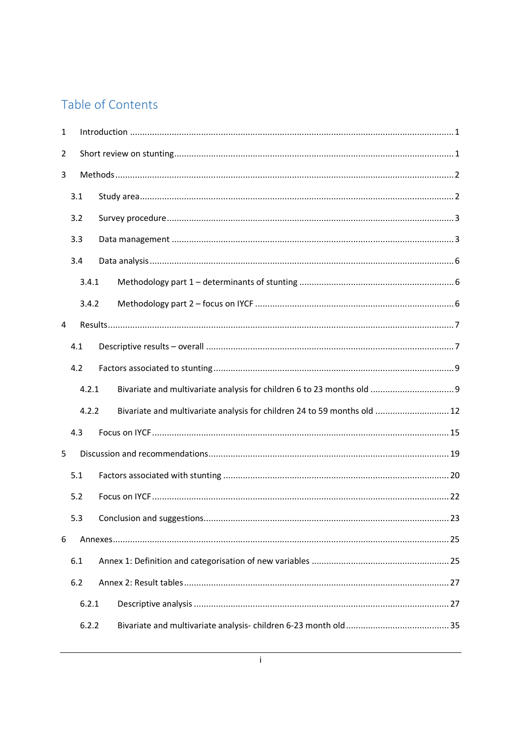# Table of Contents

1 Introduction ..... 1

2 Short review on stunting ..... 1

3 Methods ..... 2

- 3.1 Study area ..... 2
- 3.2 Survey procedure ..... 3
- 3.3 Data management ..... 3
- 3.4 Data analysis ..... 6
  - 3.4.1 Methodology part 1 – determinants of stunting ..... 6
  - 3.4.2 Methodology part 2 – focus on IYCF ..... 6

4 Results ..... 7

- 4.1 Descriptive results – overall ..... 7
- 4.2 Factors associated to stunting ..... 9
  - 4.2.1 Bivariate and multivariate analysis for children 6 to 23 months old ..... 9
  - 4.2.2 Bivariate and multivariate analysis for children 24 to 59 months old ..... 12
- 4.3 Focus on IYCF ..... 15

5 Discussion and recommendations ..... 19

- 5.1 Factors associated with stunting ..... 20
- 5.2 Focus on IYCF ..... 22
- 5.3 Conclusion and suggestions ..... 23

6 Annexes ..... 25

- 6.1 Annex 1: Definition and categorisation of new variables ..... 25
- 6.2 Annex 2: Result tables ..... 27
  - 6.2.1 Descriptive analysis ..... 27
  - 6.2.2 Bivariate and multivariate analysis- children 6-23 month old ..... 35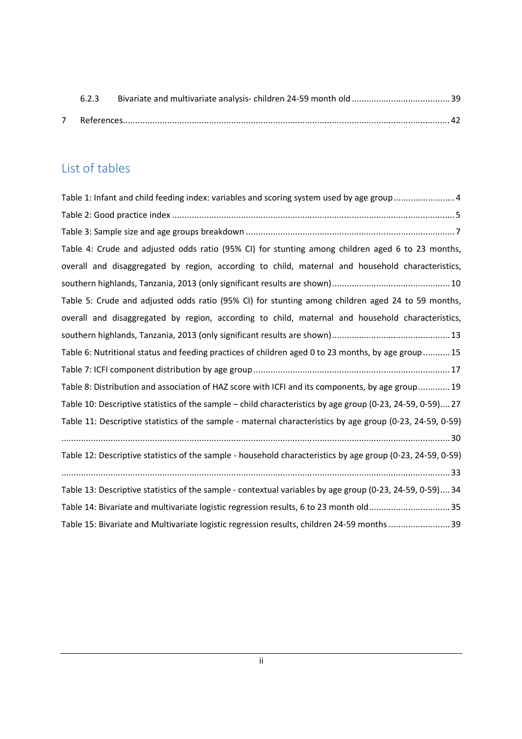6.2.3 Bivariate and multivariate analysis- children 24-59 month old ........................................ 39

7 References ........................................................................................................................................ 42

## List of tables

Table 1: Infant and child feeding index: variables and scoring system used by age group ......................... 4

Table 2: Good practice index .................................................................................................................. 5

Table 3: Sample size and age groups breakdown .................................................................................... 7

Table 4: Crude and adjusted odds ratio (95% CI) for stunting among children aged 6 to 23 months, overall and disaggregated by region, according to child, maternal and household characteristics, southern highlands, Tanzania, 2013 (only significant results are shown) ................................................ 10

Table 5: Crude and adjusted odds ratio (95% CI) for stunting among children aged 24 to 59 months, overall and disaggregated by region, according to child, maternal and household characteristics, southern highlands, Tanzania, 2013 (only significant results are shown) ................................................ 13

Table 6: Nutritional status and feeding practices of children aged 0 to 23 months, by age group ........... 15

Table 7: ICFI component distribution by age group ................................................................................ 17

Table 8: Distribution and association of HAZ score with ICFI and its components, by age group ............ 19

Table 10: Descriptive statistics of the sample – child characteristics by age group (0-23, 24-59, 0-59) .... 27

Table 11: Descriptive statistics of the sample - maternal characteristics by age group (0-23, 24-59, 0-59) ............................................................................................................................................................. 30

Table 12: Descriptive statistics of the sample - household characteristics by age group (0-23, 24-59, 0-59) ............................................................................................................................................................. 33

Table 13: Descriptive statistics of the sample - contextual variables by age group (0-23, 24-59, 0-59) .... 34

Table 14: Bivariate and multivariate logistic regression results, 6 to 23 month old ................................. 35

Table 15: Bivariate and Multivariate logistic regression results, children 24-59 months ......................... 39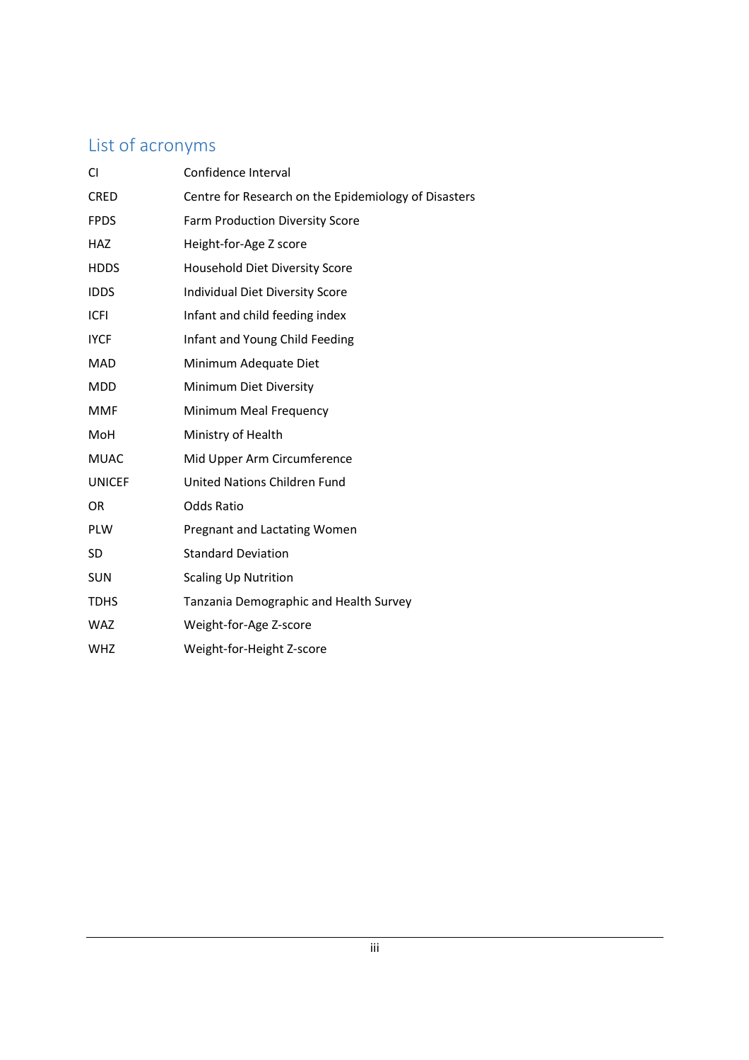## List of acronyms

| | |
|---|---|
| CI | Confidence Interval |
| CRED | Centre for Research on the Epidemiology of Disasters |
| FPDS | Farm Production Diversity Score |
| HAZ | Height-for-Age Z score |
| HDDS | Household Diet Diversity Score |
| IDDS | Individual Diet Diversity Score |
| ICFI | Infant and child feeding index |
| IYCF | Infant and Young Child Feeding |
| MAD | Minimum Adequate Diet |
| MDD | Minimum Diet Diversity |
| MMF | Minimum Meal Frequency |
| MoH | Ministry of Health |
| MUAC | Mid Upper Arm Circumference |
| UNICEF | United Nations Children Fund |
| OR | Odds Ratio |
| PLW | Pregnant and Lactating Women |
| SD | Standard Deviation |
| SUN | Scaling Up Nutrition |
| TDHS | Tanzania Demographic and Health Survey |
| WAZ | Weight-for-Age Z-score |
| WHZ | Weight-for-Height Z-score |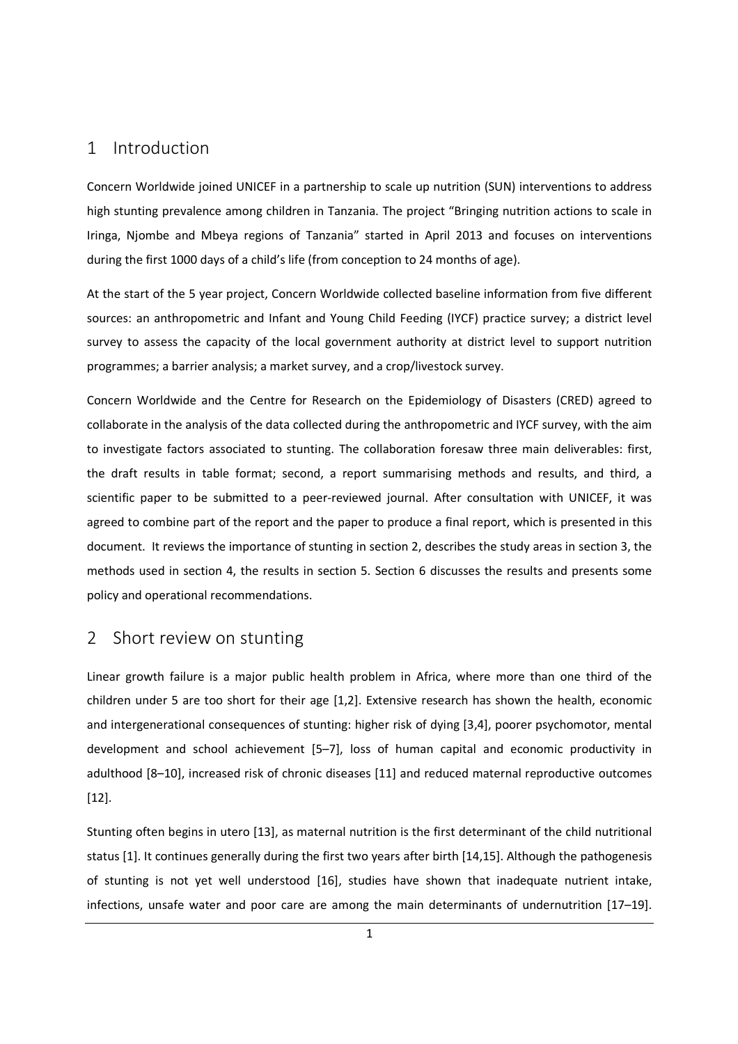# 1 Introduction

Concern Worldwide joined UNICEF in a partnership to scale up nutrition (SUN) interventions to address high stunting prevalence among children in Tanzania. The project "Bringing nutrition actions to scale in Iringa, Njombe and Mbeya regions of Tanzania" started in April 2013 and focuses on interventions during the first 1000 days of a child's life (from conception to 24 months of age).

At the start of the 5 year project, Concern Worldwide collected baseline information from five different sources: an anthropometric and Infant and Young Child Feeding (IYCF) practice survey; a district level survey to assess the capacity of the local government authority at district level to support nutrition programmes; a barrier analysis; a market survey, and a crop/livestock survey.

Concern Worldwide and the Centre for Research on the Epidemiology of Disasters (CRED) agreed to collaborate in the analysis of the data collected during the anthropometric and IYCF survey, with the aim to investigate factors associated to stunting. The collaboration foresaw three main deliverables: first, the draft results in table format; second, a report summarising methods and results, and third, a scientific paper to be submitted to a peer-reviewed journal. After consultation with UNICEF, it was agreed to combine part of the report and the paper to produce a final report, which is presented in this document. It reviews the importance of stunting in section 2, describes the study areas in section 3, the methods used in section 4, the results in section 5. Section 6 discusses the results and presents some policy and operational recommendations.

# 2 Short review on stunting

Linear growth failure is a major public health problem in Africa, where more than one third of the children under 5 are too short for their age [1,2]. Extensive research has shown the health, economic and intergenerational consequences of stunting: higher risk of dying [3,4], poorer psychomotor, mental development and school achievement [5–7], loss of human capital and economic productivity in adulthood [8–10], increased risk of chronic diseases [11] and reduced maternal reproductive outcomes [12].

Stunting often begins in utero [13], as maternal nutrition is the first determinant of the child nutritional status [1]. It continues generally during the first two years after birth [14,15]. Although the pathogenesis of stunting is not yet well understood [16], studies have shown that inadequate nutrient intake, infections, unsafe water and poor care are among the main determinants of undernutrition [17–19].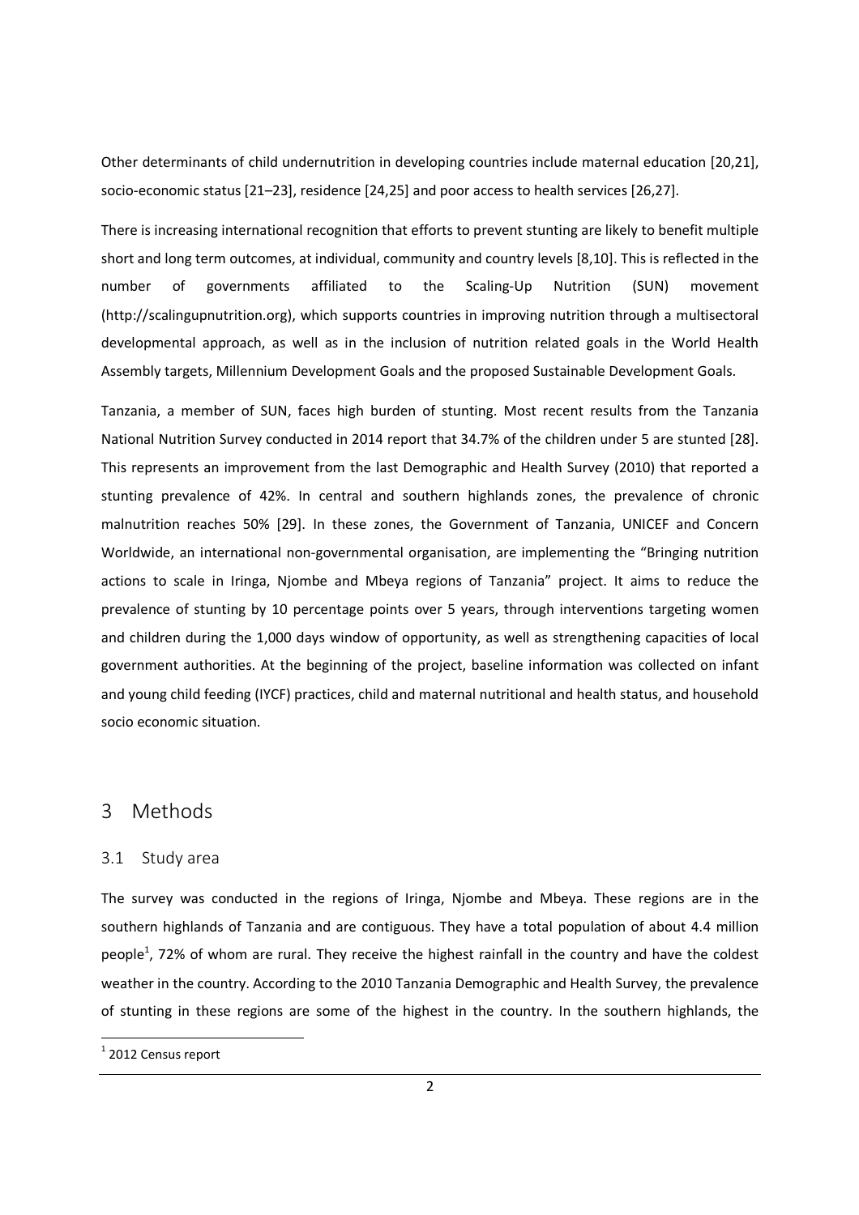Other determinants of child undernutrition in developing countries include maternal education [20,21], socio-economic status [21–23], residence [24,25] and poor access to health services [26,27].

There is increasing international recognition that efforts to prevent stunting are likely to benefit multiple short and long term outcomes, at individual, community and country levels [8,10]. This is reflected in the number of governments affiliated to the Scaling-Up Nutrition (SUN) movement (http://scalingupnutrition.org), which supports countries in improving nutrition through a multisectoral developmental approach, as well as in the inclusion of nutrition related goals in the World Health Assembly targets, Millennium Development Goals and the proposed Sustainable Development Goals.

Tanzania, a member of SUN, faces high burden of stunting. Most recent results from the Tanzania National Nutrition Survey conducted in 2014 report that 34.7% of the children under 5 are stunted [28]. This represents an improvement from the last Demographic and Health Survey (2010) that reported a stunting prevalence of 42%. In central and southern highlands zones, the prevalence of chronic malnutrition reaches 50% [29]. In these zones, the Government of Tanzania, UNICEF and Concern Worldwide, an international non-governmental organisation, are implementing the "Bringing nutrition actions to scale in Iringa, Njombe and Mbeya regions of Tanzania" project. It aims to reduce the prevalence of stunting by 10 percentage points over 5 years, through interventions targeting women and children during the 1,000 days window of opportunity, as well as strengthening capacities of local government authorities. At the beginning of the project, baseline information was collected on infant and young child feeding (IYCF) practices, child and maternal nutritional and health status, and household socio economic situation.

# 3 Methods

## 3.1 Study area

The survey was conducted in the regions of Iringa, Njombe and Mbeya. These regions are in the southern highlands of Tanzania and are contiguous. They have a total population of about 4.4 million people[1], 72% of whom are rural. They receive the highest rainfall in the country and have the coldest weather in the country. According to the 2010 Tanzania Demographic and Health Survey, the prevalence of stunting in these regions are some of the highest in the country. In the southern highlands, the

[1] 2012 Census report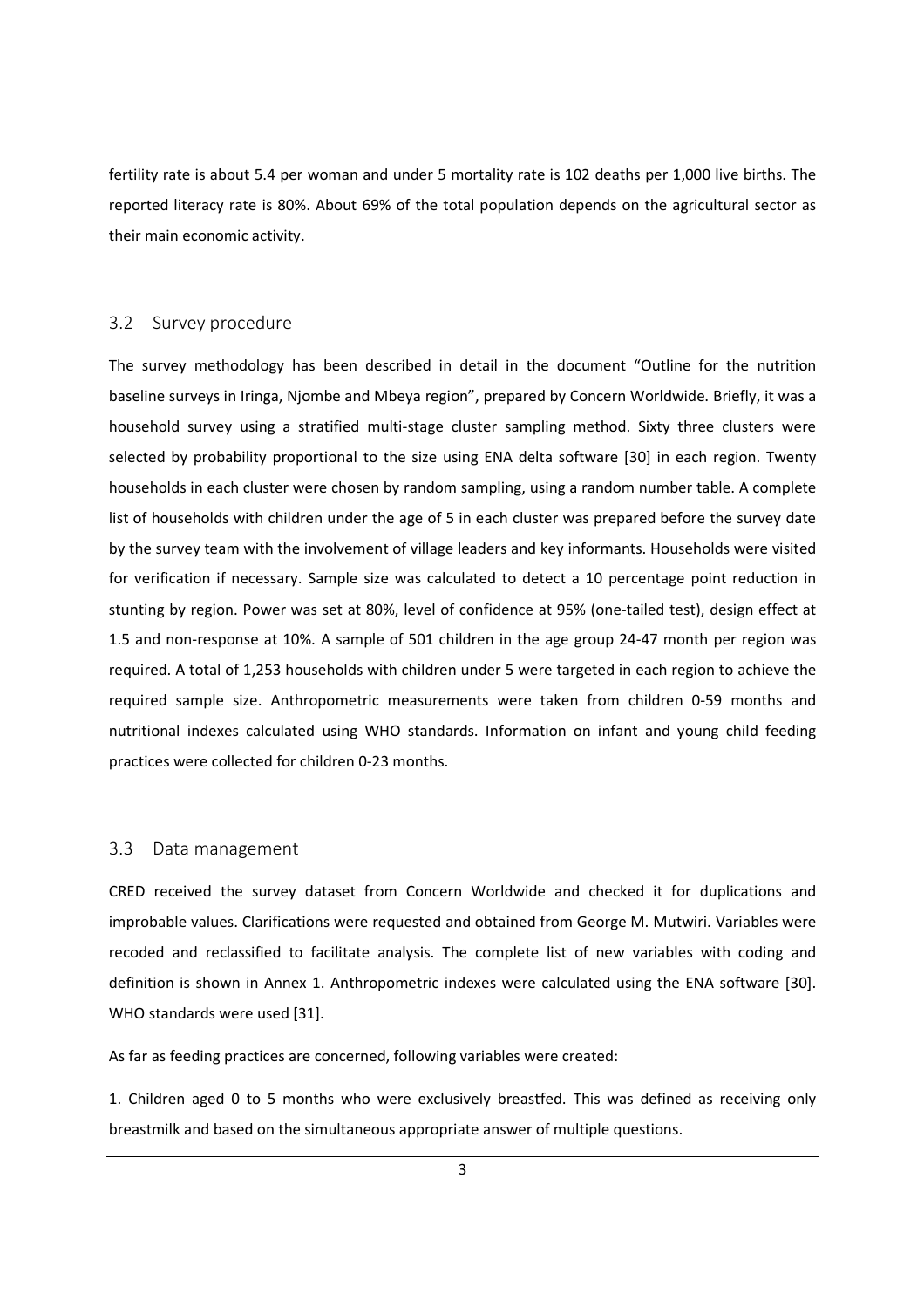fertility rate is about 5.4 per woman and under 5 mortality rate is 102 deaths per 1,000 live births. The reported literacy rate is 80%. About 69% of the total population depends on the agricultural sector as their main economic activity.

## 3.2 Survey procedure

The survey methodology has been described in detail in the document "Outline for the nutrition baseline surveys in Iringa, Njombe and Mbeya region", prepared by Concern Worldwide. Briefly, it was a household survey using a stratified multi-stage cluster sampling method. Sixty three clusters were selected by probability proportional to the size using ENA delta software [30] in each region. Twenty households in each cluster were chosen by random sampling, using a random number table. A complete list of households with children under the age of 5 in each cluster was prepared before the survey date by the survey team with the involvement of village leaders and key informants. Households were visited for verification if necessary. Sample size was calculated to detect a 10 percentage point reduction in stunting by region. Power was set at 80%, level of confidence at 95% (one-tailed test), design effect at 1.5 and non-response at 10%. A sample of 501 children in the age group 24-47 month per region was required. A total of 1,253 households with children under 5 were targeted in each region to achieve the required sample size. Anthropometric measurements were taken from children 0-59 months and nutritional indexes calculated using WHO standards. Information on infant and young child feeding practices were collected for children 0-23 months.

## 3.3 Data management

CRED received the survey dataset from Concern Worldwide and checked it for duplications and improbable values. Clarifications were requested and obtained from George M. Mutwiri. Variables were recoded and reclassified to facilitate analysis. The complete list of new variables with coding and definition is shown in Annex 1. Anthropometric indexes were calculated using the ENA software [30]. WHO standards were used [31].

As far as feeding practices are concerned, following variables were created:

1. Children aged 0 to 5 months who were exclusively breastfed. This was defined as receiving only breastmilk and based on the simultaneous appropriate answer of multiple questions.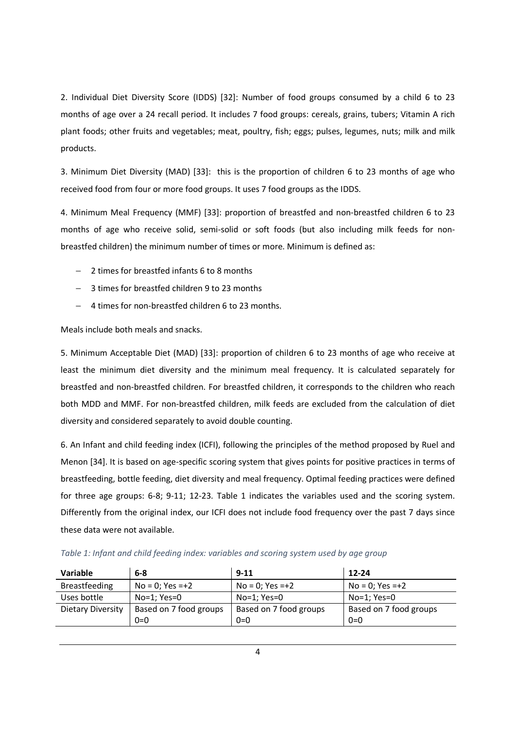2. Individual Diet Diversity Score (IDDS) [32]: Number of food groups consumed by a child 6 to 23 months of age over a 24 recall period. It includes 7 food groups: cereals, grains, tubers; Vitamin A rich plant foods; other fruits and vegetables; meat, poultry, fish; eggs; pulses, legumes, nuts; milk and milk products.

3. Minimum Diet Diversity (MAD) [33]: this is the proportion of children 6 to 23 months of age who received food from four or more food groups. It uses 7 food groups as the IDDS.

4. Minimum Meal Frequency (MMF) [33]: proportion of breastfed and non-breastfed children 6 to 23 months of age who receive solid, semi-solid or soft foods (but also including milk feeds for non-breastfed children) the minimum number of times or more. Minimum is defined as:

- 2 times for breastfed infants 6 to 8 months
- 3 times for breastfed children 9 to 23 months
- 4 times for non-breastfed children 6 to 23 months.

Meals include both meals and snacks.

5. Minimum Acceptable Diet (MAD) [33]: proportion of children 6 to 23 months of age who receive at least the minimum diet diversity and the minimum meal frequency. It is calculated separately for breastfed and non-breastfed children. For breastfed children, it corresponds to the children who reach both MDD and MMF. For non-breastfed children, milk feeds are excluded from the calculation of diet diversity and considered separately to avoid double counting.

6. An Infant and child feeding index (ICFI), following the principles of the method proposed by Ruel and Menon [34]. It is based on age-specific scoring system that gives points for positive practices in terms of breastfeeding, bottle feeding, diet diversity and meal frequency. Optimal feeding practices were defined for three age groups: 6-8; 9-11; 12-23. Table 1 indicates the variables used and the scoring system. Differently from the original index, our ICFI does not include food frequency over the past 7 days since these data were not available.

*Table 1: Infant and child feeding index: variables and scoring system used by age group*

| Variable | 6-8 | 9-11 | 12-24 |
|---|---|---|---|
| Breastfeeding | No = 0; Yes =+2 | No = 0; Yes =+2 | No = 0; Yes =+2 |
| Uses bottle | No=1; Yes=0 | No=1; Yes=0 | No=1; Yes=0 |
| Dietary Diversity | Based on 7 food groups<br>0=0 | Based on 7 food groups<br>0=0 | Based on 7 food groups<br>0=0 |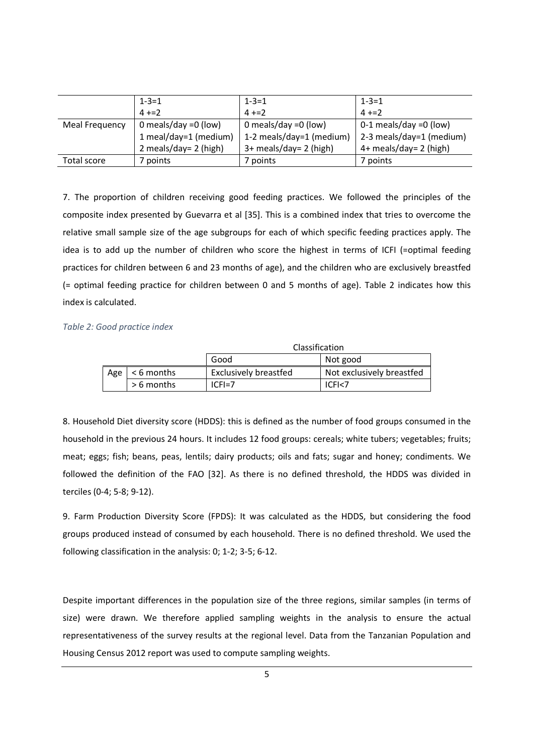|  | 1-3=1<br>4 +=2 | 1-3=1<br>4 +=2 | 1-3=1<br>4 +=2 |
|---|---|---|---|
| Meal Frequency | 0 meals/day =0 (low)<br>1 meal/day=1 (medium)<br>2 meals/day= 2 (high) | 0 meals/day =0 (low)<br>1-2 meals/day=1 (medium)<br>3+ meals/day= 2 (high) | 0-1 meals/day =0 (low)<br>2-3 meals/day=1 (medium)<br>4+ meals/day= 2 (high) |
| Total score | 7 points | 7 points | 7 points |

7. The proportion of children receiving good feeding practices. We followed the principles of the composite index presented by Guevarra et al [35]. This is a combined index that tries to overcome the relative small sample size of the age subgroups for each of which specific feeding practices apply. The idea is to add up the number of children who score the highest in terms of ICFI (=optimal feeding practices for children between 6 and 23 months of age), and the children who are exclusively breastfed (= optimal feeding practice for children between 0 and 5 months of age). Table 2 indicates how this index is calculated.

*Table 2: Good practice index*

|  |  | Classification |  |
|---|---|---|---|
|  |  | Good | Not good |
| Age | < 6 months | Exclusively breastfed | Not exclusively breastfed |
|  | > 6 months | ICFI=7 | ICFI<7 |

8. Household Diet diversity score (HDDS): this is defined as the number of food groups consumed in the household in the previous 24 hours. It includes 12 food groups: cereals; white tubers; vegetables; fruits; meat; eggs; fish; beans, peas, lentils; dairy products; oils and fats; sugar and honey; condiments. We followed the definition of the FAO [32]. As there is no defined threshold, the HDDS was divided in terciles (0-4; 5-8; 9-12).

9. Farm Production Diversity Score (FPDS): It was calculated as the HDDS, but considering the food groups produced instead of consumed by each household. There is no defined threshold. We used the following classification in the analysis: 0; 1-2; 3-5; 6-12.

Despite important differences in the population size of the three regions, similar samples (in terms of size) were drawn. We therefore applied sampling weights in the analysis to ensure the actual representativeness of the survey results at the regional level. Data from the Tanzanian Population and Housing Census 2012 report was used to compute sampling weights.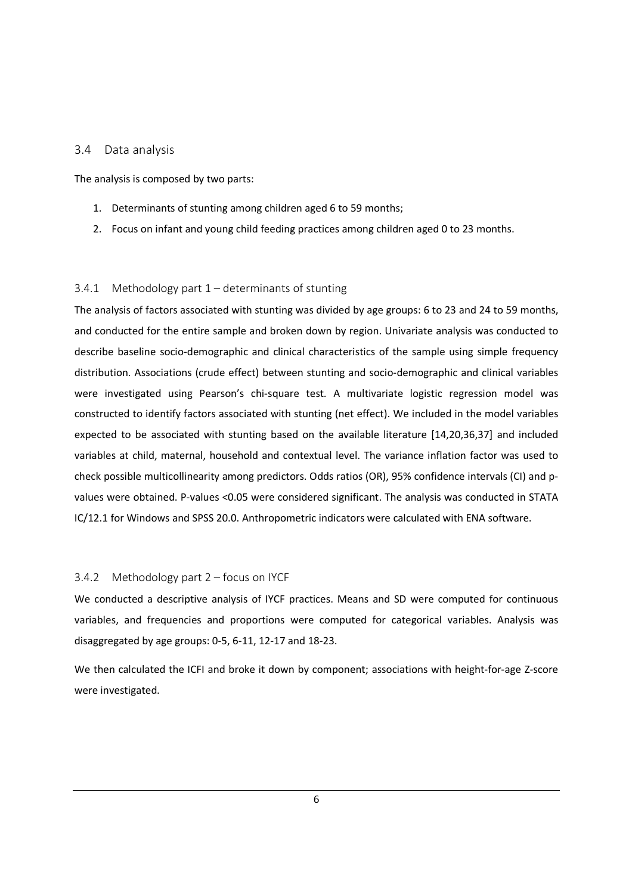## 3.4 Data analysis

The analysis is composed by two parts:

1. Determinants of stunting among children aged 6 to 59 months;
2. Focus on infant and young child feeding practices among children aged 0 to 23 months.

### 3.4.1 Methodology part 1 – determinants of stunting

The analysis of factors associated with stunting was divided by age groups: 6 to 23 and 24 to 59 months, and conducted for the entire sample and broken down by region. Univariate analysis was conducted to describe baseline socio-demographic and clinical characteristics of the sample using simple frequency distribution. Associations (crude effect) between stunting and socio-demographic and clinical variables were investigated using Pearson's chi-square test. A multivariate logistic regression model was constructed to identify factors associated with stunting (net effect). We included in the model variables expected to be associated with stunting based on the available literature [14,20,36,37] and included variables at child, maternal, household and contextual level. The variance inflation factor was used to check possible multicollinearity among predictors. Odds ratios (OR), 95% confidence intervals (CI) and p-values were obtained. P-values <0.05 were considered significant. The analysis was conducted in STATA IC/12.1 for Windows and SPSS 20.0. Anthropometric indicators were calculated with ENA software.

### 3.4.2 Methodology part 2 – focus on IYCF

We conducted a descriptive analysis of IYCF practices. Means and SD were computed for continuous variables, and frequencies and proportions were computed for categorical variables. Analysis was disaggregated by age groups: 0-5, 6-11, 12-17 and 18-23.

We then calculated the ICFI and broke it down by component; associations with height-for-age Z-score were investigated.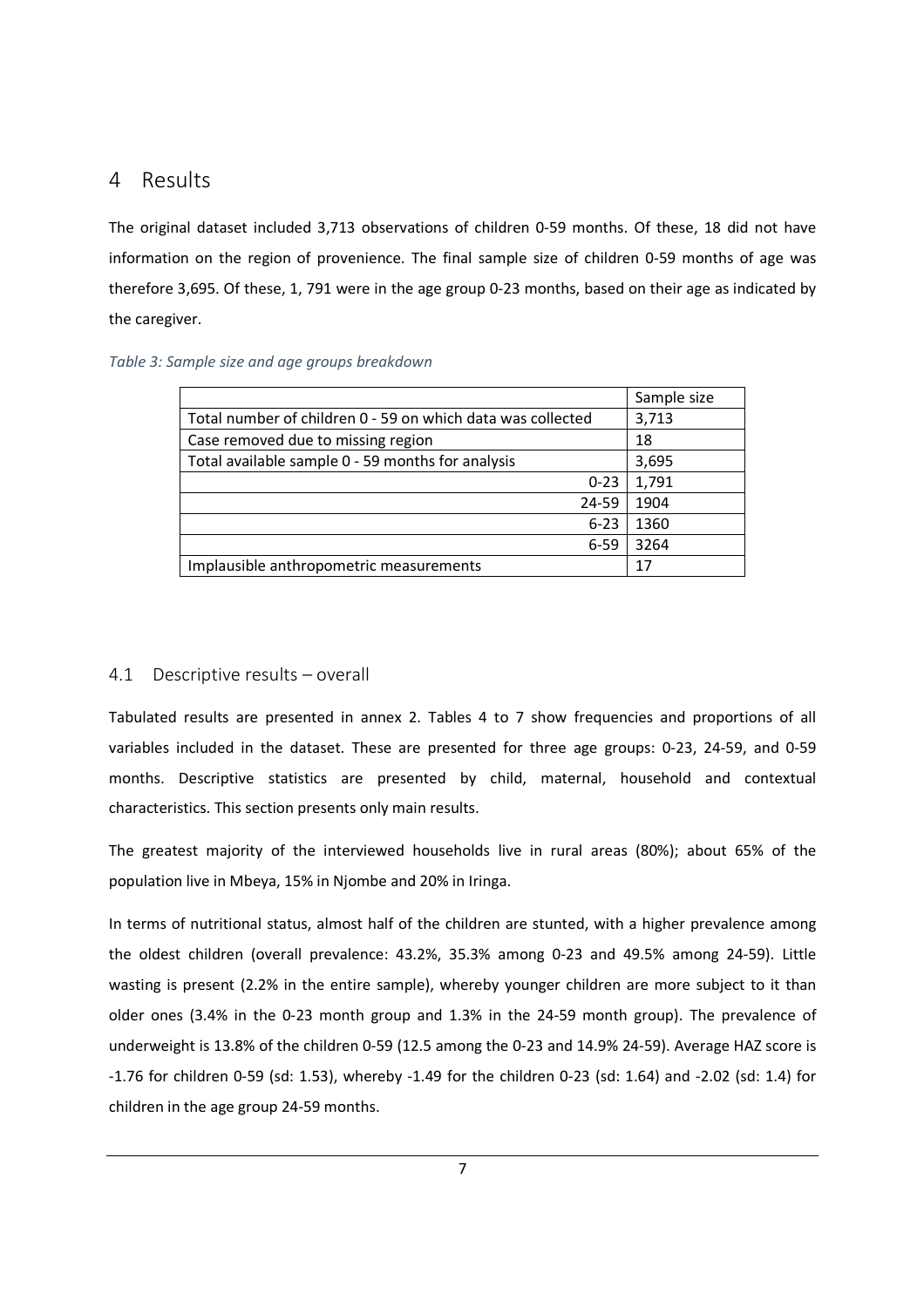# 4 Results

The original dataset included 3,713 observations of children 0-59 months. Of these, 18 did not have information on the region of provenience. The final sample size of children 0-59 months of age was therefore 3,695. Of these, 1, 791 were in the age group 0-23 months, based on their age as indicated by the caregiver.

*Table 3: Sample size and age groups breakdown*

| | Sample size |
|---|---|
| Total number of children 0 - 59 on which data was collected | 3,713 |
| Case removed due to missing region | 18 |
| Total available sample 0 - 59 months for analysis | 3,695 |
| 0-23 | 1,791 |
| 24-59 | 1904 |
| 6-23 | 1360 |
| 6-59 | 3264 |
| Implausible anthropometric measurements | 17 |

## 4.1 Descriptive results – overall

Tabulated results are presented in annex 2. Tables 4 to 7 show frequencies and proportions of all variables included in the dataset. These are presented for three age groups: 0-23, 24-59, and 0-59 months. Descriptive statistics are presented by child, maternal, household and contextual characteristics. This section presents only main results.

The greatest majority of the interviewed households live in rural areas (80%); about 65% of the population live in Mbeya, 15% in Njombe and 20% in Iringa.

In terms of nutritional status, almost half of the children are stunted, with a higher prevalence among the oldest children (overall prevalence: 43.2%, 35.3% among 0-23 and 49.5% among 24-59). Little wasting is present (2.2% in the entire sample), whereby younger children are more subject to it than older ones (3.4% in the 0-23 month group and 1.3% in the 24-59 month group). The prevalence of underweight is 13.8% of the children 0-59 (12.5 among the 0-23 and 14.9% 24-59). Average HAZ score is -1.76 for children 0-59 (sd: 1.53), whereby -1.49 for the children 0-23 (sd: 1.64) and -2.02 (sd: 1.4) for children in the age group 24-59 months.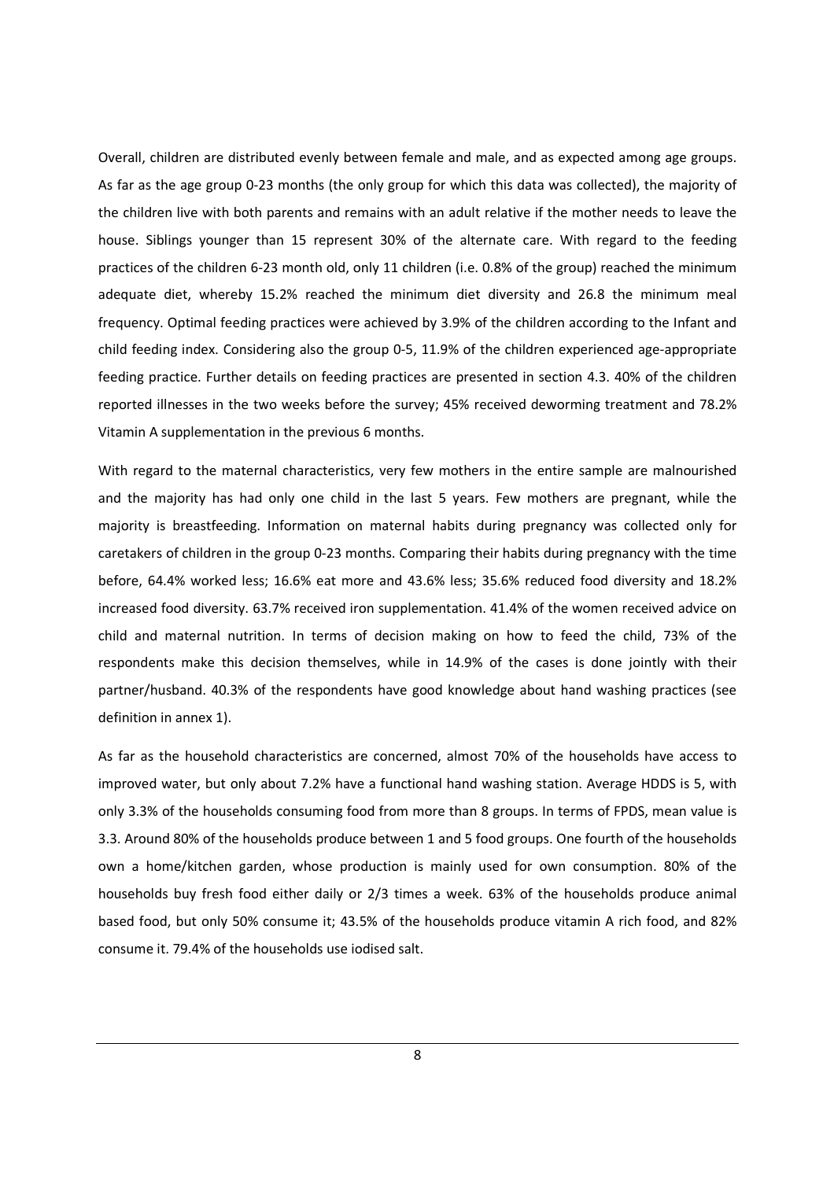Overall, children are distributed evenly between female and male, and as expected among age groups. As far as the age group 0-23 months (the only group for which this data was collected), the majority of the children live with both parents and remains with an adult relative if the mother needs to leave the house. Siblings younger than 15 represent 30% of the alternate care. With regard to the feeding practices of the children 6-23 month old, only 11 children (i.e. 0.8% of the group) reached the minimum adequate diet, whereby 15.2% reached the minimum diet diversity and 26.8 the minimum meal frequency. Optimal feeding practices were achieved by 3.9% of the children according to the Infant and child feeding index. Considering also the group 0-5, 11.9% of the children experienced age-appropriate feeding practice. Further details on feeding practices are presented in section 4.3. 40% of the children reported illnesses in the two weeks before the survey; 45% received deworming treatment and 78.2% Vitamin A supplementation in the previous 6 months.

With regard to the maternal characteristics, very few mothers in the entire sample are malnourished and the majority has had only one child in the last 5 years. Few mothers are pregnant, while the majority is breastfeeding. Information on maternal habits during pregnancy was collected only for caretakers of children in the group 0-23 months. Comparing their habits during pregnancy with the time before, 64.4% worked less; 16.6% eat more and 43.6% less; 35.6% reduced food diversity and 18.2% increased food diversity. 63.7% received iron supplementation. 41.4% of the women received advice on child and maternal nutrition. In terms of decision making on how to feed the child, 73% of the respondents make this decision themselves, while in 14.9% of the cases is done jointly with their partner/husband. 40.3% of the respondents have good knowledge about hand washing practices (see definition in annex 1).

As far as the household characteristics are concerned, almost 70% of the households have access to improved water, but only about 7.2% have a functional hand washing station. Average HDDS is 5, with only 3.3% of the households consuming food from more than 8 groups. In terms of FPDS, mean value is 3.3. Around 80% of the households produce between 1 and 5 food groups. One fourth of the households own a home/kitchen garden, whose production is mainly used for own consumption. 80% of the households buy fresh food either daily or 2/3 times a week. 63% of the households produce animal based food, but only 50% consume it; 43.5% of the households produce vitamin A rich food, and 82% consume it. 79.4% of the households use iodised salt.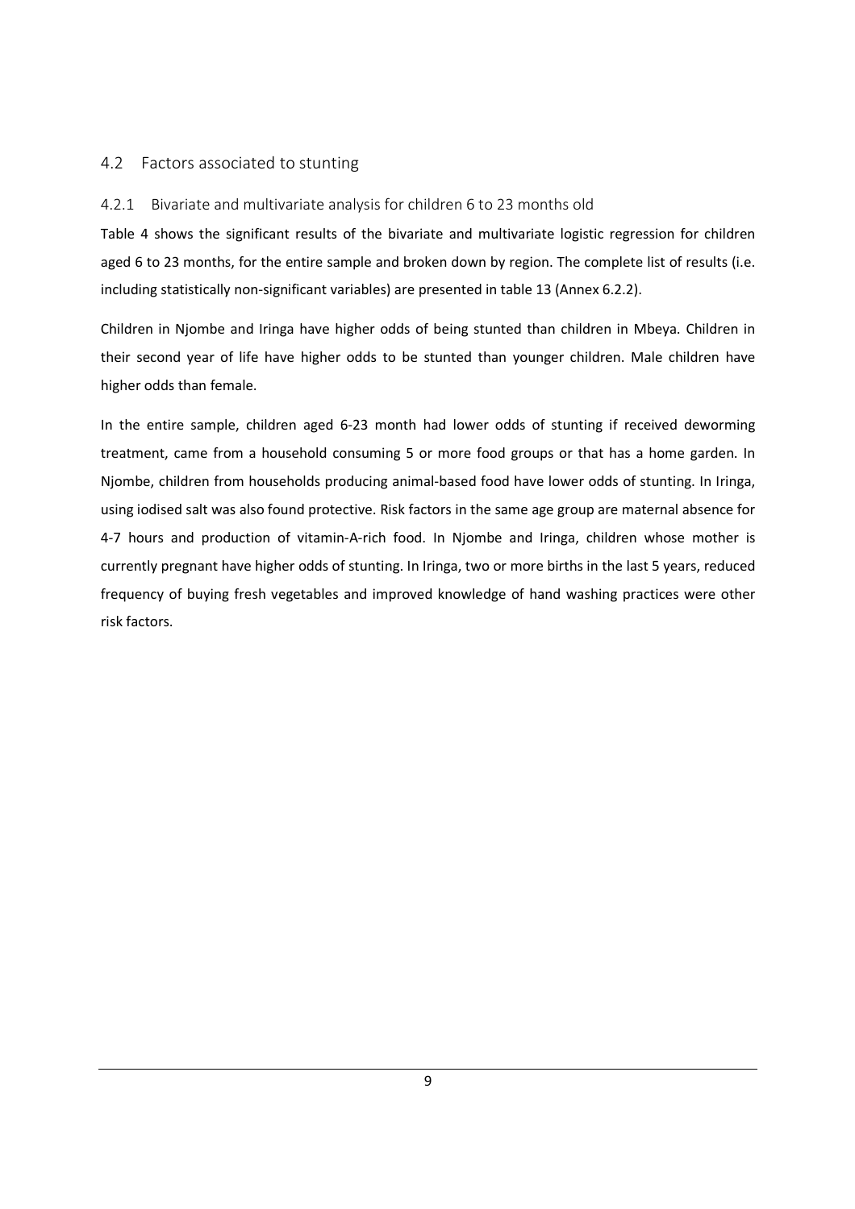## 4.2 Factors associated to stunting

### 4.2.1 Bivariate and multivariate analysis for children 6 to 23 months old

Table 4 shows the significant results of the bivariate and multivariate logistic regression for children aged 6 to 23 months, for the entire sample and broken down by region. The complete list of results (i.e. including statistically non-significant variables) are presented in table 13 (Annex 6.2.2).

Children in Njombe and Iringa have higher odds of being stunted than children in Mbeya. Children in their second year of life have higher odds to be stunted than younger children. Male children have higher odds than female.

In the entire sample, children aged 6-23 month had lower odds of stunting if received deworming treatment, came from a household consuming 5 or more food groups or that has a home garden. In Njombe, children from households producing animal-based food have lower odds of stunting. In Iringa, using iodised salt was also found protective. Risk factors in the same age group are maternal absence for 4-7 hours and production of vitamin-A-rich food. In Njombe and Iringa, children whose mother is currently pregnant have higher odds of stunting. In Iringa, two or more births in the last 5 years, reduced frequency of buying fresh vegetables and improved knowledge of hand washing practices were other risk factors.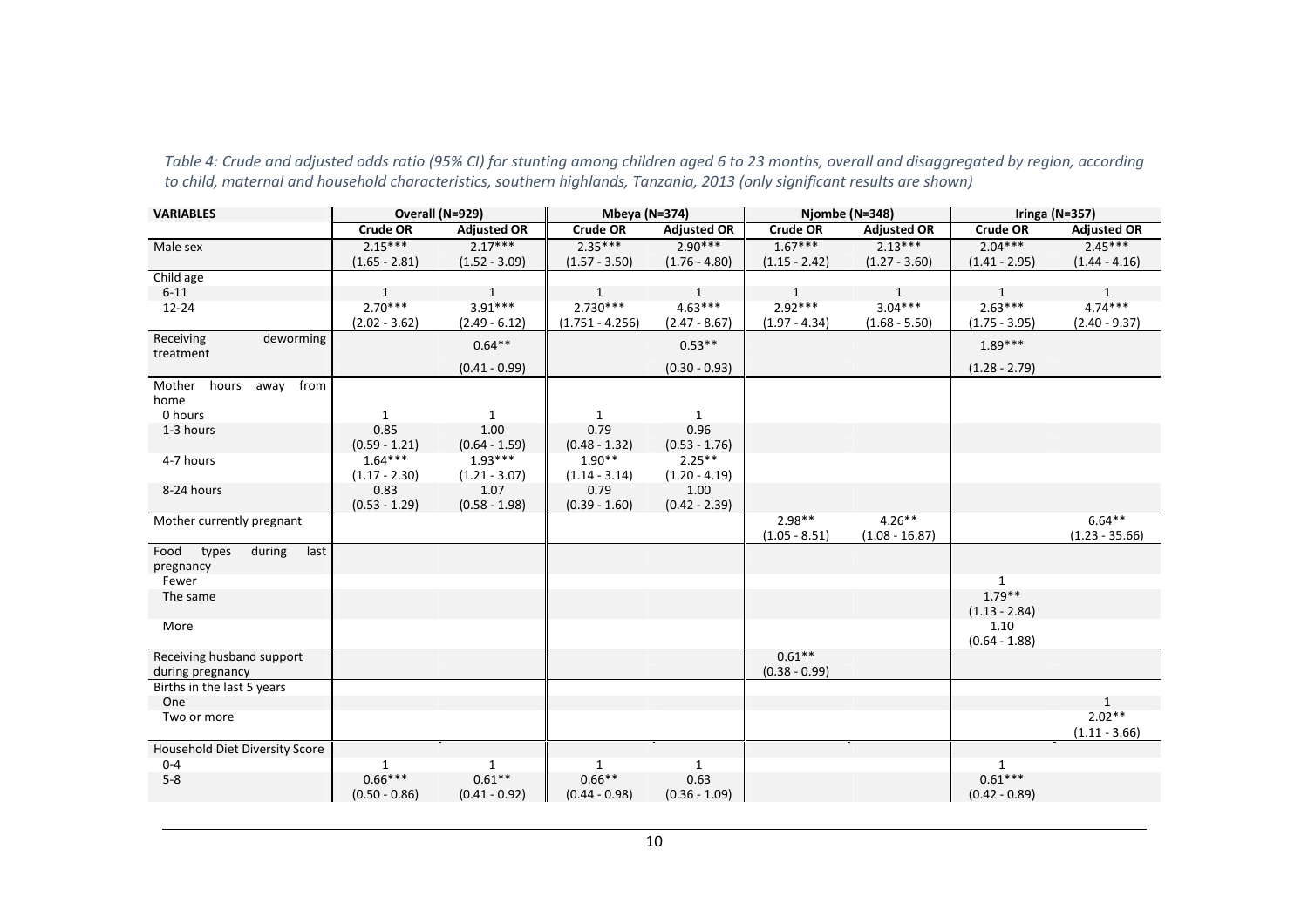*Table 4: Crude and adjusted odds ratio (95% CI) for stunting among children aged 6 to 23 months, overall and disaggregated by region, according to child, maternal and household characteristics, southern highlands, Tanzania, 2013 (only significant results are shown)*

| VARIABLES | Overall (N=929) | | Mbeya (N=374) | | Njombe (N=348) | | Iringa (N=357) | |
|---|---|---|---|---|---|---|---|---|
| | Crude OR | Adjusted OR | Crude OR | Adjusted OR | Crude OR | Adjusted OR | Crude OR | Adjusted OR |
| Male sex | 2.15*** (1.65 - 2.81) | 2.17*** (1.52 - 3.09) | 2.35*** (1.57 - 3.50) | 2.90*** (1.76 - 4.80) | 1.67*** (1.15 - 2.42) | 2.13*** (1.27 - 3.60) | 2.04*** (1.41 - 2.95) | 2.45*** (1.44 - 4.16) |
| Child age | | | | | | | | |
| 6-11 | 1 | 1 | 1 | 1 | 1 | 1 | 1 | 1 |
| 12-24 | 2.70*** (2.02 - 3.62) | 3.91*** (2.49 - 6.12) | 2.730*** (1.751 - 4.256) | 4.63*** (2.47 - 8.67) | 2.92*** (1.97 - 4.34) | 3.04*** (1.68 - 5.50) | 2.63*** (1.75 - 3.95) | 4.74*** (2.40 - 9.37) |
| Receiving deworming treatment | | 0.64** (0.41 - 0.99) | | 0.53** (0.30 - 0.93) | | | 1.89*** (1.28 - 2.79) | |
| Mother hours away from home | | | | | | | | |
| 0 hours | 1 | 1 | 1 | 1 | | | | |
| 1-3 hours | 0.85 (0.59 - 1.21) | 1.00 (0.64 - 1.59) | 0.79 (0.48 - 1.32) | 0.96 (0.53 - 1.76) | | | | |
| 4-7 hours | 1.64*** (1.17 - 2.30) | 1.93*** (1.21 - 3.07) | 1.90** (1.14 - 3.14) | 2.25** (1.20 - 4.19) | | | | |
| 8-24 hours | 0.83 (0.53 - 1.29) | 1.07 (0.58 - 1.98) | 0.79 (0.39 - 1.60) | 1.00 (0.42 - 2.39) | | | | |
| Mother currently pregnant | | | | | 2.98** (1.05 - 8.51) | 4.26** (1.08 - 16.87) | | 6.64** (1.23 - 35.66) |
| Food types during last pregnancy | | | | | | | | |
| Fewer | | | | | | | 1 | |
| The same | | | | | | | 1.79** (1.13 - 2.84) | |
| More | | | | | | | 1.10 (0.64 - 1.88) | |
| Receiving husband support during pregnancy | | | | | 0.61** (0.38 - 0.99) | | | |
| Births in the last 5 years | | | | | | | | |
| One | | | | | | | | 1 |
| Two or more | | | | | | | | 2.02** (1.11 - 3.66) |
| Household Diet Diversity Score | | | | | | | | |
| 0-4 | 1 | 1 | 1 | 1 | | | 1 | |
| 5-8 | 0.66*** (0.50 - 0.86) | 0.61** (0.41 - 0.92) | 0.66** (0.44 - 0.98) | 0.63 (0.36 - 1.09) | | | 0.61*** (0.42 - 0.89) | |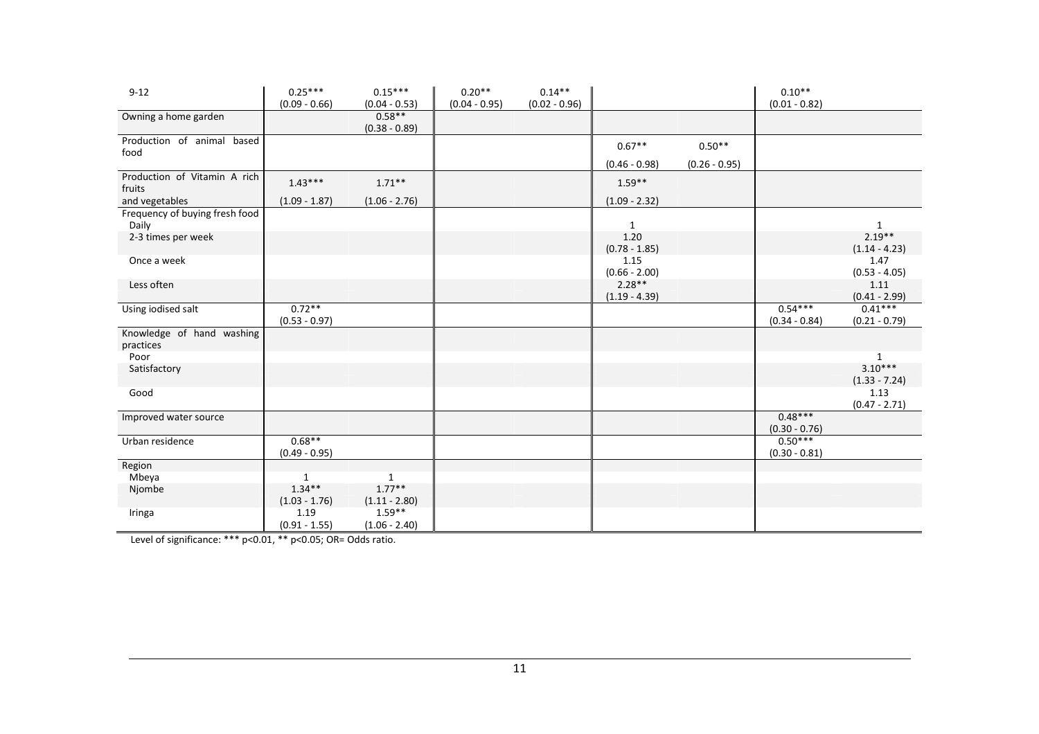| | | | | | | | | |
|---|---|---|---|---|---|---|---|---|
| 9-12 | 0.25*** (0.09 - 0.66) | 0.15*** (0.04 - 0.53) | 0.20** (0.04 - 0.95) | 0.14** (0.02 - 0.96) | | | 0.10** (0.01 - 0.82) | |
| Owning a home garden | | 0.58** (0.38 - 0.89) | | | | | | |
| Production of animal based food | | | | | 0.67** (0.46 - 0.98) | 0.50** (0.26 - 0.95) | | |
| Production of Vitamin A rich fruits and vegetables | 1.43*** (1.09 - 1.87) | 1.71** (1.06 - 2.76) | | | 1.59** (1.09 - 2.32) | | | |
| Frequency of buying fresh food | | | | | | | | |
| Daily | | | | | 1 | | | 1 |
| 2-3 times per week | | | | | 1.20 (0.78 - 1.85) | | | 2.19** (1.14 - 4.23) |
| Once a week | | | | | 1.15 (0.66 - 2.00) | | | 1.47 (0.53 - 4.05) |
| Less often | | | | | 2.28** (1.19 - 4.39) | | | 1.11 (0.41 - 2.99) |
| Using iodised salt | 0.72** (0.53 - 0.97) | | | | | | 0.54*** (0.34 - 0.84) | 0.41*** (0.21 - 0.79) |
| Knowledge of hand washing practices | | | | | | | | |
| Poor | | | | | | | | 1 |
| Satisfactory | | | | | | | | 3.10*** (1.33 - 7.24) |
| Good | | | | | | | | 1.13 (0.47 - 2.71) |
| Improved water source | | | | | | | 0.48*** (0.30 - 0.76) | |
| Urban residence | 0.68** (0.49 - 0.95) | | | | | | 0.50*** (0.30 - 0.81) | |
| Region | | | | | | | | |
| Mbeya | 1 | 1 | | | | | | |
| Njombe | 1.34** (1.03 - 1.76) | 1.77** (1.11 - 2.80) | | | | | | |
| Iringa | 1.19 (0.91 - 1.55) | 1.59** (1.06 - 2.40) | | | | | | |

Level of significance: *** $p<0.01$, ** $p<0.05$; OR= Odds ratio.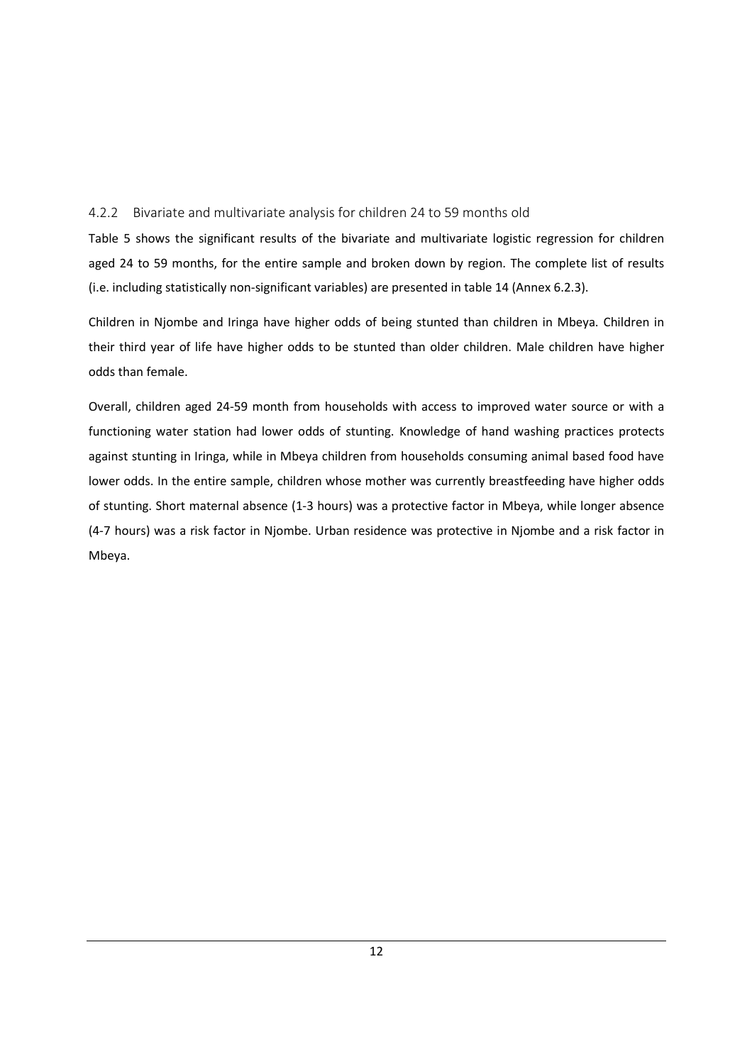### 4.2.2 Bivariate and multivariate analysis for children 24 to 59 months old

Table 5 shows the significant results of the bivariate and multivariate logistic regression for children aged 24 to 59 months, for the entire sample and broken down by region. The complete list of results (i.e. including statistically non-significant variables) are presented in table 14 (Annex 6.2.3).

Children in Njombe and Iringa have higher odds of being stunted than children in Mbeya. Children in their third year of life have higher odds to be stunted than older children. Male children have higher odds than female.

Overall, children aged 24-59 month from households with access to improved water source or with a functioning water station had lower odds of stunting. Knowledge of hand washing practices protects against stunting in Iringa, while in Mbeya children from households consuming animal based food have lower odds. In the entire sample, children whose mother was currently breastfeeding have higher odds of stunting. Short maternal absence (1-3 hours) was a protective factor in Mbeya, while longer absence (4-7 hours) was a risk factor in Njombe. Urban residence was protective in Njombe and a risk factor in Mbeya.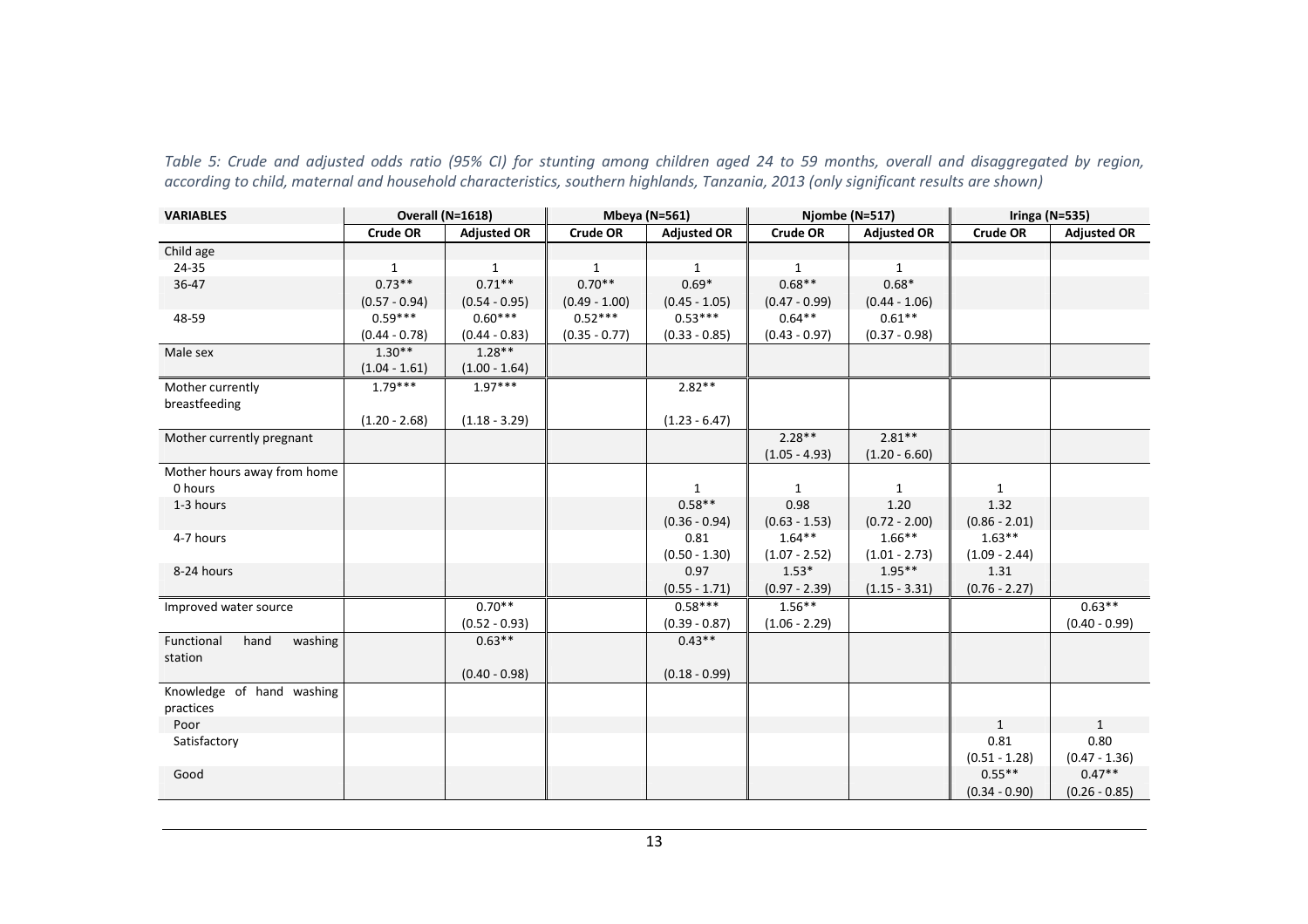*Table 5: Crude and adjusted odds ratio (95% CI) for stunting among children aged 24 to 59 months, overall and disaggregated by region, according to child, maternal and household characteristics, southern highlands, Tanzania, 2013 (only significant results are shown)*

| VARIABLES | Overall (N=1618) | | Mbeya (N=561) | | Njombe (N=517) | | Iringa (N=535) | |
|---|---|---|---|---|---|---|---|---|
| | Crude OR | Adjusted OR | Crude OR | Adjusted OR | Crude OR | Adjusted OR | Crude OR | Adjusted OR |
| Child age | | | | | | | | |
| 24-35 | 1 | 1 | 1 | 1 | 1 | 1 | | |
| 36-47 | 0.73** (0.57 - 0.94) | 0.71** (0.54 - 0.95) | 0.70** (0.49 - 1.00) | 0.69* (0.45 - 1.05) | 0.68** (0.47 - 0.99) | 0.68* (0.44 - 1.06) | | |
| 48-59 | 0.59*** (0.44 - 0.78) | 0.60*** (0.44 - 0.83) | 0.52*** (0.35 - 0.77) | 0.53*** (0.33 - 0.85) | 0.64** (0.43 - 0.97) | 0.61** (0.37 - 0.98) | | |
| Male sex | 1.30** (1.04 - 1.61) | 1.28** (1.00 - 1.64) | | | | | | |
| Mother currently breastfeeding | 1.79*** (1.20 - 2.68) | 1.97*** (1.18 - 3.29) | | 2.82** (1.23 - 6.47) | | | | |
| Mother currently pregnant | | | | | 2.28** (1.05 - 4.93) | 2.81** (1.20 - 6.60) | | |
| Mother hours away from home | | | | | | | | |
| 0 hours | | | | 1 | 1 | 1 | 1 | |
| 1-3 hours | | | | 0.58** (0.36 - 0.94) | 0.98 (0.63 - 1.53) | 1.20 (0.72 - 2.00) | 1.32 (0.86 - 2.01) | |
| 4-7 hours | | | | 0.81 (0.50 - 1.30) | 1.64** (1.07 - 2.52) | 1.66** (1.01 - 2.73) | 1.63** (1.09 - 2.44) | |
| 8-24 hours | | | | 0.97 (0.55 - 1.71) | 1.53* (0.97 - 2.39) | 1.95** (1.15 - 3.31) | 1.31 (0.76 - 2.27) | |
| Improved water source | | 0.70** (0.52 - 0.93) | | 0.58*** (0.39 - 0.87) | 1.56** (1.06 - 2.29) | | | 0.63** (0.40 - 0.99) |
| Functional hand washing station | | 0.63** (0.40 - 0.98) | | 0.43** (0.18 - 0.99) | | | | |
| Knowledge of hand washing practices | | | | | | | | |
| Poor | | | | | | | 1 | 1 |
| Satisfactory | | | | | | | 0.81 (0.51 - 1.28) | 0.80 (0.47 - 1.36) |
| Good | | | | | | | 0.55** (0.34 - 0.90) | 0.47** (0.26 - 0.85) |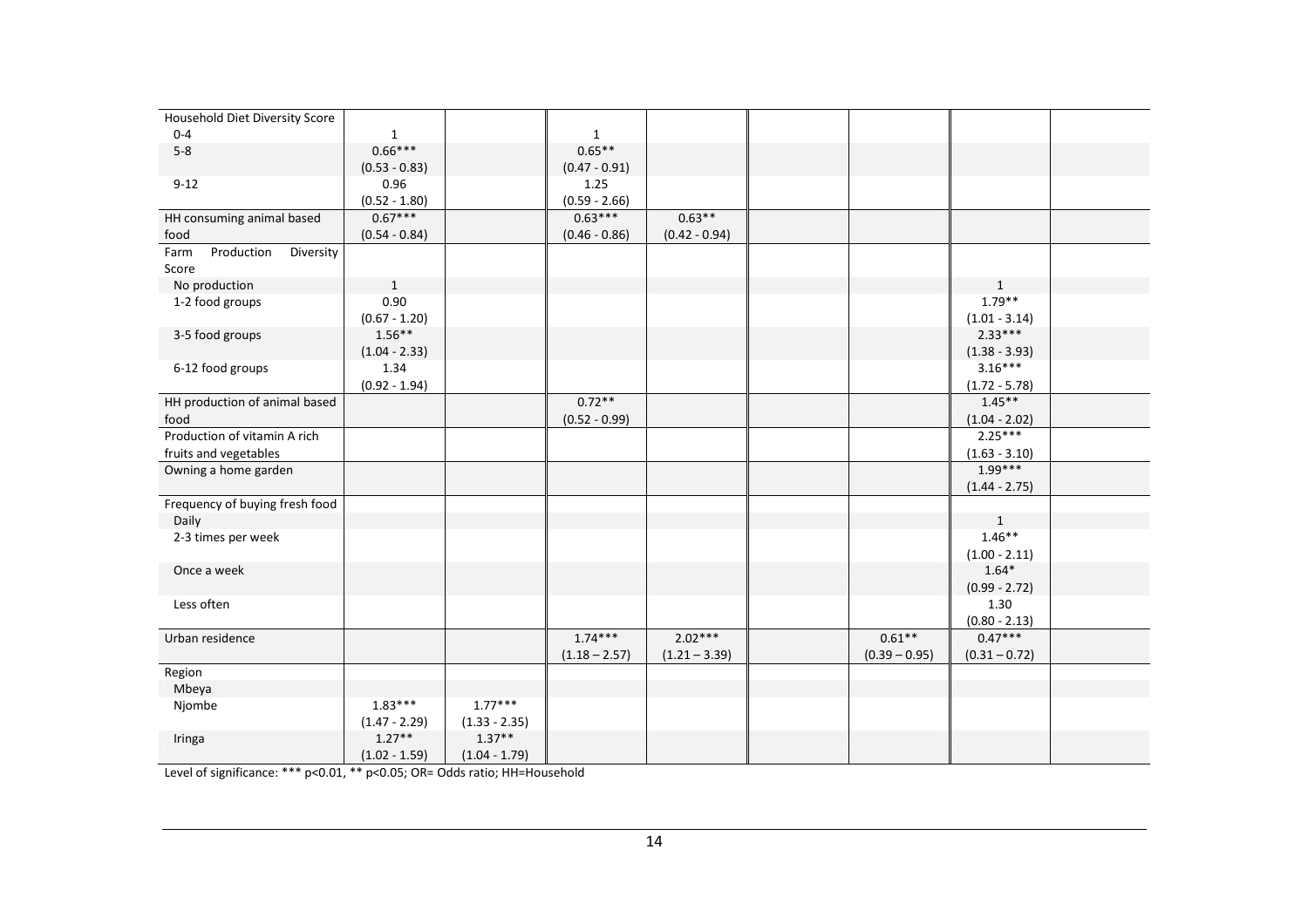| | | | | | | | | |
|---|---|---|---|---|---|---|---|---|
| Household Diet Diversity Score | | | | | | | | |
| 0-4 | 1 | | 1 | | | | | |
| 5-8 | 0.66*** (0.53 - 0.83) | | 0.65** (0.47 - 0.91) | | | | | |
| 9-12 | 0.96 (0.52 - 1.80) | | 1.25 (0.59 - 2.66) | | | | | |
| HH consuming animal based food | 0.67*** (0.54 - 0.84) | | 0.63*** (0.46 - 0.86) | 0.63** (0.42 - 0.94) | | | | |
| Farm Production Diversity Score | | | | | | | | |
| No production | 1 | | | | | | 1 | |
| 1-2 food groups | 0.90 (0.67 - 1.20) | | | | | | 1.79** (1.01 - 3.14) | |
| 3-5 food groups | 1.56** (1.04 - 2.33) | | | | | | 2.33*** (1.38 - 3.93) | |
| 6-12 food groups | 1.34 (0.92 - 1.94) | | | | | | 3.16*** (1.72 - 5.78) | |
| HH production of animal based food | | | 0.72** (0.52 - 0.99) | | | | 1.45** (1.04 - 2.02) | |
| Production of vitamin A rich fruits and vegetables | | | | | | | 2.25*** (1.63 - 3.10) | |
| Owning a home garden | | | | | | | 1.99*** (1.44 - 2.75) | |
| Frequency of buying fresh food | | | | | | | | |
| Daily | | | | | | | 1 | |
| 2-3 times per week | | | | | | | 1.46** (1.00 - 2.11) | |
| Once a week | | | | | | | 1.64* (0.99 - 2.72) | |
| Less often | | | | | | | 1.30 (0.80 - 2.13) | |
| Urban residence | | | 1.74*** (1.18 – 2.57) | 2.02*** (1.21 – 3.39) | | 0.61** (0.39 – 0.95) | 0.47*** (0.31 – 0.72) | |
| Region | | | | | | | | |
| Mbeya | | | | | | | | |
| Njombe | 1.83*** (1.47 - 2.29) | 1.77*** (1.33 - 2.35) | | | | | | |
| Iringa | 1.27** (1.02 - 1.59) | 1.37** (1.04 - 1.79) | | | | | | |

Level of significance: *** p<0.01, ** p<0.05; OR= Odds ratio; HH=Household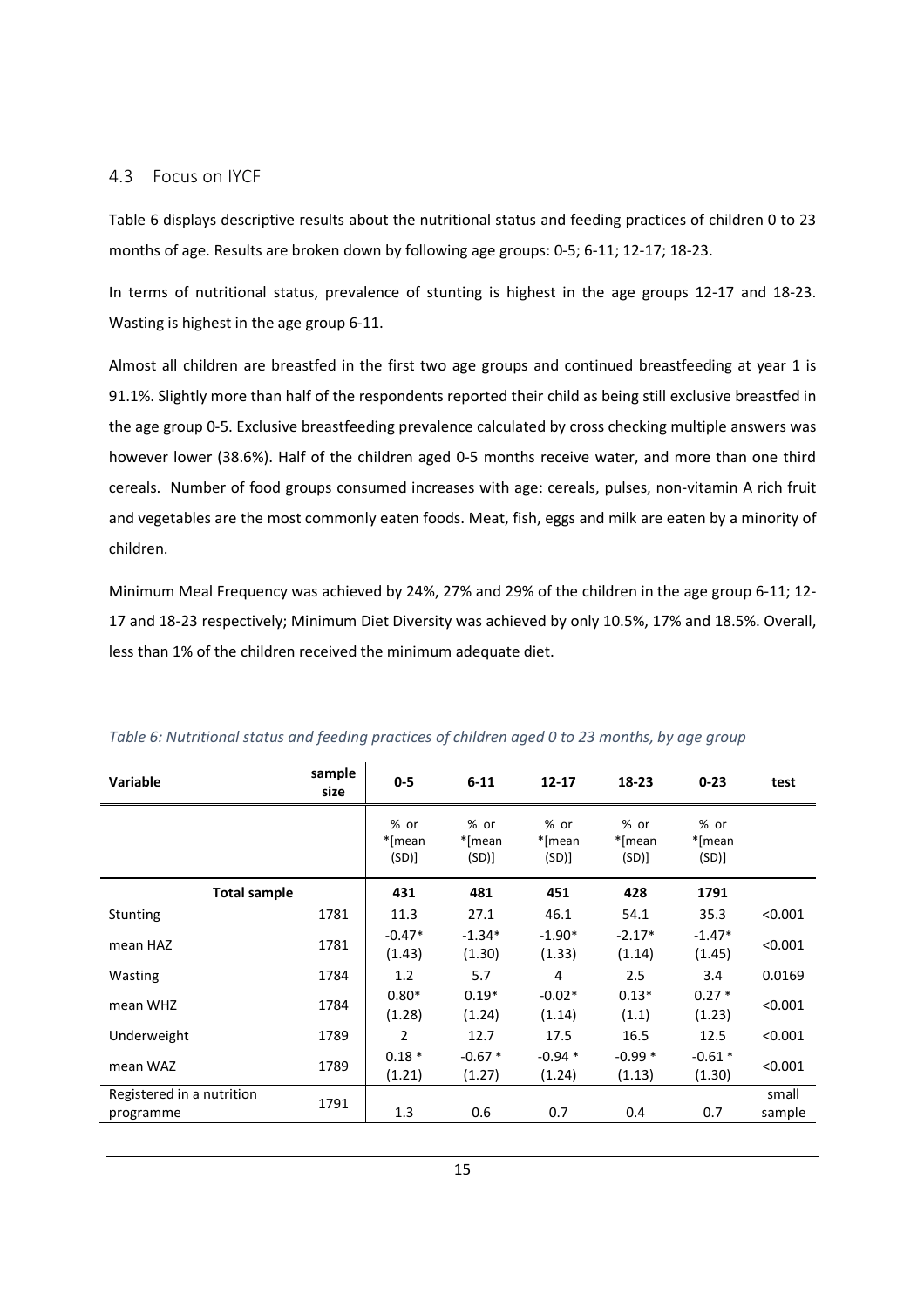## 4.3 Focus on IYCF

Table 6 displays descriptive results about the nutritional status and feeding practices of children 0 to 23 months of age. Results are broken down by following age groups: 0-5; 6-11; 12-17; 18-23.

In terms of nutritional status, prevalence of stunting is highest in the age groups 12-17 and 18-23. Wasting is highest in the age group 6-11.

Almost all children are breastfed in the first two age groups and continued breastfeeding at year 1 is 91.1%. Slightly more than half of the respondents reported their child as being still exclusive breastfed in the age group 0-5. Exclusive breastfeeding prevalence calculated by cross checking multiple answers was however lower (38.6%). Half of the children aged 0-5 months receive water, and more than one third cereals. Number of food groups consumed increases with age: cereals, pulses, non-vitamin A rich fruit and vegetables are the most commonly eaten foods. Meat, fish, eggs and milk are eaten by a minority of children.

Minimum Meal Frequency was achieved by 24%, 27% and 29% of the children in the age group 6-11; 12-17 and 18-23 respectively; Minimum Diet Diversity was achieved by only 10.5%, 17% and 18.5%. Overall, less than 1% of the children received the minimum adequate diet.

*Table 6: Nutritional status and feeding practices of children aged 0 to 23 months, by age group*

| Variable | sample size | 0-5 | 6-11 | 12-17 | 18-23 | 0-23 | test |
|---|---|---|---|---|---|---|---|
| | | % or *[mean (SD)] | % or *[mean (SD)] | % or *[mean (SD)] | % or *[mean (SD)] | % or *[mean (SD)] | |
| **Total sample** | | **431** | **481** | **451** | **428** | **1791** | |
| Stunting | 1781 | 11.3 | 27.1 | 46.1 | 54.1 | 35.3 | <0.001 |
| mean HAZ | 1781 | -0.47* (1.43) | -1.34* (1.30) | -1.90* (1.33) | -2.17* (1.14) | -1.47* (1.45) | <0.001 |
| Wasting | 1784 | 1.2 | 5.7 | 4 | 2.5 | 3.4 | 0.0169 |
| mean WHZ | 1784 | 0.80* (1.28) | 0.19* (1.24) | -0.02* (1.14) | 0.13* (1.1) | 0.27 * (1.23) | <0.001 |
| Underweight | 1789 | 2 | 12.7 | 17.5 | 16.5 | 12.5 | <0.001 |
| mean WAZ | 1789 | 0.18 * (1.21) | -0.67 * (1.27) | -0.94 * (1.24) | -0.99 * (1.13) | -0.61 * (1.30) | <0.001 |
| Registered in a nutrition programme | 1791 | 1.3 | 0.6 | 0.7 | 0.4 | 0.7 | small sample |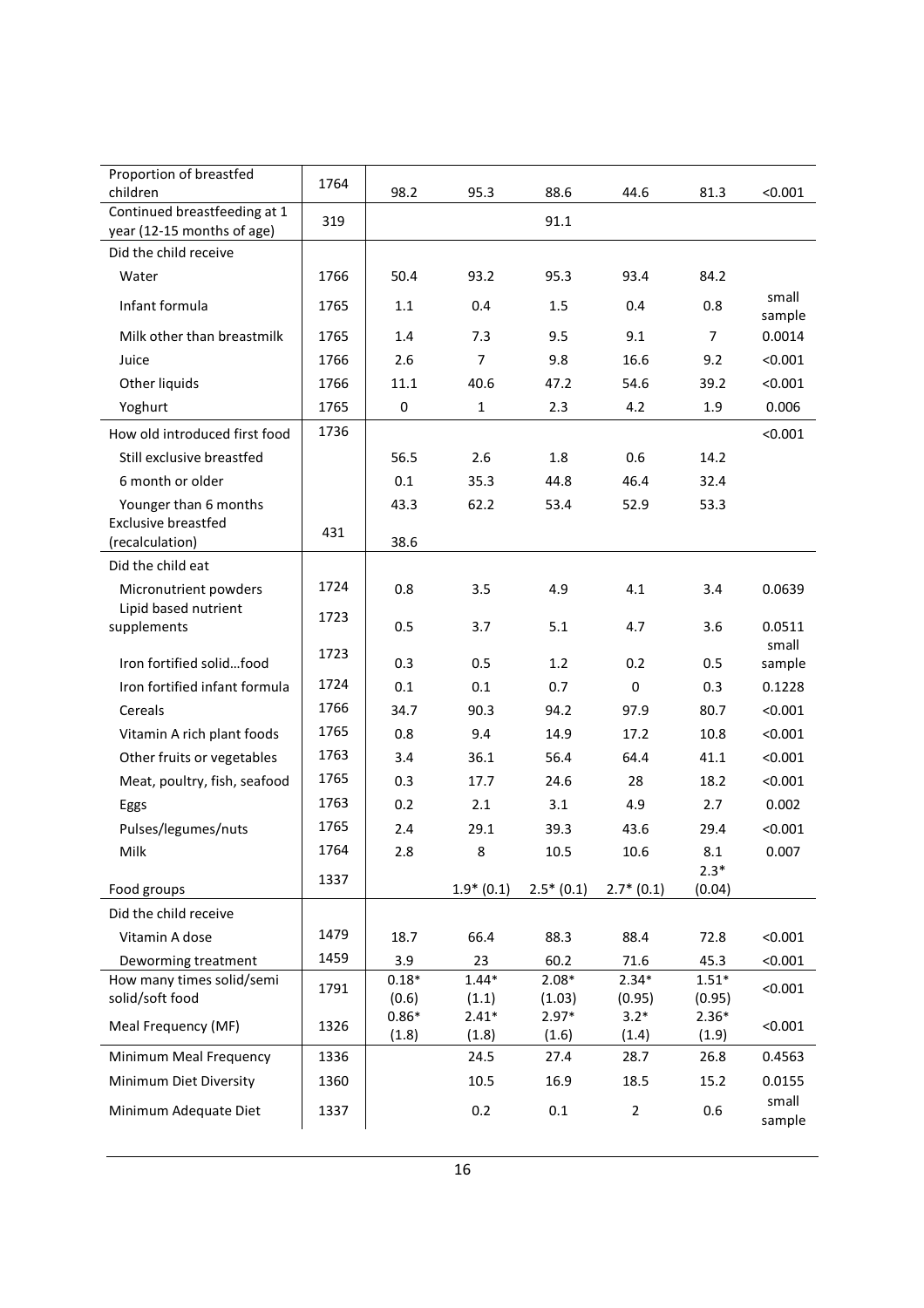| Proportion of breastfed children | 1764 | 98.2 | 95.3 | 88.6 | 44.6 | 81.3 | <0.001 |
|---|---|---|---|---|---|---|---|
| Continued breastfeeding at 1 year (12-15 months of age) | 319 | | | 91.1 | | | |
| Did the child receive | | | | | | | |
| Water | 1766 | 50.4 | 93.2 | 95.3 | 93.4 | 84.2 | |
| Infant formula | 1765 | 1.1 | 0.4 | 1.5 | 0.4 | 0.8 | small sample |
| Milk other than breastmilk | 1765 | 1.4 | 7.3 | 9.5 | 9.1 | 7 | 0.0014 |
| Juice | 1766 | 2.6 | 7 | 9.8 | 16.6 | 9.2 | <0.001 |
| Other liquids | 1766 | 11.1 | 40.6 | 47.2 | 54.6 | 39.2 | <0.001 |
| Yoghurt | 1765 | 0 | 1 | 2.3 | 4.2 | 1.9 | 0.006 |
| How old introduced first food | 1736 | | | | | | <0.001 |
| Still exclusive breastfed | | 56.5 | 2.6 | 1.8 | 0.6 | 14.2 | |
| 6 month or older | | 0.1 | 35.3 | 44.8 | 46.4 | 32.4 | |
| Younger than 6 months | | 43.3 | 62.2 | 53.4 | 52.9 | 53.3 | |
| Exclusive breastfed (recalculation) | 431 | 38.6 | | | | | |
| Did the child eat | | | | | | | |
| Micronutrient powders | 1724 | 0.8 | 3.5 | 4.9 | 4.1 | 3.4 | 0.0639 |
| Lipid based nutrient supplements | 1723 | 0.5 | 3.7 | 5.1 | 4.7 | 3.6 | 0.0511 |
| Iron fortified solid…food | 1723 | 0.3 | 0.5 | 1.2 | 0.2 | 0.5 | small sample |
| Iron fortified infant formula | 1724 | 0.1 | 0.1 | 0.7 | 0 | 0.3 | 0.1228 |
| Cereals | 1766 | 34.7 | 90.3 | 94.2 | 97.9 | 80.7 | <0.001 |
| Vitamin A rich plant foods | 1765 | 0.8 | 9.4 | 14.9 | 17.2 | 10.8 | <0.001 |
| Other fruits or vegetables | 1763 | 3.4 | 36.1 | 56.4 | 64.4 | 41.1 | <0.001 |
| Meat, poultry, fish, seafood | 1765 | 0.3 | 17.7 | 24.6 | 28 | 18.2 | <0.001 |
| Eggs | 1763 | 0.2 | 2.1 | 3.1 | 4.9 | 2.7 | 0.002 |
| Pulses/legumes/nuts | 1765 | 2.4 | 29.1 | 39.3 | 43.6 | 29.4 | <0.001 |
| Milk | 1764 | 2.8 | 8 | 10.5 | 10.6 | 8.1 | 0.007 |
| Food groups | 1337 | | 1.9* (0.1) | 2.5* (0.1) | 2.7* (0.1) | 2.3* (0.04) | |
| Did the child receive | | | | | | | |
| Vitamin A dose | 1479 | 18.7 | 66.4 | 88.3 | 88.4 | 72.8 | <0.001 |
| Deworming treatment | 1459 | 3.9 | 23 | 60.2 | 71.6 | 45.3 | <0.001 |
| How many times solid/semi solid/soft food | 1791 | 0.18* (0.6) | 1.44* (1.1) | 2.08* (1.03) | 2.34* (0.95) | 1.51* (0.95) | <0.001 |
| Meal Frequency (MF) | 1326 | 0.86* (1.8) | 2.41* (1.8) | 2.97* (1.6) | 3.2* (1.4) | 2.36* (1.9) | <0.001 |
| Minimum Meal Frequency | 1336 | | 24.5 | 27.4 | 28.7 | 26.8 | 0.4563 |
| Minimum Diet Diversity | 1360 | | 10.5 | 16.9 | 18.5 | 15.2 | 0.0155 |
| Minimum Adequate Diet | 1337 | | 0.2 | 0.1 | 2 | 0.6 | small sample |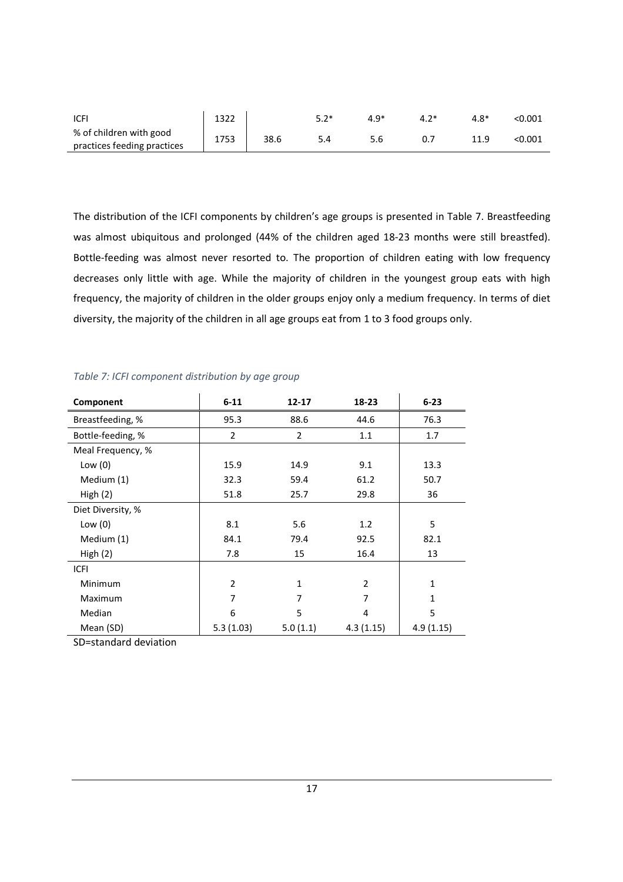| | | | | | | | |
|---|---|---|---|---|---|---|---|
| ICFI | 1322 | | 5.2* | 4.9* | 4.2* | 4.8* | <0.001 |
| % of children with good practices feeding practices | 1753 | 38.6 | 5.4 | 5.6 | 0.7 | 11.9 | <0.001 |

The distribution of the ICFI components by children's age groups is presented in Table 7. Breastfeeding was almost ubiquitous and prolonged (44% of the children aged 18-23 months were still breastfed). Bottle-feeding was almost never resorted to. The proportion of children eating with low frequency decreases only little with age. While the majority of children in the youngest group eats with high frequency, the majority of children in the older groups enjoy only a medium frequency. In terms of diet diversity, the majority of the children in all age groups eat from 1 to 3 food groups only.

*Table 7: ICFI component distribution by age group*

| Component | 6-11 | 12-17 | 18-23 | 6-23 |
|---|---|---|---|---|
| Breastfeeding, % | 95.3 | 88.6 | 44.6 | 76.3 |
| Bottle-feeding, % | 2 | 2 | 1.1 | 1.7 |
| Meal Frequency, % | | | | |
| Low (0) | 15.9 | 14.9 | 9.1 | 13.3 |
| Medium (1) | 32.3 | 59.4 | 61.2 | 50.7 |
| High (2) | 51.8 | 25.7 | 29.8 | 36 |
| Diet Diversity, % | | | | |
| Low (0) | 8.1 | 5.6 | 1.2 | 5 |
| Medium (1) | 84.1 | 79.4 | 92.5 | 82.1 |
| High (2) | 7.8 | 15 | 16.4 | 13 |
| ICFI | | | | |
| Minimum | 2 | 1 | 2 | 1 |
| Maximum | 7 | 7 | 7 | 1 |
| Median | 6 | 5 | 4 | 5 |
| Mean (SD) | 5.3 (1.03) | 5.0 (1.1) | 4.3 (1.15) | 4.9 (1.15) |

SD=standard deviation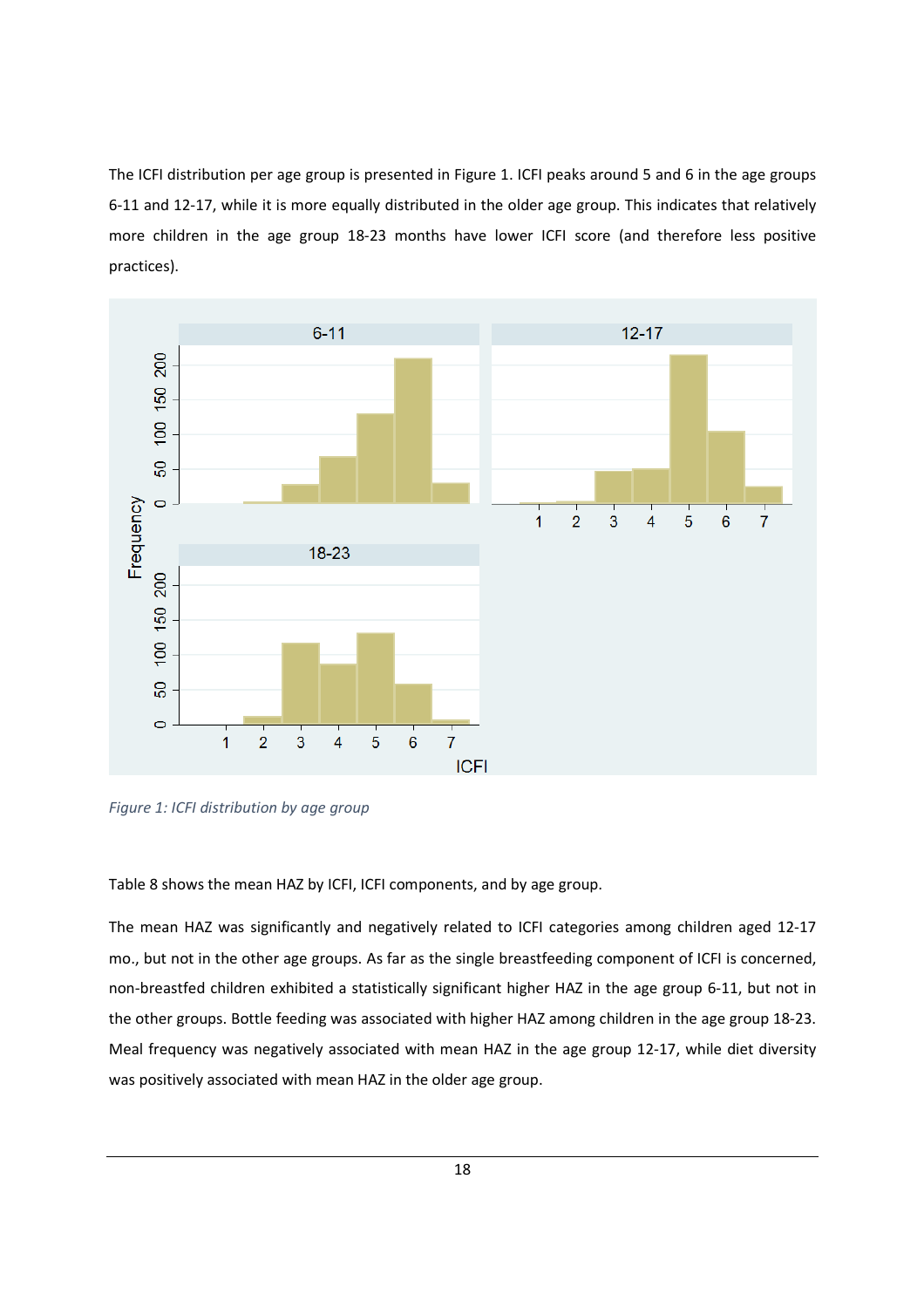The ICFI distribution per age group is presented in Figure 1. ICFI peaks around 5 and 6 in the age groups 6-11 and 12-17, while it is more equally distributed in the older age group. This indicates that relatively more children in the age group 18-23 months have lower ICFI score (and therefore less positive practices).

*Figure 1: ICFI distribution by age group*

Table 8 shows the mean HAZ by ICFI, ICFI components, and by age group.

The mean HAZ was significantly and negatively related to ICFI categories among children aged 12-17 mo., but not in the other age groups. As far as the single breastfeeding component of ICFI is concerned, non-breastfed children exhibited a statistically significant higher HAZ in the age group 6-11, but not in the other groups. Bottle feeding was associated with higher HAZ among children in the age group 18-23. Meal frequency was negatively associated with mean HAZ in the age group 12-17, while diet diversity was positively associated with mean HAZ in the older age group.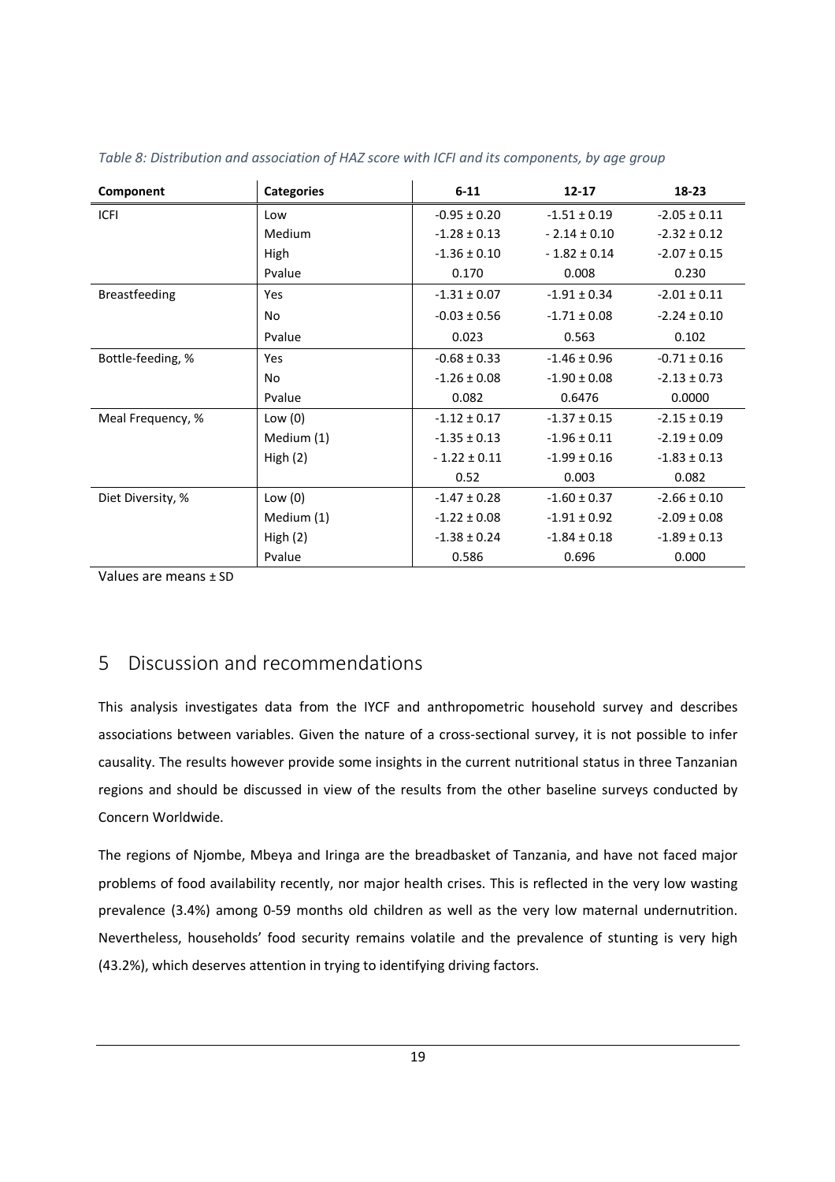*Table 8: Distribution and association of HAZ score with ICFI and its components, by age group*

| Component | Categories | 6-11 | 12-17 | 18-23 |
|---|---|---|---|---|
| ICFI | Low | -0.95 ± 0.20 | -1.51 ± 0.19 | -2.05 ± 0.11 |
| | Medium | -1.28 ± 0.13 | - 2.14 ± 0.10 | -2.32 ± 0.12 |
| | High | -1.36 ± 0.10 | - 1.82 ± 0.14 | -2.07 ± 0.15 |
| | Pvalue | 0.170 | 0.008 | 0.230 |
| Breastfeeding | Yes | -1.31 ± 0.07 | -1.91 ± 0.34 | -2.01 ± 0.11 |
| | No | -0.03 ± 0.56 | -1.71 ± 0.08 | -2.24 ± 0.10 |
| | Pvalue | 0.023 | 0.563 | 0.102 |
| Bottle-feeding, % | Yes | -0.68 ± 0.33 | -1.46 ± 0.96 | -0.71 ± 0.16 |
| | No | -1.26 ± 0.08 | -1.90 ± 0.08 | -2.13 ± 0.73 |
| | Pvalue | 0.082 | 0.6476 | 0.0000 |
| Meal Frequency, % | Low (0) | -1.12 ± 0.17 | -1.37 ± 0.15 | -2.15 ± 0.19 |
| | Medium (1) | -1.35 ± 0.13 | -1.96 ± 0.11 | -2.19 ± 0.09 |
| | High (2) | - 1.22 ± 0.11 | -1.99 ± 0.16 | -1.83 ± 0.13 |
| | | 0.52 | 0.003 | 0.082 |
| Diet Diversity, % | Low (0) | -1.47 ± 0.28 | -1.60 ± 0.37 | -2.66 ± 0.10 |
| | Medium (1) | -1.22 ± 0.08 | -1.91 ± 0.92 | -2.09 ± 0.08 |
| | High (2) | -1.38 ± 0.24 | -1.84 ± 0.18 | -1.89 ± 0.13 |
| | Pvalue | 0.586 | 0.696 | 0.000 |

Values are means ± SD

# 5 Discussion and recommendations

This analysis investigates data from the IYCF and anthropometric household survey and describes associations between variables. Given the nature of a cross-sectional survey, it is not possible to infer causality. The results however provide some insights in the current nutritional status in three Tanzanian regions and should be discussed in view of the results from the other baseline surveys conducted by Concern Worldwide.

The regions of Njombe, Mbeya and Iringa are the breadbasket of Tanzania, and have not faced major problems of food availability recently, nor major health crises. This is reflected in the very low wasting prevalence (3.4%) among 0-59 months old children as well as the very low maternal undernutrition. Nevertheless, households' food security remains volatile and the prevalence of stunting is very high (43.2%), which deserves attention in trying to identifying driving factors.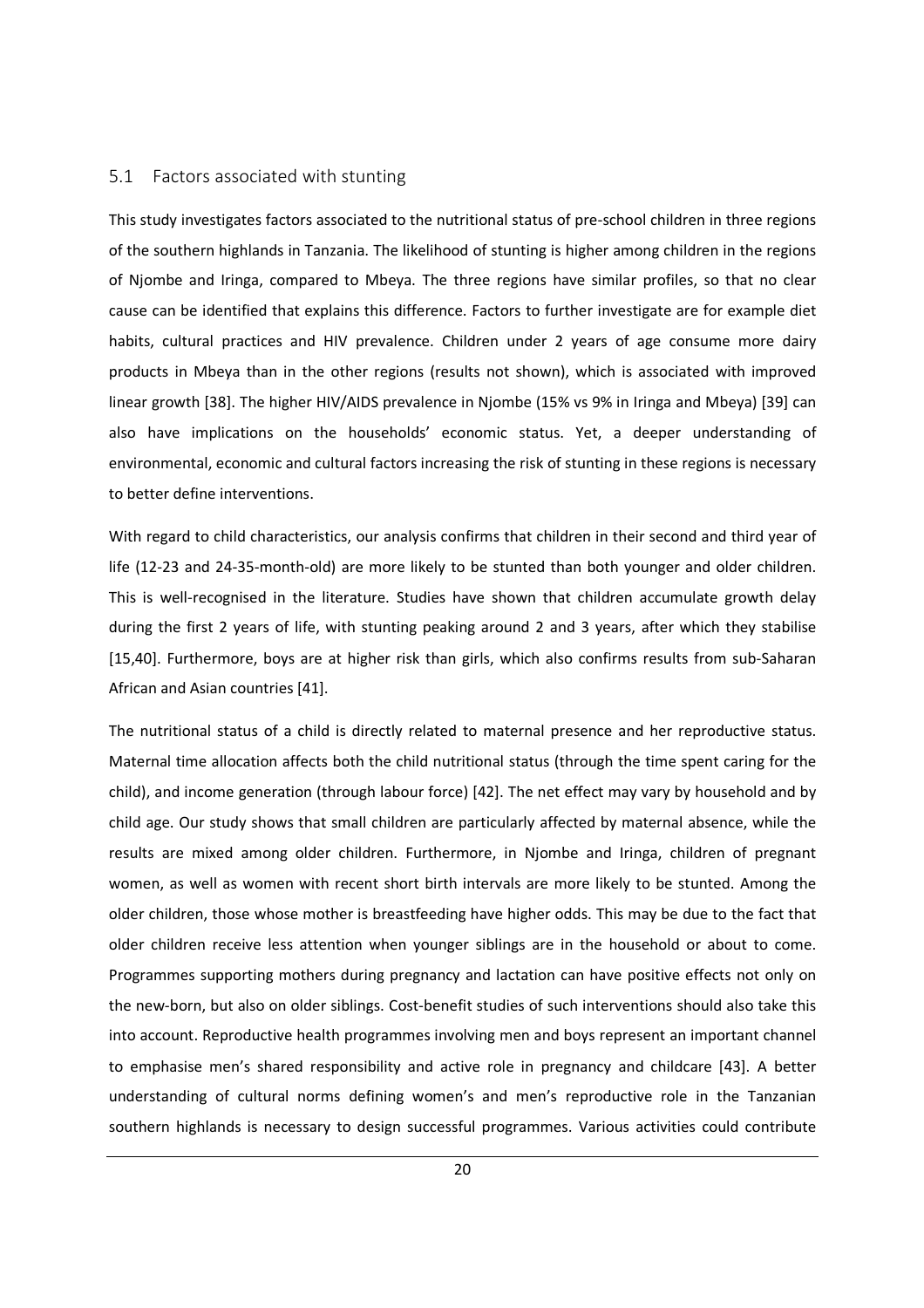## 5.1 Factors associated with stunting

This study investigates factors associated to the nutritional status of pre-school children in three regions of the southern highlands in Tanzania. The likelihood of stunting is higher among children in the regions of Njombe and Iringa, compared to Mbeya. The three regions have similar profiles, so that no clear cause can be identified that explains this difference. Factors to further investigate are for example diet habits, cultural practices and HIV prevalence. Children under 2 years of age consume more dairy products in Mbeya than in the other regions (results not shown), which is associated with improved linear growth [38]. The higher HIV/AIDS prevalence in Njombe (15% vs 9% in Iringa and Mbeya) [39] can also have implications on the households' economic status. Yet, a deeper understanding of environmental, economic and cultural factors increasing the risk of stunting in these regions is necessary to better define interventions.

With regard to child characteristics, our analysis confirms that children in their second and third year of life (12-23 and 24-35-month-old) are more likely to be stunted than both younger and older children. This is well-recognised in the literature. Studies have shown that children accumulate growth delay during the first 2 years of life, with stunting peaking around 2 and 3 years, after which they stabilise [15,40]. Furthermore, boys are at higher risk than girls, which also confirms results from sub-Saharan African and Asian countries [41].

The nutritional status of a child is directly related to maternal presence and her reproductive status. Maternal time allocation affects both the child nutritional status (through the time spent caring for the child), and income generation (through labour force) [42]. The net effect may vary by household and by child age. Our study shows that small children are particularly affected by maternal absence, while the results are mixed among older children. Furthermore, in Njombe and Iringa, children of pregnant women, as well as women with recent short birth intervals are more likely to be stunted. Among the older children, those whose mother is breastfeeding have higher odds. This may be due to the fact that older children receive less attention when younger siblings are in the household or about to come. Programmes supporting mothers during pregnancy and lactation can have positive effects not only on the new-born, but also on older siblings. Cost-benefit studies of such interventions should also take this into account. Reproductive health programmes involving men and boys represent an important channel to emphasise men's shared responsibility and active role in pregnancy and childcare [43]. A better understanding of cultural norms defining women's and men's reproductive role in the Tanzanian southern highlands is necessary to design successful programmes. Various activities could contribute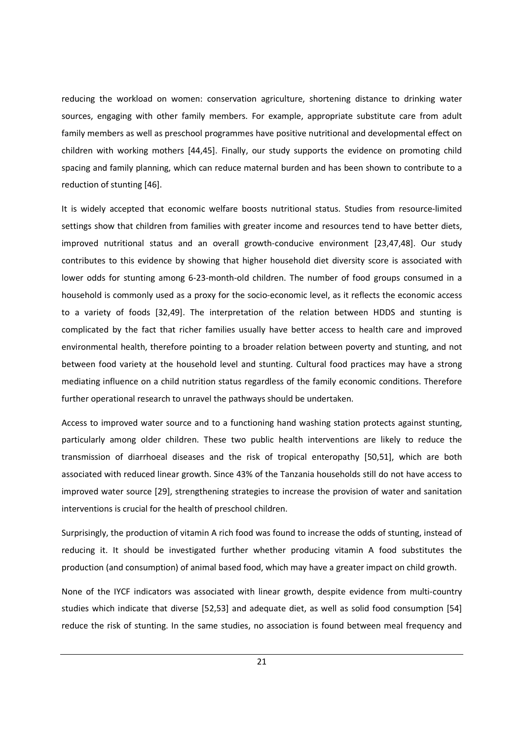reducing the workload on women: conservation agriculture, shortening distance to drinking water sources, engaging with other family members. For example, appropriate substitute care from adult family members as well as preschool programmes have positive nutritional and developmental effect on children with working mothers [44,45]. Finally, our study supports the evidence on promoting child spacing and family planning, which can reduce maternal burden and has been shown to contribute to a reduction of stunting [46].

It is widely accepted that economic welfare boosts nutritional status. Studies from resource-limited settings show that children from families with greater income and resources tend to have better diets, improved nutritional status and an overall growth-conducive environment [23,47,48]. Our study contributes to this evidence by showing that higher household diet diversity score is associated with lower odds for stunting among 6-23-month-old children. The number of food groups consumed in a household is commonly used as a proxy for the socio-economic level, as it reflects the economic access to a variety of foods [32,49]. The interpretation of the relation between HDDS and stunting is complicated by the fact that richer families usually have better access to health care and improved environmental health, therefore pointing to a broader relation between poverty and stunting, and not between food variety at the household level and stunting. Cultural food practices may have a strong mediating influence on a child nutrition status regardless of the family economic conditions. Therefore further operational research to unravel the pathways should be undertaken.

Access to improved water source and to a functioning hand washing station protects against stunting, particularly among older children. These two public health interventions are likely to reduce the transmission of diarrhoeal diseases and the risk of tropical enteropathy [50,51], which are both associated with reduced linear growth. Since 43% of the Tanzania households still do not have access to improved water source [29], strengthening strategies to increase the provision of water and sanitation interventions is crucial for the health of preschool children.

Surprisingly, the production of vitamin A rich food was found to increase the odds of stunting, instead of reducing it. It should be investigated further whether producing vitamin A food substitutes the production (and consumption) of animal based food, which may have a greater impact on child growth.

None of the IYCF indicators was associated with linear growth, despite evidence from multi-country studies which indicate that diverse [52,53] and adequate diet, as well as solid food consumption [54] reduce the risk of stunting. In the same studies, no association is found between meal frequency and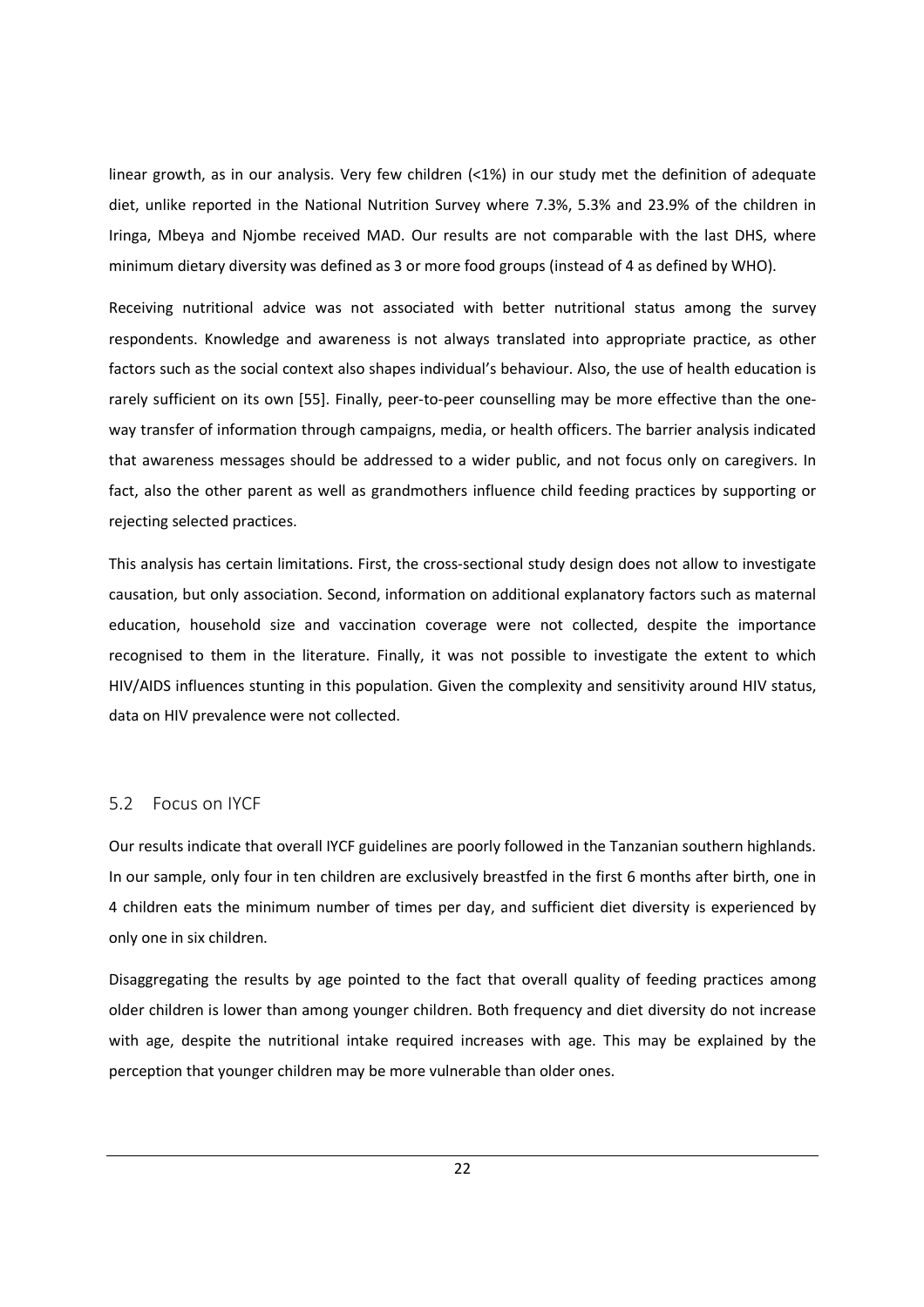linear growth, as in our analysis. Very few children (<1%) in our study met the definition of adequate diet, unlike reported in the National Nutrition Survey where 7.3%, 5.3% and 23.9% of the children in Iringa, Mbeya and Njombe received MAD. Our results are not comparable with the last DHS, where minimum dietary diversity was defined as 3 or more food groups (instead of 4 as defined by WHO).

Receiving nutritional advice was not associated with better nutritional status among the survey respondents. Knowledge and awareness is not always translated into appropriate practice, as other factors such as the social context also shapes individual's behaviour. Also, the use of health education is rarely sufficient on its own [55]. Finally, peer-to-peer counselling may be more effective than the one-way transfer of information through campaigns, media, or health officers. The barrier analysis indicated that awareness messages should be addressed to a wider public, and not focus only on caregivers. In fact, also the other parent as well as grandmothers influence child feeding practices by supporting or rejecting selected practices.

This analysis has certain limitations. First, the cross-sectional study design does not allow to investigate causation, but only association. Second, information on additional explanatory factors such as maternal education, household size and vaccination coverage were not collected, despite the importance recognised to them in the literature. Finally, it was not possible to investigate the extent to which HIV/AIDS influences stunting in this population. Given the complexity and sensitivity around HIV status, data on HIV prevalence were not collected.

## 5.2 Focus on IYCF

Our results indicate that overall IYCF guidelines are poorly followed in the Tanzanian southern highlands. In our sample, only four in ten children are exclusively breastfed in the first 6 months after birth, one in 4 children eats the minimum number of times per day, and sufficient diet diversity is experienced by only one in six children.

Disaggregating the results by age pointed to the fact that overall quality of feeding practices among older children is lower than among younger children. Both frequency and diet diversity do not increase with age, despite the nutritional intake required increases with age. This may be explained by the perception that younger children may be more vulnerable than older ones.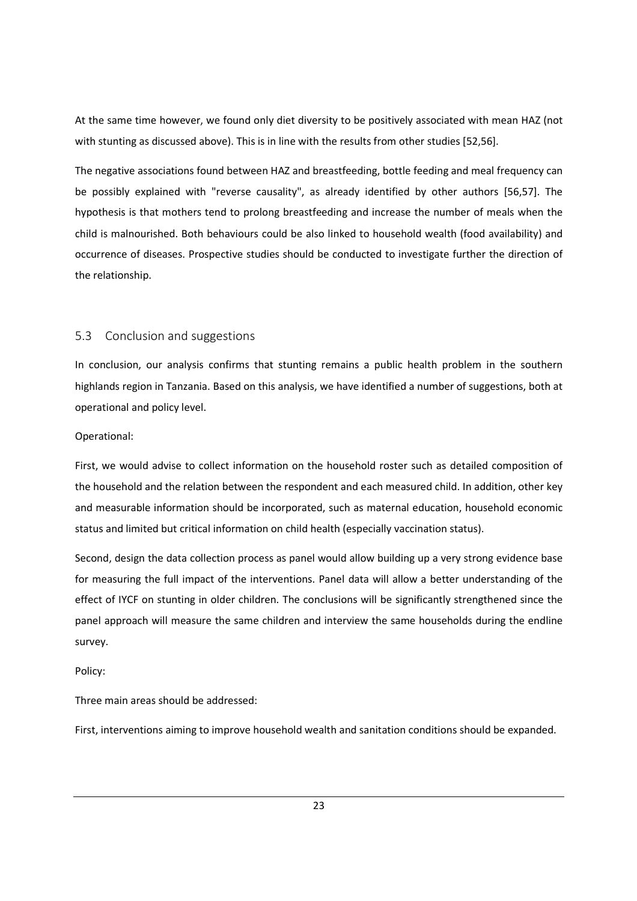At the same time however, we found only diet diversity to be positively associated with mean HAZ (not with stunting as discussed above). This is in line with the results from other studies [52,56].

The negative associations found between HAZ and breastfeeding, bottle feeding and meal frequency can be possibly explained with "reverse causality", as already identified by other authors [56,57]. The hypothesis is that mothers tend to prolong breastfeeding and increase the number of meals when the child is malnourished. Both behaviours could be also linked to household wealth (food availability) and occurrence of diseases. Prospective studies should be conducted to investigate further the direction of the relationship.

## 5.3 Conclusion and suggestions

In conclusion, our analysis confirms that stunting remains a public health problem in the southern highlands region in Tanzania. Based on this analysis, we have identified a number of suggestions, both at operational and policy level.

Operational:

First, we would advise to collect information on the household roster such as detailed composition of the household and the relation between the respondent and each measured child. In addition, other key and measurable information should be incorporated, such as maternal education, household economic status and limited but critical information on child health (especially vaccination status).

Second, design the data collection process as panel would allow building up a very strong evidence base for measuring the full impact of the interventions. Panel data will allow a better understanding of the effect of IYCF on stunting in older children. The conclusions will be significantly strengthened since the panel approach will measure the same children and interview the same households during the endline survey.

Policy:

Three main areas should be addressed:

First, interventions aiming to improve household wealth and sanitation conditions should be expanded.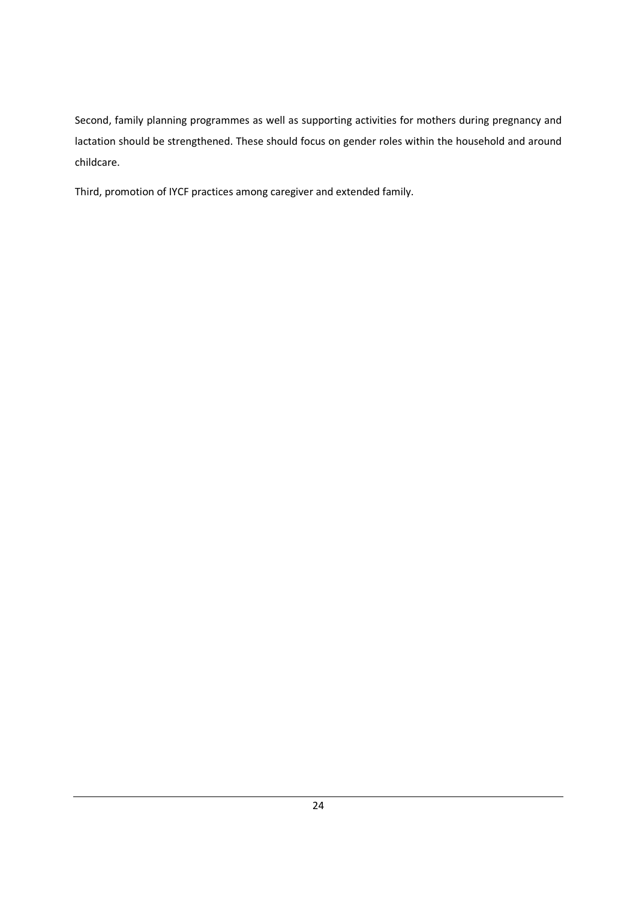Second, family planning programmes as well as supporting activities for mothers during pregnancy and lactation should be strengthened. These should focus on gender roles within the household and around childcare.

Third, promotion of IYCF practices among caregiver and extended family.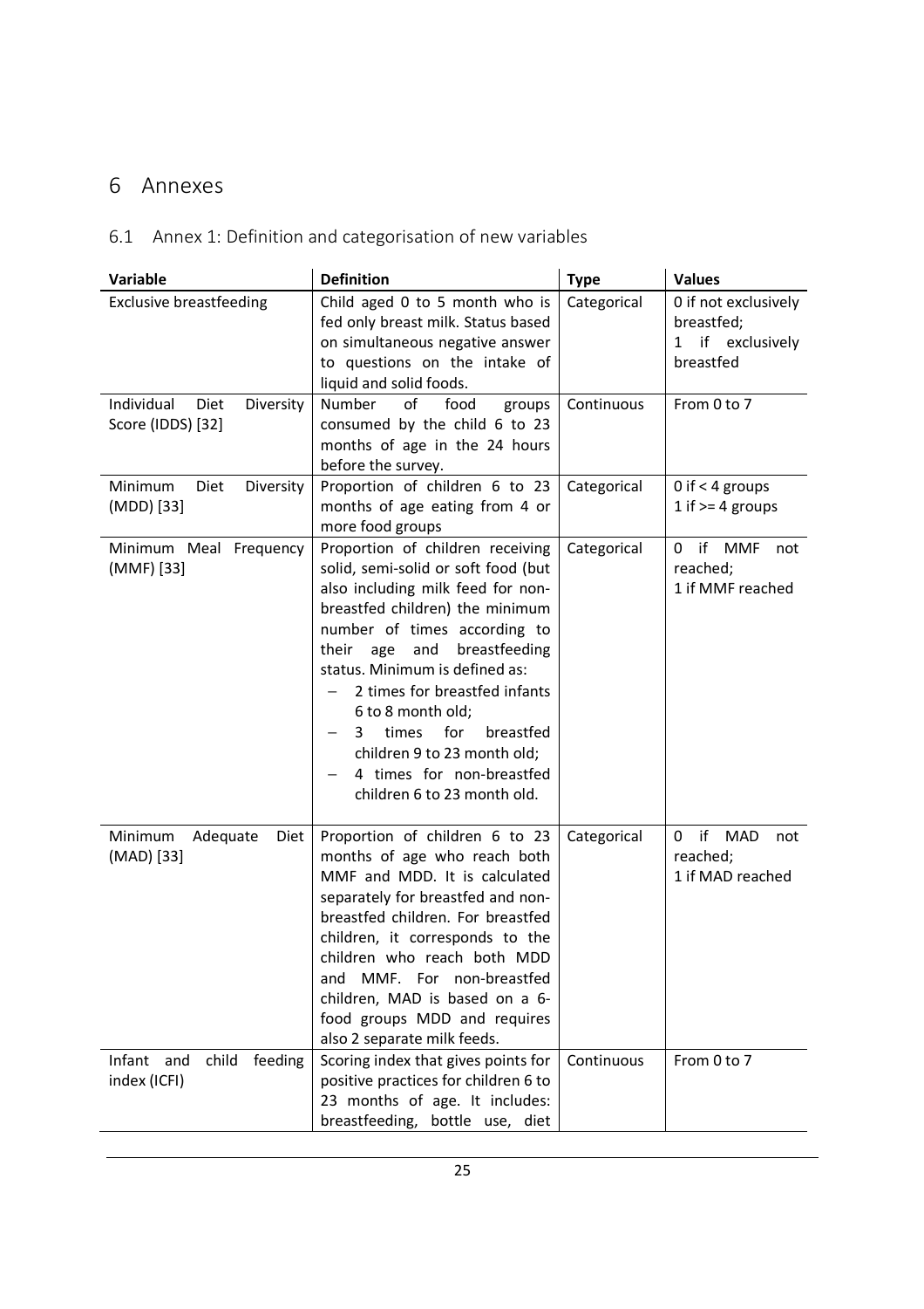# 6 Annexes

## 6.1 Annex 1: Definition and categorisation of new variables

| Variable | Definition | Type | Values |
|---|---|---|---|
| Exclusive breastfeeding | Child aged 0 to 5 month who is fed only breast milk. Status based on simultaneous negative answer to questions on the intake of liquid and solid foods. | Categorical | 0 if not exclusively breastfed;<br>1 if exclusively breastfed |
| Individual Diet Diversity Score (IDDS) [32] | Number of food groups consumed by the child 6 to 23 months of age in the 24 hours before the survey. | Continuous | From 0 to 7 |
| Minimum Diet Diversity (MDD) [33] | Proportion of children 6 to 23 months of age eating from 4 or more food groups | Categorical | 0 if < 4 groups<br>1 if >= 4 groups |
| Minimum Meal Frequency (MMF) [33] | Proportion of children receiving solid, semi-solid or soft food (but also including milk feed for non-breastfed children) the minimum number of times according to their age and breastfeeding status. Minimum is defined as:<br>– 2 times for breastfed infants 6 to 8 month old;<br>– 3 times for breastfed children 9 to 23 month old;<br>– 4 times for non-breastfed children 6 to 23 month old. | Categorical | 0 if MMF not reached;<br>1 if MMF reached |
| Minimum Adequate Diet (MAD) [33] | Proportion of children 6 to 23 months of age who reach both MMF and MDD. It is calculated separately for breastfed and non-breastfed children. For breastfed children, it corresponds to the children who reach both MDD and MMF. For non-breastfed children, MAD is based on a 6-food groups MDD and requires also 2 separate milk feeds. | Categorical | 0 if MAD not reached;<br>1 if MAD reached |
| Infant and child feeding index (ICFI) | Scoring index that gives points for positive practices for children 6 to 23 months of age. It includes: breastfeeding, bottle use, diet | Continuous | From 0 to 7 |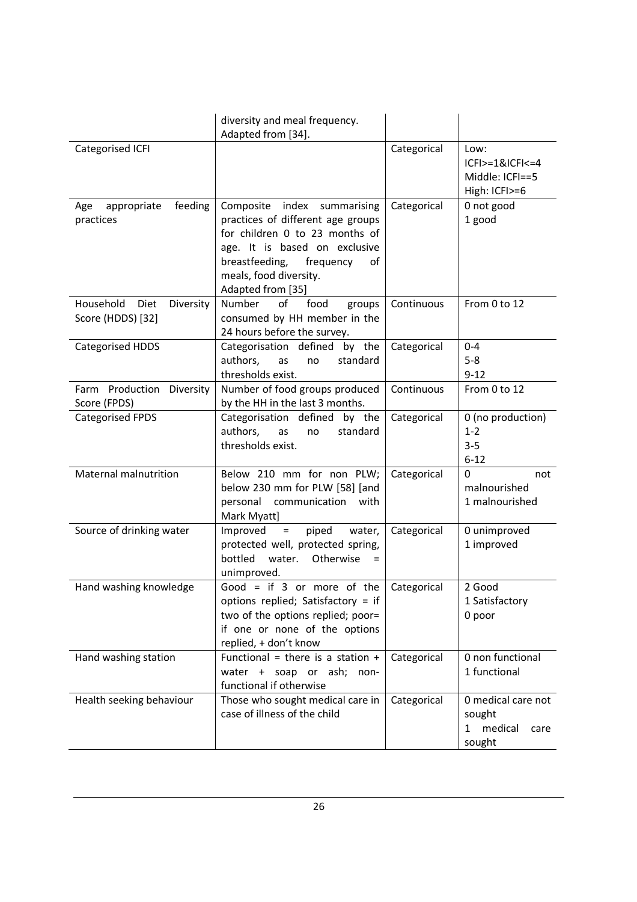| | diversity and meal frequency. Adapted from [34]. | | |
|---|---|---|---|
| Categorised ICFI | | Categorical | Low: ICFI>=1&ICFI<=4<br>Middle: ICFI==5<br>High: ICFI>=6 |
| Age appropriate feeding practices | Composite index summarising practices of different age groups for children 0 to 23 months of age. It is based on exclusive breastfeeding, frequency of meals, food diversity. Adapted from [35] | Categorical | 0 not good<br>1 good |
| Household Diet Diversity Score (HDDS) [32] | Number of food groups consumed by HH member in the 24 hours before the survey. | Continuous | From 0 to 12 |
| Categorised HDDS | Categorisation defined by the authors, as no standard thresholds exist. | Categorical | 0-4<br>5-8<br>9-12 |
| Farm Production Diversity Score (FPDS) | Number of food groups produced by the HH in the last 3 months. | Continuous | From 0 to 12 |
| Categorised FPDS | Categorisation defined by the authors, as no standard thresholds exist. | Categorical | 0 (no production)<br>1-2<br>3-5<br>6-12 |
| Maternal malnutrition | Below 210 mm for non PLW; below 230 mm for PLW [58] [and personal communication with Mark Myatt] | Categorical | 0 not malnourished<br>1 malnourished |
| Source of drinking water | Improved = piped water, protected well, protected spring, bottled water. Otherwise = unimproved. | Categorical | 0 unimproved<br>1 improved |
| Hand washing knowledge | Good = if 3 or more of the options replied; Satisfactory = if two of the options replied; poor= if one or none of the options replied, + don't know | Categorical | 2 Good<br>1 Satisfactory<br>0 poor |
| Hand washing station | Functional = there is a station + water + soap or ash; non-functional if otherwise | Categorical | 0 non functional<br>1 functional |
| Health seeking behaviour | Those who sought medical care in case of illness of the child | Categorical | 0 medical care not sought<br>1 medical care sought |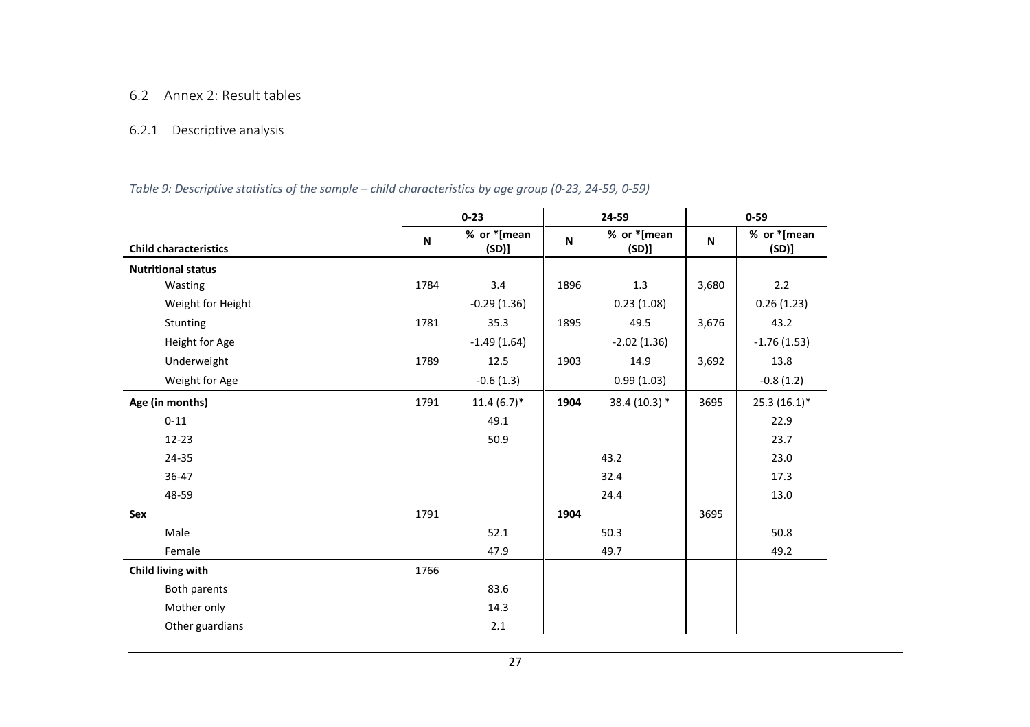## 6.2 Annex 2: Result tables

### 6.2.1 Descriptive analysis

*Table 9: Descriptive statistics of the sample – child characteristics by age group (0-23, 24-59, 0-59)*

| | 0-23 | | 24-59 | | 0-59 | |
|---|---|---|---|---|---|---|
| **Child characteristics** | **N** | **% or *[mean (SD)]** | **N** | **% or *[mean (SD)]** | **N** | **% or *[mean (SD)]** |
| **Nutritional status** | | | | | | |
| Wasting | 1784 | 3.4 | 1896 | 1.3 | 3,680 | 2.2 |
| Weight for Height | | -0.29 (1.36) | | 0.23 (1.08) | | 0.26 (1.23) |
| Stunting | 1781 | 35.3 | 1895 | 49.5 | 3,676 | 43.2 |
| Height for Age | | -1.49 (1.64) | | -2.02 (1.36) | | -1.76 (1.53) |
| Underweight | 1789 | 12.5 | 1903 | 14.9 | 3,692 | 13.8 |
| Weight for Age | | -0.6 (1.3) | | 0.99 (1.03) | | -0.8 (1.2) |
| **Age (in months)** | 1791 | 11.4 (6.7)* | **1904** | 38.4 (10.3) * | 3695 | 25.3 (16.1)* |
| 0-11 | | 49.1 | | | | 22.9 |
| 12-23 | | 50.9 | | | | 23.7 |
| 24-35 | | | | 43.2 | | 23.0 |
| 36-47 | | | | 32.4 | | 17.3 |
| 48-59 | | | | 24.4 | | 13.0 |
| **Sex** | 1791 | | **1904** | | 3695 | |
| Male | | 52.1 | | 50.3 | | 50.8 |
| Female | | 47.9 | | 49.7 | | 49.2 |
| **Child living with** | 1766 | | | | | |
| Both parents | | 83.6 | | | | |
| Mother only | | 14.3 | | | | |
| Other guardians | | 2.1 | | | | |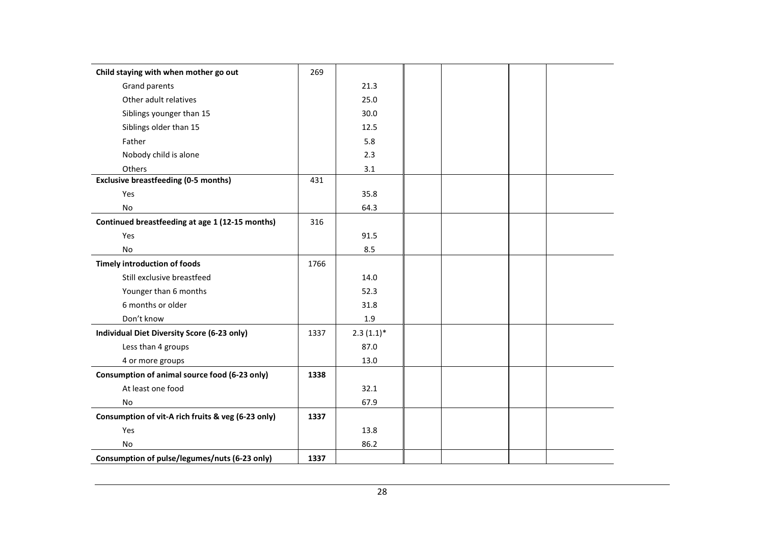| | | | | | | |
|---|---|---|---|---|---|---|
| **Child staying with when mother go out** | 269 | | | | | |
| Grand parents | | 21.3 | | | | |
| Other adult relatives | | 25.0 | | | | |
| Siblings younger than 15 | | 30.0 | | | | |
| Siblings older than 15 | | 12.5 | | | | |
| Father | | 5.8 | | | | |
| Nobody child is alone | | 2.3 | | | | |
| Others | | 3.1 | | | | |
| **Exclusive breastfeeding (0-5 months)** | 431 | | | | | |
| Yes | | 35.8 | | | | |
| No | | 64.3 | | | | |
| **Continued breastfeeding at age 1 (12-15 months)** | 316 | | | | | |
| Yes | | 91.5 | | | | |
| No | | 8.5 | | | | |
| **Timely introduction of foods** | 1766 | | | | | |
| Still exclusive breastfeed | | 14.0 | | | | |
| Younger than 6 months | | 52.3 | | | | |
| 6 months or older | | 31.8 | | | | |
| Don't know | | 1.9 | | | | |
| **Individual Diet Diversity Score (6-23 only)** | 1337 | 2.3 (1.1)* | | | | |
| Less than 4 groups | | 87.0 | | | | |
| 4 or more groups | | 13.0 | | | | |
| **Consumption of animal source food (6-23 only)** | **1338** | | | | | |
| At least one food | | 32.1 | | | | |
| No | | 67.9 | | | | |
| **Consumption of vit-A rich fruits & veg (6-23 only)** | **1337** | | | | | |
| Yes | | 13.8 | | | | |
| No | | 86.2 | | | | |
| **Consumption of pulse/legumes/nuts (6-23 only)** | **1337** | | | | | |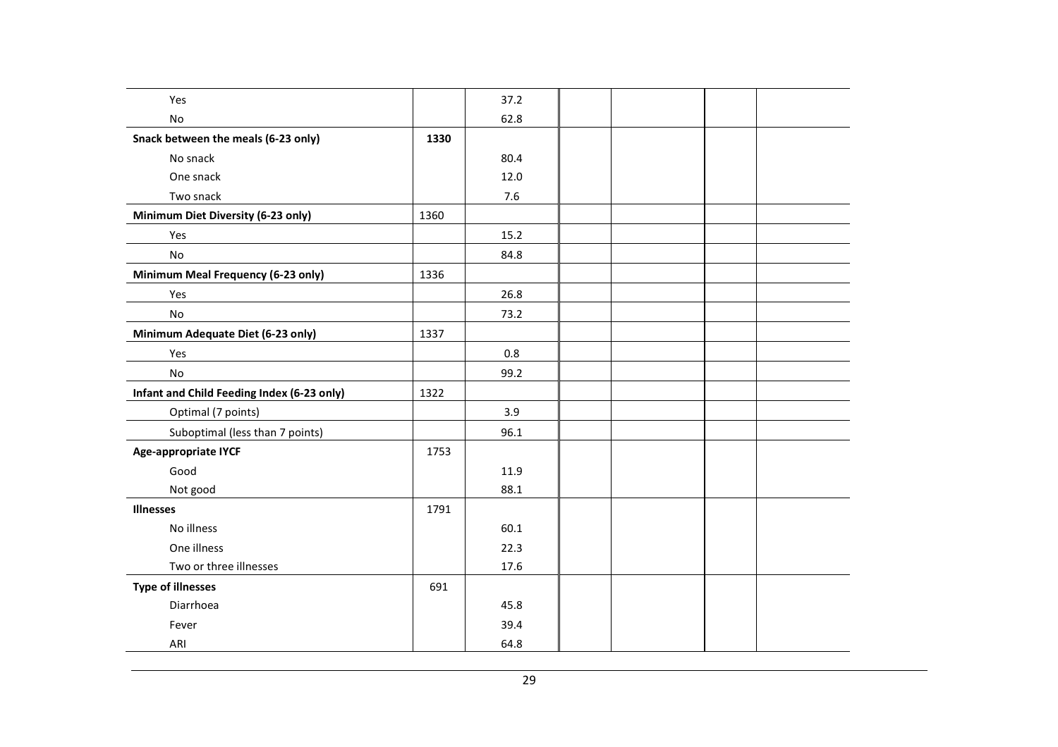| | | | | | | |
|---|---|---|---|---|---|---|
| Yes | | 37.2 | | | | |
| No | | 62.8 | | | | |
| **Snack between the meals (6-23 only)** | **1330** | | | | | |
| No snack | | 80.4 | | | | |
| One snack | | 12.0 | | | | |
| Two snack | | 7.6 | | | | |
| **Minimum Diet Diversity (6-23 only)** | 1360 | | | | | |
| Yes | | 15.2 | | | | |
| No | | 84.8 | | | | |
| **Minimum Meal Frequency (6-23 only)** | 1336 | | | | | |
| Yes | | 26.8 | | | | |
| No | | 73.2 | | | | |
| **Minimum Adequate Diet (6-23 only)** | 1337 | | | | | |
| Yes | | 0.8 | | | | |
| No | | 99.2 | | | | |
| **Infant and Child Feeding Index (6-23 only)** | 1322 | | | | | |
| Optimal (7 points) | | 3.9 | | | | |
| Suboptimal (less than 7 points) | | 96.1 | | | | |
| **Age-appropriate IYCF** | 1753 | | | | | |
| Good | | 11.9 | | | | |
| Not good | | 88.1 | | | | |
| **Illnesses** | 1791 | | | | | |
| No illness | | 60.1 | | | | |
| One illness | | 22.3 | | | | |
| Two or three illnesses | | 17.6 | | | | |
| **Type of illnesses** | 691 | | | | | |
| Diarrhoea | | 45.8 | | | | |
| Fever | | 39.4 | | | | |
| ARI | | 64.8 | | | | |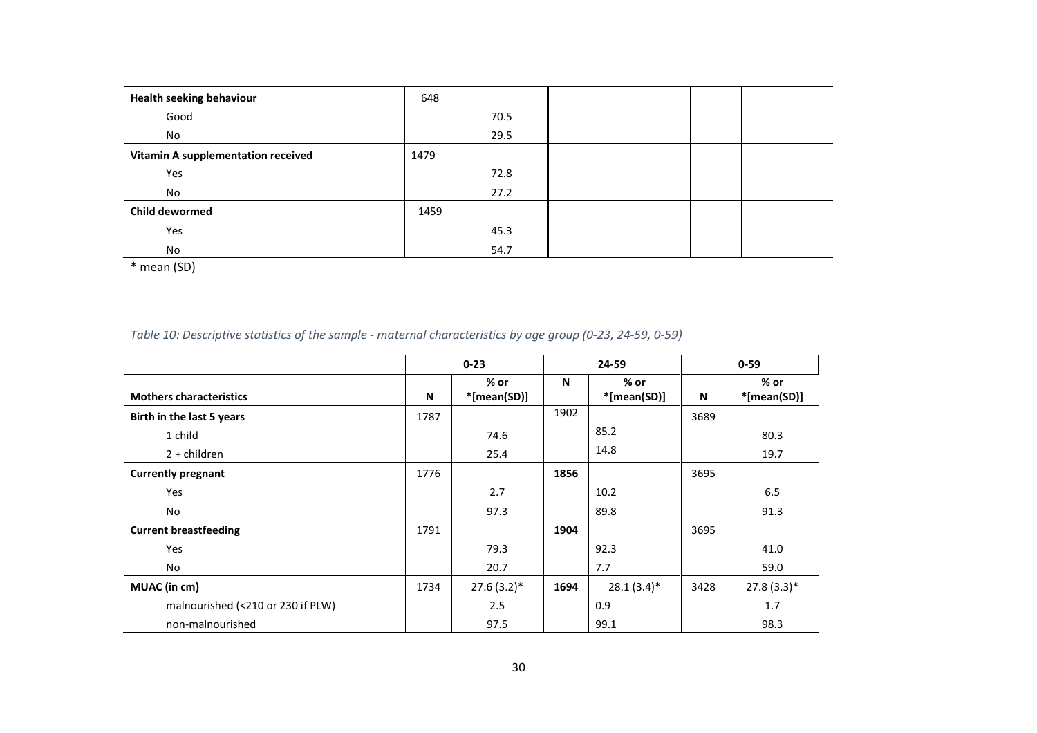| Health seeking behaviour | 648 | | | | | |
|---|---|---|---|---|---|---|
| Good | | 70.5 | | | | |
| No | | 29.5 | | | | |
| **Vitamin A supplementation received** | 1479 | | | | | |
| Yes | | 72.8 | | | | |
| No | | 27.2 | | | | |
| **Child dewormed** | 1459 | | | | | |
| Yes | | 45.3 | | | | |
| No | | 54.7 | | | | |

* mean (SD)

*Table 10: Descriptive statistics of the sample - maternal characteristics by age group (0-23, 24-59, 0-59)*

| | 0-23 | | 24-59 | | 0-59 | |
|---|---|---|---|---|---|---|
| **Mothers characteristics** | **N** | **% or *[mean(SD)]** | **N** | **% or *[mean(SD)]** | **N** | **% or *[mean(SD)]** |
| **Birth in the last 5 years** | 1787 | | 1902 | | 3689 | |
| 1 child | | 74.6 | | 85.2 | | 80.3 |
| 2 + children | | 25.4 | | 14.8 | | 19.7 |
| **Currently pregnant** | 1776 | | **1856** | | 3695 | |
| Yes | | 2.7 | | 10.2 | | 6.5 |
| No | | 97.3 | | 89.8 | | 91.3 |
| **Current breastfeeding** | 1791 | | **1904** | | 3695 | |
| Yes | | 79.3 | | 92.3 | | 41.0 |
| No | | 20.7 | | 7.7 | | 59.0 |
| **MUAC (in cm)** | 1734 | 27.6 (3.2)* | **1694** | 28.1 (3.4)* | 3428 | 27.8 (3.3)* |
| malnourished (<210 or 230 if PLW) | | 2.5 | | 0.9 | | 1.7 |
| non-malnourished | | 97.5 | | 99.1 | | 98.3 |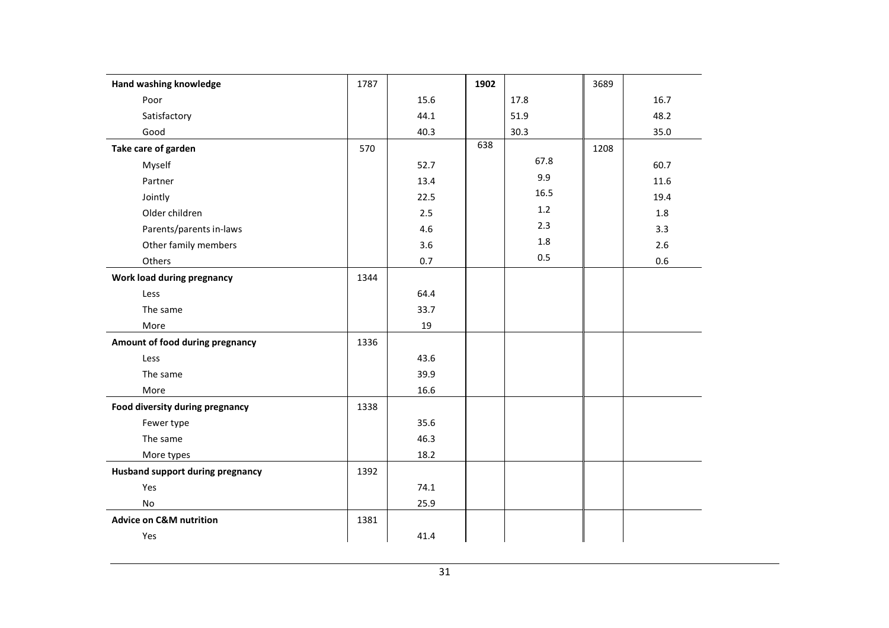| Hand washing knowledge | 1787 | | 1902 | | 3689 | |
|---|---|---|---|---|---|---|
| Poor | | 15.6 | | 17.8 | | 16.7 |
| Satisfactory | | 44.1 | | 51.9 | | 48.2 |
| Good | | 40.3 | | 30.3 | | 35.0 |
| **Take care of garden** | 570 | | 638 | | 1208 | |
| Myself | | 52.7 | | 67.8 | | 60.7 |
| Partner | | 13.4 | | 9.9 | | 11.6 |
| Jointly | | 22.5 | | 16.5 | | 19.4 |
| Older children | | 2.5 | | 1.2 | | 1.8 |
| Parents/parents in-laws | | 4.6 | | 2.3 | | 3.3 |
| Other family members | | 3.6 | | 1.8 | | 2.6 |
| Others | | 0.7 | | 0.5 | | 0.6 |
| **Work load during pregnancy** | 1344 | | | | | |
| Less | | 64.4 | | | | |
| The same | | 33.7 | | | | |
| More | | 19 | | | | |
| **Amount of food during pregnancy** | 1336 | | | | | |
| Less | | 43.6 | | | | |
| The same | | 39.9 | | | | |
| More | | 16.6 | | | | |
| **Food diversity during pregnancy** | 1338 | | | | | |
| Fewer type | | 35.6 | | | | |
| The same | | 46.3 | | | | |
| More types | | 18.2 | | | | |
| **Husband support during pregnancy** | 1392 | | | | | |
| Yes | | 74.1 | | | | |
| No | | 25.9 | | | | |
| **Advice on C&M nutrition** | 1381 | | | | | |
| Yes | | 41.4 | | | | |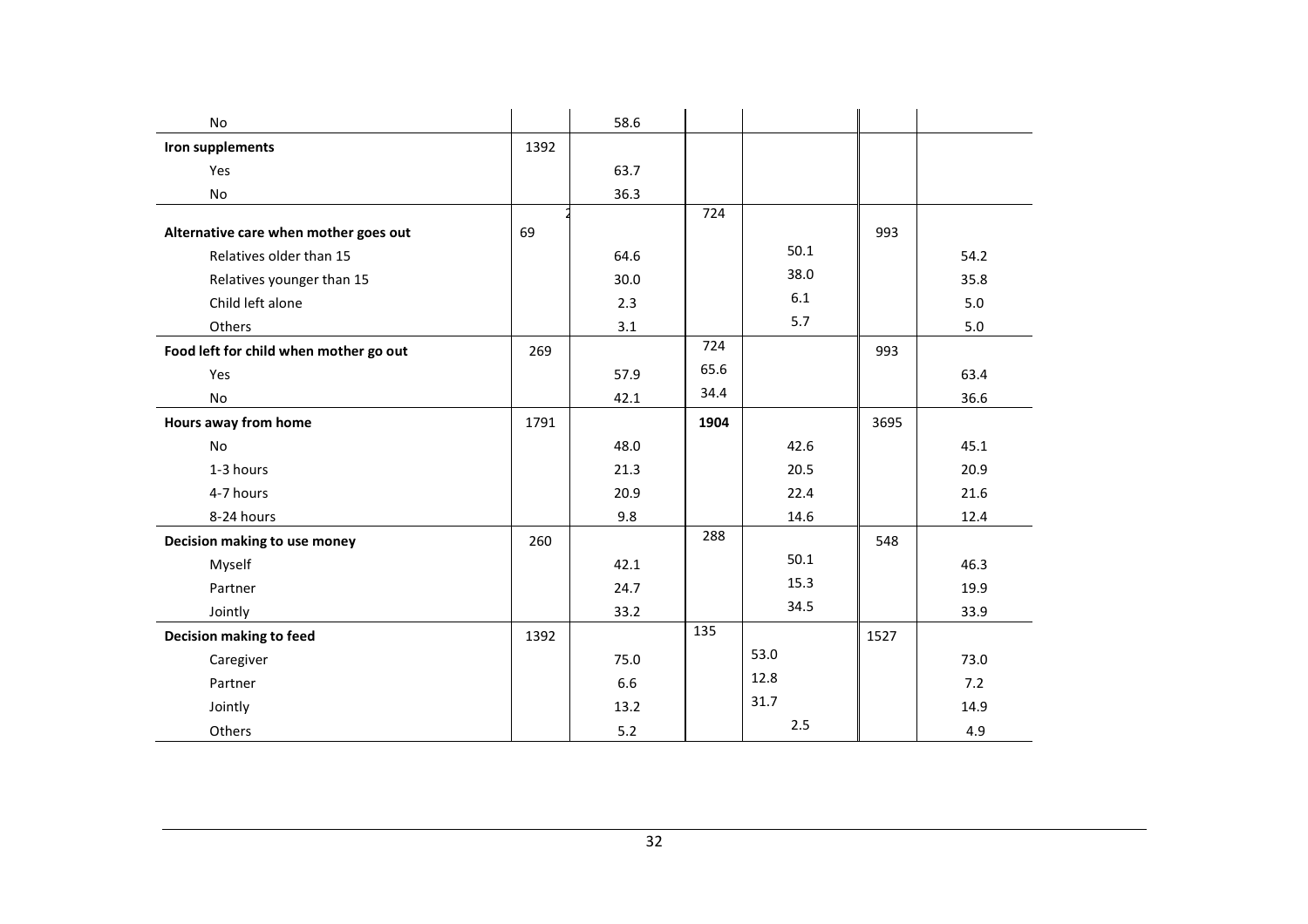| | | | | | | |
|---|---|---|---|---|---|---|
| No | | 58.6 | | | | |
| **Iron supplements** | 1392 | | | | | |
| Yes | | 63.7 | | | | |
| No | | 36.3 | | | | |
| **Alternative care when mother goes out** | 269 | | 724 | | 993 | |
| Relatives older than 15 | | 64.6 | | 50.1 | | 54.2 |
| Relatives younger than 15 | | 30.0 | | 38.0 | | 35.8 |
| Child left alone | | 2.3 | | 6.1 | | 5.0 |
| Others | | 3.1 | | 5.7 | | 5.0 |
| **Food left for child when mother go out** | 269 | | 724 | | 993 | |
| Yes | | 57.9 | 65.6 | | | 63.4 |
| No | | 42.1 | 34.4 | | | 36.6 |
| **Hours away from home** | 1791 | | **1904** | | 3695 | |
| No | | 48.0 | | 42.6 | | 45.1 |
| 1-3 hours | | 21.3 | | 20.5 | | 20.9 |
| 4-7 hours | | 20.9 | | 22.4 | | 21.6 |
| 8-24 hours | | 9.8 | | 14.6 | | 12.4 |
| **Decision making to use money** | 260 | | 288 | | 548 | |
| Myself | | 42.1 | | 50.1 | | 46.3 |
| Partner | | 24.7 | | 15.3 | | 19.9 |
| Jointly | | 33.2 | | 34.5 | | 33.9 |
| **Decision making to feed** | 1392 | | 135 | | 1527 | |
| Caregiver | | 75.0 | | 53.0 | | 73.0 |
| Partner | | 6.6 | | 12.8 | | 7.2 |
| Jointly | | 13.2 | | 31.7 | | 14.9 |
| Others | | 5.2 | | 2.5 | | 4.9 |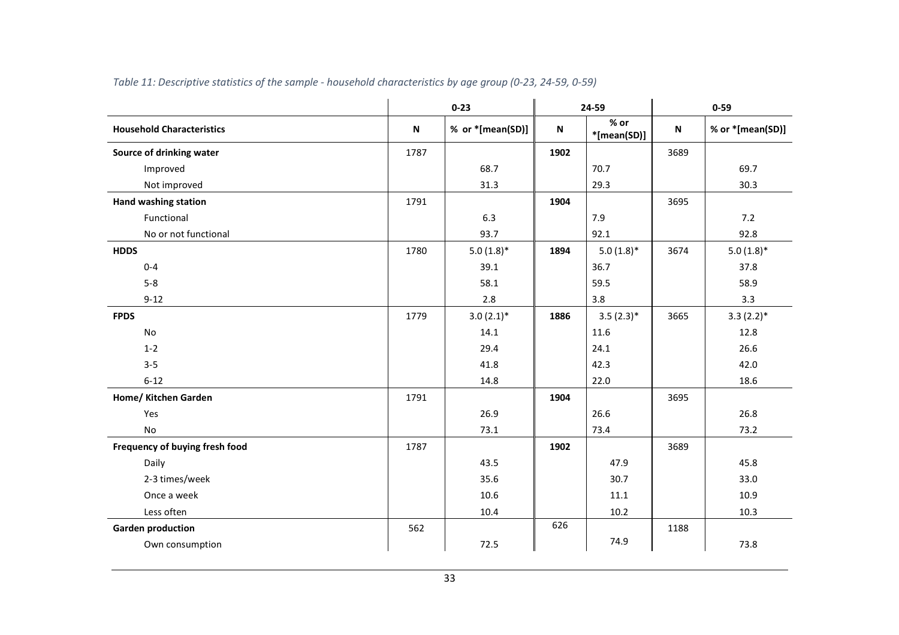*Table 11: Descriptive statistics of the sample - household characteristics by age group (0-23, 24-59, 0-59)*

| | 0-23 | | 24-59 | | 0-59 | |
|---|---|---|---|---|---|---|
| **Household Characteristics** | **N** | **% or *[mean(SD)]** | **N** | **% or *[mean(SD)]** | **N** | **% or *[mean(SD)]** |
| **Source of drinking water** | 1787 | | **1902** | | 3689 | |
| Improved | | 68.7 | | 70.7 | | 69.7 |
| Not improved | | 31.3 | | 29.3 | | 30.3 |
| **Hand washing station** | 1791 | | **1904** | | 3695 | |
| Functional | | 6.3 | | 7.9 | | 7.2 |
| No or not functional | | 93.7 | | 92.1 | | 92.8 |
| **HDDS** | 1780 | 5.0 (1.8)* | **1894** | 5.0 (1.8)* | 3674 | 5.0 (1.8)* |
| 0-4 | | 39.1 | | 36.7 | | 37.8 |
| 5-8 | | 58.1 | | 59.5 | | 58.9 |
| 9-12 | | 2.8 | | 3.8 | | 3.3 |
| **FPDS** | 1779 | 3.0 (2.1)* | **1886** | 3.5 (2.3)* | 3665 | 3.3 (2.2)* |
| No | | 14.1 | | 11.6 | | 12.8 |
| 1-2 | | 29.4 | | 24.1 | | 26.6 |
| 3-5 | | 41.8 | | 42.3 | | 42.0 |
| 6-12 | | 14.8 | | 22.0 | | 18.6 |
| **Home/ Kitchen Garden** | 1791 | | **1904** | | 3695 | |
| Yes | | 26.9 | | 26.6 | | 26.8 |
| No | | 73.1 | | 73.4 | | 73.2 |
| **Frequency of buying fresh food** | 1787 | | **1902** | | 3689 | |
| Daily | | 43.5 | | 47.9 | | 45.8 |
| 2-3 times/week | | 35.6 | | 30.7 | | 33.0 |
| Once a week | | 10.6 | | 11.1 | | 10.9 |
| Less often | | 10.4 | | 10.2 | | 10.3 |
| **Garden production** | 562 | | 626 | | 1188 | |
| Own consumption | | 72.5 | | 74.9 | | 73.8 |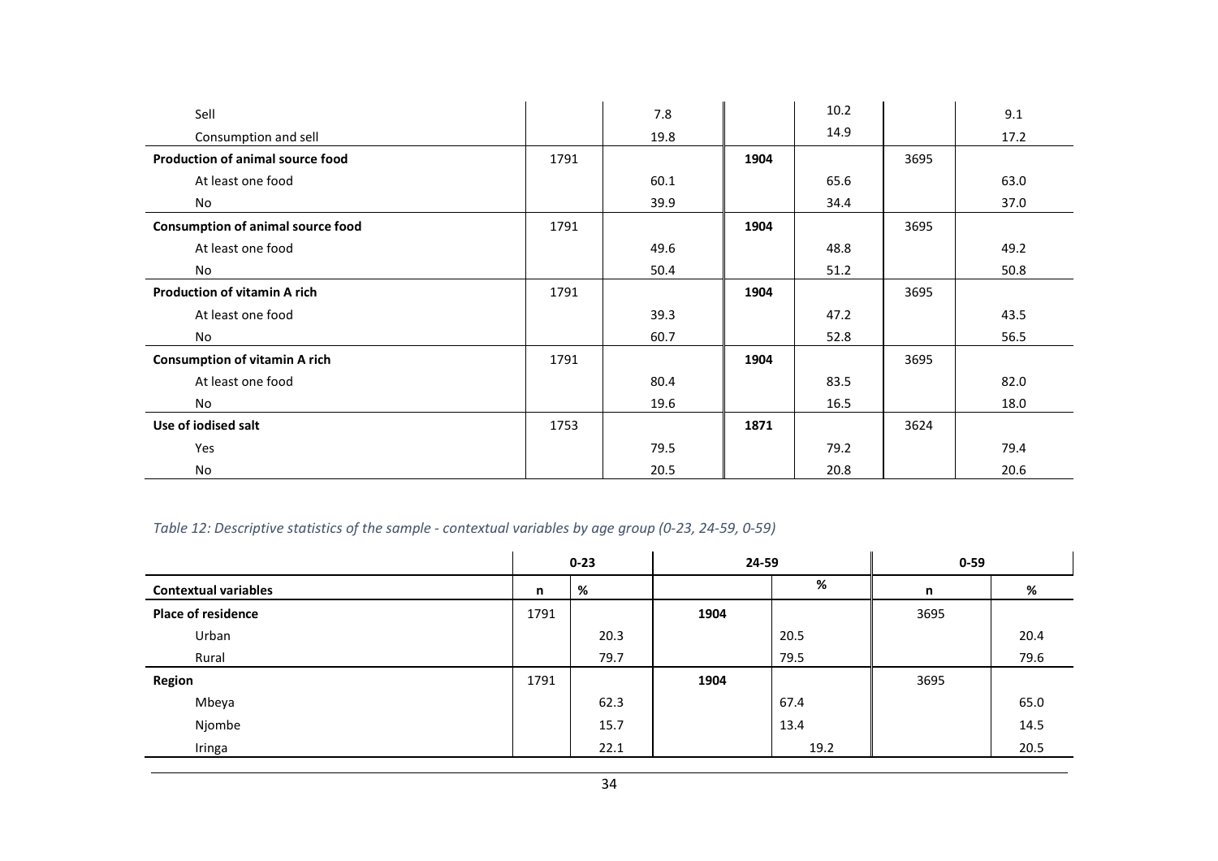| | | | | | | |
|---|---|---|---|---|---|---|
| Sell | | 7.8 | | 10.2 | | 9.1 |
| Consumption and sell | | 19.8 | | 14.9 | | 17.2 |
| **Production of animal source food** | 1791 | | **1904** | | 3695 | |
| At least one food | | 60.1 | | 65.6 | | 63.0 |
| No | | 39.9 | | 34.4 | | 37.0 |
| **Consumption of animal source food** | 1791 | | **1904** | | 3695 | |
| At least one food | | 49.6 | | 48.8 | | 49.2 |
| No | | 50.4 | | 51.2 | | 50.8 |
| **Production of vitamin A rich** | 1791 | | **1904** | | 3695 | |
| At least one food | | 39.3 | | 47.2 | | 43.5 |
| No | | 60.7 | | 52.8 | | 56.5 |
| **Consumption of vitamin A rich** | 1791 | | **1904** | | 3695 | |
| At least one food | | 80.4 | | 83.5 | | 82.0 |
| No | | 19.6 | | 16.5 | | 18.0 |
| **Use of iodised salt** | 1753 | | **1871** | | 3624 | |
| Yes | | 79.5 | | 79.2 | | 79.4 |
| No | | 20.5 | | 20.8 | | 20.6 |

*Table 12: Descriptive statistics of the sample - contextual variables by age group (0-23, 24-59, 0-59)*

| | **0-23** | | **24-59** | | **0-59** | |
|---|---|---|---|---|---|---|
| **Contextual variables** | **n** | **%** | | **%** | **n** | **%** |
| **Place of residence** | 1791 | | **1904** | | 3695 | |
| Urban | | 20.3 | | 20.5 | | 20.4 |
| Rural | | 79.7 | | 79.5 | | 79.6 |
| **Region** | 1791 | | **1904** | | 3695 | |
| Mbeya | | 62.3 | | 67.4 | | 65.0 |
| Njombe | | 15.7 | | 13.4 | | 14.5 |
| Iringa | | 22.1 | | 19.2 | | 20.5 |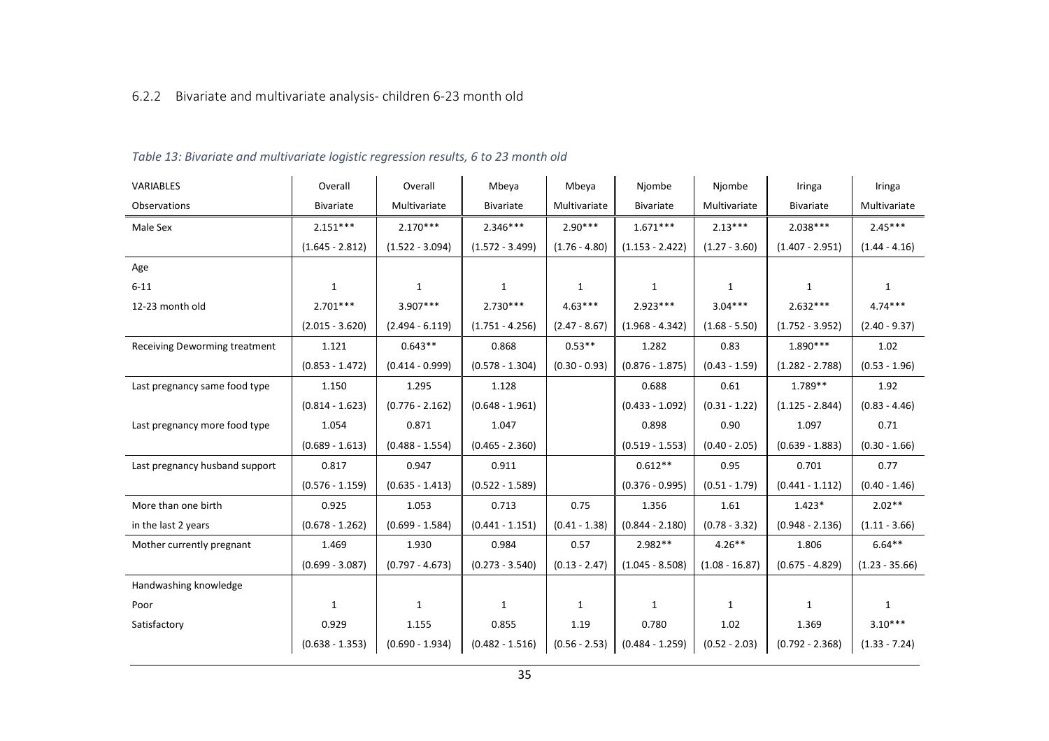### 6.2.2 Bivariate and multivariate analysis- children 6-23 month old

*Table 13: Bivariate and multivariate logistic regression results, 6 to 23 month old*

| VARIABLES | Overall | Overall | Mbeya | Mbeya | Njombe | Njombe | Iringa | Iringa |
|---|---|---|---|---|---|---|---|---|
| Observations | Bivariate | Multivariate | Bivariate | Multivariate | Bivariate | Multivariate | Bivariate | Multivariate |
| Male Sex | 2.151*** | 2.170*** | 2.346*** | 2.90*** | 1.671*** | 2.13*** | 2.038*** | 2.45*** |
| | (1.645 - 2.812) | (1.522 - 3.094) | (1.572 - 3.499) | (1.76 - 4.80) | (1.153 - 2.422) | (1.27 - 3.60) | (1.407 - 2.951) | (1.44 - 4.16) |
| Age | | | | | | | | |
| 6-11 | 1 | 1 | 1 | 1 | 1 | 1 | 1 | 1 |
| 12-23 month old | 2.701*** | 3.907*** | 2.730*** | 4.63*** | 2.923*** | 3.04*** | 2.632*** | 4.74*** |
| | (2.015 - 3.620) | (2.494 - 6.119) | (1.751 - 4.256) | (2.47 - 8.67) | (1.968 - 4.342) | (1.68 - 5.50) | (1.752 - 3.952) | (2.40 - 9.37) |
| Receiving Deworming treatment | 1.121 | 0.643** | 0.868 | 0.53** | 1.282 | 0.83 | 1.890*** | 1.02 |
| | (0.853 - 1.472) | (0.414 - 0.999) | (0.578 - 1.304) | (0.30 - 0.93) | (0.876 - 1.875) | (0.43 - 1.59) | (1.282 - 2.788) | (0.53 - 1.96) |
| Last pregnancy same food type | 1.150 | 1.295 | 1.128 | | 0.688 | 0.61 | 1.789** | 1.92 |
| | (0.814 - 1.623) | (0.776 - 2.162) | (0.648 - 1.961) | | (0.433 - 1.092) | (0.31 - 1.22) | (1.125 - 2.844) | (0.83 - 4.46) |
| Last pregnancy more food type | 1.054 | 0.871 | 1.047 | | 0.898 | 0.90 | 1.097 | 0.71 |
| | (0.689 - 1.613) | (0.488 - 1.554) | (0.465 - 2.360) | | (0.519 - 1.553) | (0.40 - 2.05) | (0.639 - 1.883) | (0.30 - 1.66) |
| Last pregnancy husband support | 0.817 | 0.947 | 0.911 | | 0.612** | 0.95 | 0.701 | 0.77 |
| | (0.576 - 1.159) | (0.635 - 1.413) | (0.522 - 1.589) | | (0.376 - 0.995) | (0.51 - 1.79) | (0.441 - 1.112) | (0.40 - 1.46) |
| More than one birth | 0.925 | 1.053 | 0.713 | 0.75 | 1.356 | 1.61 | 1.423* | 2.02** |
| in the last 2 years | (0.678 - 1.262) | (0.699 - 1.584) | (0.441 - 1.151) | (0.41 - 1.38) | (0.844 - 2.180) | (0.78 - 3.32) | (0.948 - 2.136) | (1.11 - 3.66) |
| Mother currently pregnant | 1.469 | 1.930 | 0.984 | 0.57 | 2.982** | 4.26** | 1.806 | 6.64** |
| | (0.699 - 3.087) | (0.797 - 4.673) | (0.273 - 3.540) | (0.13 - 2.47) | (1.045 - 8.508) | (1.08 - 16.87) | (0.675 - 4.829) | (1.23 - 35.66) |
| Handwashing knowledge | | | | | | | | |
| Poor | 1 | 1 | 1 | 1 | 1 | 1 | 1 | 1 |
| Satisfactory | 0.929 | 1.155 | 0.855 | 1.19 | 0.780 | 1.02 | 1.369 | 3.10*** |
| | (0.638 - 1.353) | (0.690 - 1.934) | (0.482 - 1.516) | (0.56 - 2.53) | (0.484 - 1.259) | (0.52 - 2.03) | (0.792 - 2.368) | (1.33 - 7.24) |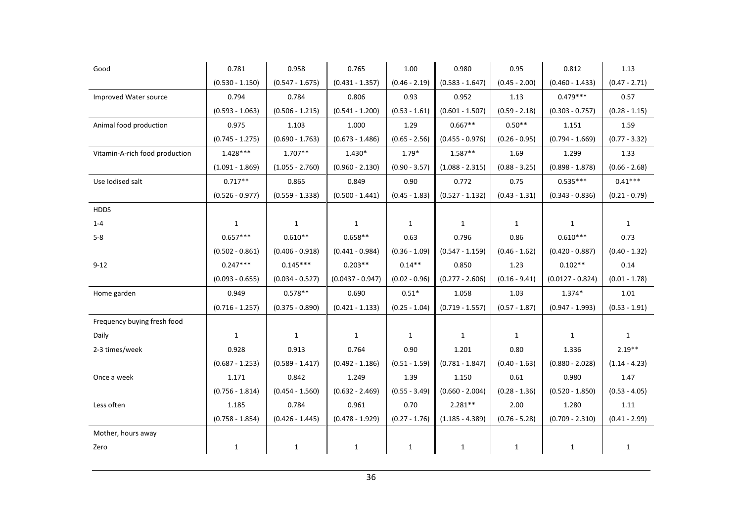| | | | | | | | | |
|---|---|---|---|---|---|---|---|---|
| Good | 0.781 | 0.958 | 0.765 | 1.00 | 0.980 | 0.95 | 0.812 | 1.13 |
| | (0.530 - 1.150) | (0.547 - 1.675) | (0.431 - 1.357) | (0.46 - 2.19) | (0.583 - 1.647) | (0.45 - 2.00) | (0.460 - 1.433) | (0.47 - 2.71) |
| Improved Water source | 0.794 | 0.784 | 0.806 | 0.93 | 0.952 | 1.13 | 0.479*** | 0.57 |
| | (0.593 - 1.063) | (0.506 - 1.215) | (0.541 - 1.200) | (0.53 - 1.61) | (0.601 - 1.507) | (0.59 - 2.18) | (0.303 - 0.757) | (0.28 - 1.15) |
| Animal food production | 0.975 | 1.103 | 1.000 | 1.29 | 0.667** | 0.50** | 1.151 | 1.59 |
| | (0.745 - 1.275) | (0.690 - 1.763) | (0.673 - 1.486) | (0.65 - 2.56) | (0.455 - 0.976) | (0.26 - 0.95) | (0.794 - 1.669) | (0.77 - 3.32) |
| Vitamin-A-rich food production | 1.428*** | 1.707** | 1.430* | 1.79* | 1.587** | 1.69 | 1.299 | 1.33 |
| | (1.091 - 1.869) | (1.055 - 2.760) | (0.960 - 2.130) | (0.90 - 3.57) | (1.088 - 2.315) | (0.88 - 3.25) | (0.898 - 1.878) | (0.66 - 2.68) |
| Use Iodised salt | 0.717** | 0.865 | 0.849 | 0.90 | 0.772 | 0.75 | 0.535*** | 0.41*** |
| | (0.526 - 0.977) | (0.559 - 1.338) | (0.500 - 1.441) | (0.45 - 1.83) | (0.527 - 1.132) | (0.43 - 1.31) | (0.343 - 0.836) | (0.21 - 0.79) |
| HDDS | | | | | | | | |
| 1-4 | 1 | 1 | 1 | 1 | 1 | 1 | 1 | 1 |
| 5-8 | 0.657*** | 0.610** | 0.658** | 0.63 | 0.796 | 0.86 | 0.610*** | 0.73 |
| | (0.502 - 0.861) | (0.406 - 0.918) | (0.441 - 0.984) | (0.36 - 1.09) | (0.547 - 1.159) | (0.46 - 1.62) | (0.420 - 0.887) | (0.40 - 1.32) |
| 9-12 | 0.247*** | 0.145*** | 0.203** | 0.14** | 0.850 | 1.23 | 0.102** | 0.14 |
| | (0.093 - 0.655) | (0.034 - 0.527) | (0.0437 - 0.947) | (0.02 - 0.96) | (0.277 - 2.606) | (0.16 - 9.41) | (0.0127 - 0.824) | (0.01 - 1.78) |
| Home garden | 0.949 | 0.578** | 0.690 | 0.51* | 1.058 | 1.03 | 1.374* | 1.01 |
| | (0.716 - 1.257) | (0.375 - 0.890) | (0.421 - 1.133) | (0.25 - 1.04) | (0.719 - 1.557) | (0.57 - 1.87) | (0.947 - 1.993) | (0.53 - 1.91) |
| Frequency buying fresh food | | | | | | | | |
| Daily | 1 | 1 | 1 | 1 | 1 | 1 | 1 | 1 |
| 2-3 times/week | 0.928 | 0.913 | 0.764 | 0.90 | 1.201 | 0.80 | 1.336 | 2.19** |
| | (0.687 - 1.253) | (0.589 - 1.417) | (0.492 - 1.186) | (0.51 - 1.59) | (0.781 - 1.847) | (0.40 - 1.63) | (0.880 - 2.028) | (1.14 - 4.23) |
| Once a week | 1.171 | 0.842 | 1.249 | 1.39 | 1.150 | 0.61 | 0.980 | 1.47 |
| | (0.756 - 1.814) | (0.454 - 1.560) | (0.632 - 2.469) | (0.55 - 3.49) | (0.660 - 2.004) | (0.28 - 1.36) | (0.520 - 1.850) | (0.53 - 4.05) |
| Less often | 1.185 | 0.784 | 0.961 | 0.70 | 2.281** | 2.00 | 1.280 | 1.11 |
| | (0.758 - 1.854) | (0.426 - 1.445) | (0.478 - 1.929) | (0.27 - 1.76) | (1.185 - 4.389) | (0.76 - 5.28) | (0.709 - 2.310) | (0.41 - 2.99) |
| Mother, hours away | | | | | | | | |
| Zero | 1 | 1 | 1 | 1 | 1 | 1 | 1 | 1 |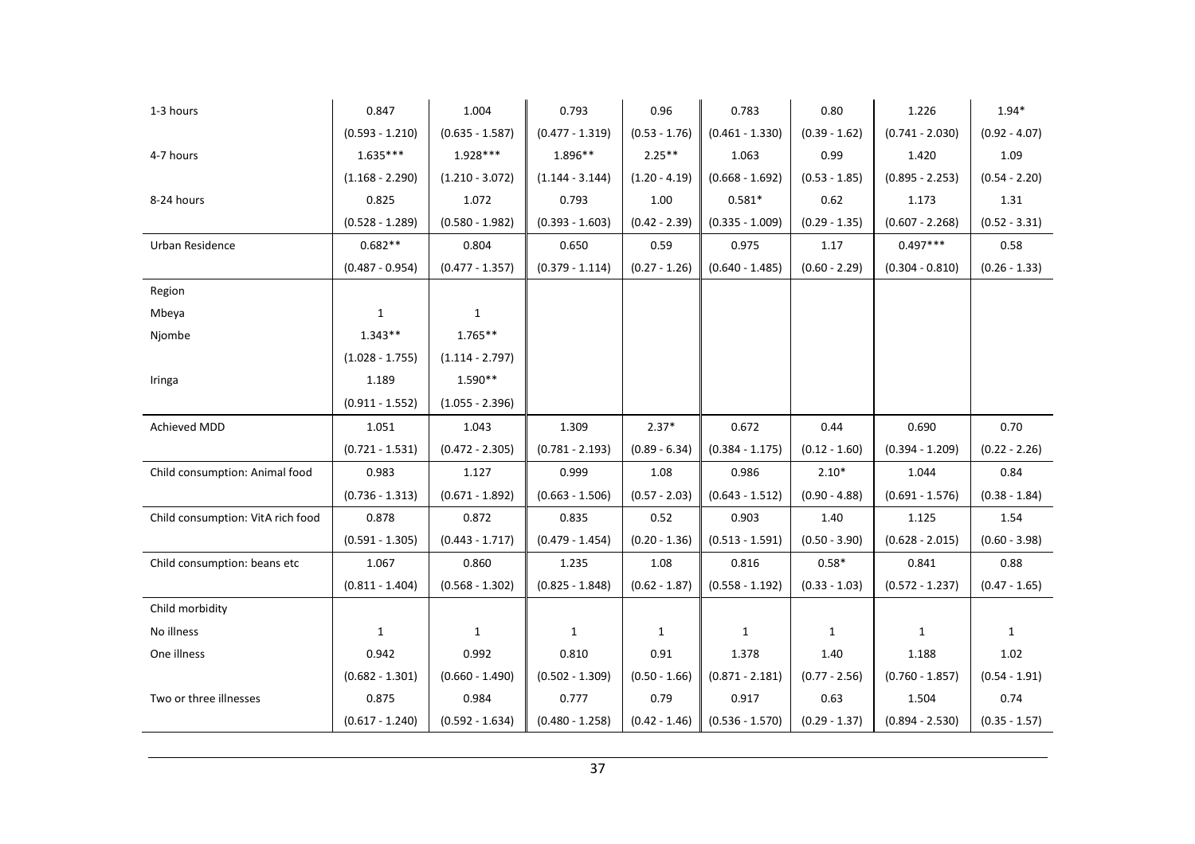| | | | | | | | | |
|---|---|---|---|---|---|---|---|---|
| 1-3 hours | 0.847 | 1.004 | 0.793 | 0.96 | 0.783 | 0.80 | 1.226 | 1.94* |
| | (0.593 - 1.210) | (0.635 - 1.587) | (0.477 - 1.319) | (0.53 - 1.76) | (0.461 - 1.330) | (0.39 - 1.62) | (0.741 - 2.030) | (0.92 - 4.07) |
| 4-7 hours | 1.635*** | 1.928*** | 1.896** | 2.25** | 1.063 | 0.99 | 1.420 | 1.09 |
| | (1.168 - 2.290) | (1.210 - 3.072) | (1.144 - 3.144) | (1.20 - 4.19) | (0.668 - 1.692) | (0.53 - 1.85) | (0.895 - 2.253) | (0.54 - 2.20) |
| 8-24 hours | 0.825 | 1.072 | 0.793 | 1.00 | 0.581* | 0.62 | 1.173 | 1.31 |
| | (0.528 - 1.289) | (0.580 - 1.982) | (0.393 - 1.603) | (0.42 - 2.39) | (0.335 - 1.009) | (0.29 - 1.35) | (0.607 - 2.268) | (0.52 - 3.31) |
| Urban Residence | 0.682** | 0.804 | 0.650 | 0.59 | 0.975 | 1.17 | 0.497*** | 0.58 |
| | (0.487 - 0.954) | (0.477 - 1.357) | (0.379 - 1.114) | (0.27 - 1.26) | (0.640 - 1.485) | (0.60 - 2.29) | (0.304 - 0.810) | (0.26 - 1.33) |
| Region | | | | | | | | |
| Mbeya | 1 | 1 | | | | | | |
| Njombe | 1.343** | 1.765** | | | | | | |
| | (1.028 - 1.755) | (1.114 - 2.797) | | | | | | |
| Iringa | 1.189 | 1.590** | | | | | | |
| | (0.911 - 1.552) | (1.055 - 2.396) | | | | | | |
| Achieved MDD | 1.051 | 1.043 | 1.309 | 2.37* | 0.672 | 0.44 | 0.690 | 0.70 |
| | (0.721 - 1.531) | (0.472 - 2.305) | (0.781 - 2.193) | (0.89 - 6.34) | (0.384 - 1.175) | (0.12 - 1.60) | (0.394 - 1.209) | (0.22 - 2.26) |
| Child consumption: Animal food | 0.983 | 1.127 | 0.999 | 1.08 | 0.986 | 2.10* | 1.044 | 0.84 |
| | (0.736 - 1.313) | (0.671 - 1.892) | (0.663 - 1.506) | (0.57 - 2.03) | (0.643 - 1.512) | (0.90 - 4.88) | (0.691 - 1.576) | (0.38 - 1.84) |
| Child consumption: VitA rich food | 0.878 | 0.872 | 0.835 | 0.52 | 0.903 | 1.40 | 1.125 | 1.54 |
| | (0.591 - 1.305) | (0.443 - 1.717) | (0.479 - 1.454) | (0.20 - 1.36) | (0.513 - 1.591) | (0.50 - 3.90) | (0.628 - 2.015) | (0.60 - 3.98) |
| Child consumption: beans etc | 1.067 | 0.860 | 1.235 | 1.08 | 0.816 | 0.58* | 0.841 | 0.88 |
| | (0.811 - 1.404) | (0.568 - 1.302) | (0.825 - 1.848) | (0.62 - 1.87) | (0.558 - 1.192) | (0.33 - 1.03) | (0.572 - 1.237) | (0.47 - 1.65) |
| Child morbidity | | | | | | | | |
| No illness | 1 | 1 | 1 | 1 | 1 | 1 | 1 | 1 |
| One illness | 0.942 | 0.992 | 0.810 | 0.91 | 1.378 | 1.40 | 1.188 | 1.02 |
| | (0.682 - 1.301) | (0.660 - 1.490) | (0.502 - 1.309) | (0.50 - 1.66) | (0.871 - 2.181) | (0.77 - 2.56) | (0.760 - 1.857) | (0.54 - 1.91) |
| Two or three illnesses | 0.875 | 0.984 | 0.777 | 0.79 | 0.917 | 0.63 | 1.504 | 0.74 |
| | (0.617 - 1.240) | (0.592 - 1.634) | (0.480 - 1.258) | (0.42 - 1.46) | (0.536 - 1.570) | (0.29 - 1.37) | (0.894 - 2.530) | (0.35 - 1.57) |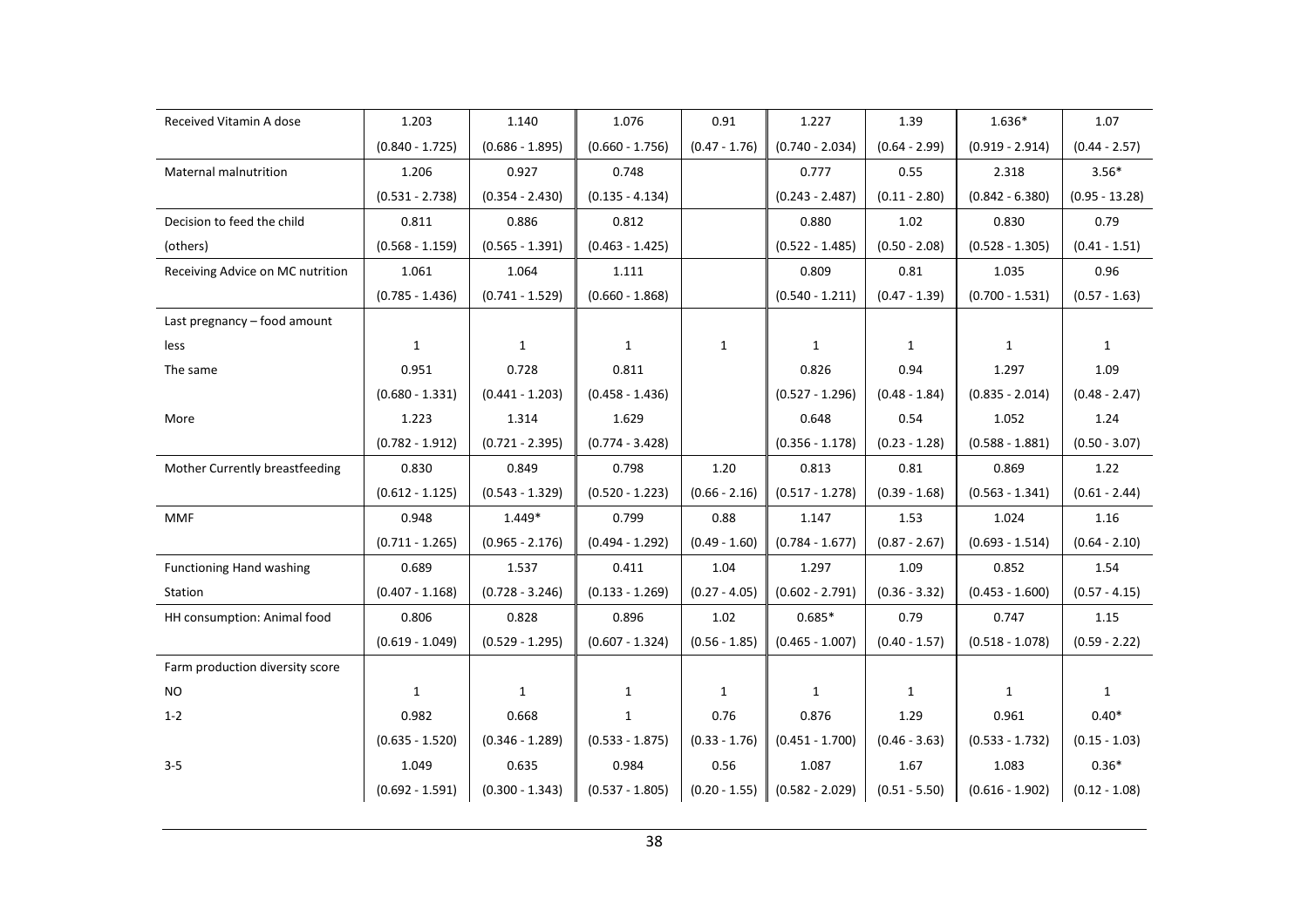| | | | | | | | | |
|---|---|---|---|---|---|---|---|---|
| Received Vitamin A dose | 1.203 | 1.140 | 1.076 | 0.91 | 1.227 | 1.39 | 1.636* | 1.07 |
| | (0.840 - 1.725) | (0.686 - 1.895) | (0.660 - 1.756) | (0.47 - 1.76) | (0.740 - 2.034) | (0.64 - 2.99) | (0.919 - 2.914) | (0.44 - 2.57) |
| Maternal malnutrition | 1.206 | 0.927 | 0.748 | | 0.777 | 0.55 | 2.318 | 3.56* |
| | (0.531 - 2.738) | (0.354 - 2.430) | (0.135 - 4.134) | | (0.243 - 2.487) | (0.11 - 2.80) | (0.842 - 6.380) | (0.95 - 13.28) |
| Decision to feed the child | 0.811 | 0.886 | 0.812 | | 0.880 | 1.02 | 0.830 | 0.79 |
| (others) | (0.568 - 1.159) | (0.565 - 1.391) | (0.463 - 1.425) | | (0.522 - 1.485) | (0.50 - 2.08) | (0.528 - 1.305) | (0.41 - 1.51) |
| Receiving Advice on MC nutrition | 1.061 | 1.064 | 1.111 | | 0.809 | 0.81 | 1.035 | 0.96 |
| | (0.785 - 1.436) | (0.741 - 1.529) | (0.660 - 1.868) | | (0.540 - 1.211) | (0.47 - 1.39) | (0.700 - 1.531) | (0.57 - 1.63) |
| Last pregnancy – food amount | | | | | | | | |
| less | 1 | 1 | 1 | 1 | 1 | 1 | 1 | 1 |
| The same | 0.951 | 0.728 | 0.811 | | 0.826 | 0.94 | 1.297 | 1.09 |
| | (0.680 - 1.331) | (0.441 - 1.203) | (0.458 - 1.436) | | (0.527 - 1.296) | (0.48 - 1.84) | (0.835 - 2.014) | (0.48 - 2.47) |
| More | 1.223 | 1.314 | 1.629 | | 0.648 | 0.54 | 1.052 | 1.24 |
| | (0.782 - 1.912) | (0.721 - 2.395) | (0.774 - 3.428) | | (0.356 - 1.178) | (0.23 - 1.28) | (0.588 - 1.881) | (0.50 - 3.07) |
| Mother Currently breastfeeding | 0.830 | 0.849 | 0.798 | 1.20 | 0.813 | 0.81 | 0.869 | 1.22 |
| | (0.612 - 1.125) | (0.543 - 1.329) | (0.520 - 1.223) | (0.66 - 2.16) | (0.517 - 1.278) | (0.39 - 1.68) | (0.563 - 1.341) | (0.61 - 2.44) |
| MMF | 0.948 | 1.449* | 0.799 | 0.88 | 1.147 | 1.53 | 1.024 | 1.16 |
| | (0.711 - 1.265) | (0.965 - 2.176) | (0.494 - 1.292) | (0.49 - 1.60) | (0.784 - 1.677) | (0.87 - 2.67) | (0.693 - 1.514) | (0.64 - 2.10) |
| Functioning Hand washing | 0.689 | 1.537 | 0.411 | 1.04 | 1.297 | 1.09 | 0.852 | 1.54 |
| Station | (0.407 - 1.168) | (0.728 - 3.246) | (0.133 - 1.269) | (0.27 - 4.05) | (0.602 - 2.791) | (0.36 - 3.32) | (0.453 - 1.600) | (0.57 - 4.15) |
| HH consumption: Animal food | 0.806 | 0.828 | 0.896 | 1.02 | 0.685* | 0.79 | 0.747 | 1.15 |
| | (0.619 - 1.049) | (0.529 - 1.295) | (0.607 - 1.324) | (0.56 - 1.85) | (0.465 - 1.007) | (0.40 - 1.57) | (0.518 - 1.078) | (0.59 - 2.22) |
| Farm production diversity score | | | | | | | | |
| NO | 1 | 1 | 1 | 1 | 1 | 1 | 1 | 1 |
| 1-2 | 0.982 | 0.668 | 1 | 0.76 | 0.876 | 1.29 | 0.961 | 0.40* |
| | (0.635 - 1.520) | (0.346 - 1.289) | (0.533 - 1.875) | (0.33 - 1.76) | (0.451 - 1.700) | (0.46 - 3.63) | (0.533 - 1.732) | (0.15 - 1.03) |
| 3-5 | 1.049 | 0.635 | 0.984 | 0.56 | 1.087 | 1.67 | 1.083 | 0.36* |
| | (0.692 - 1.591) | (0.300 - 1.343) | (0.537 - 1.805) | (0.20 - 1.55) | (0.582 - 2.029) | (0.51 - 5.50) | (0.616 - 1.902) | (0.12 - 1.08) |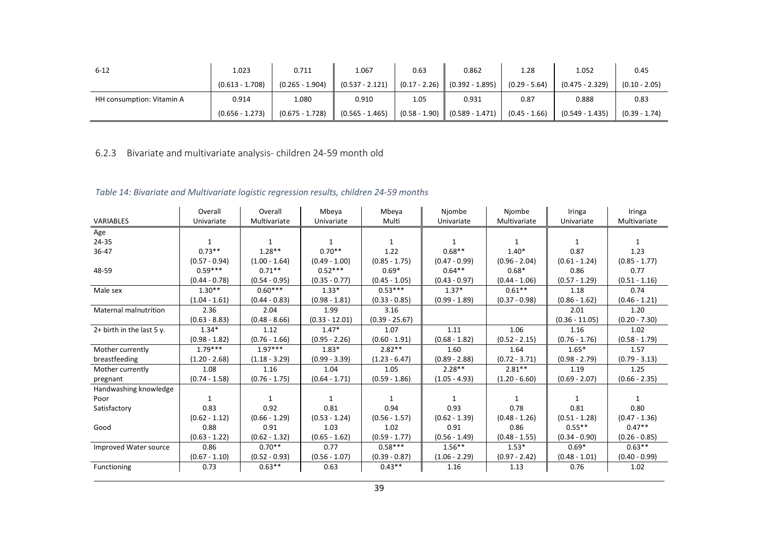| 6-12 | 1.023 | 0.711 | 1.067 | 0.63 | 0.862 | 1.28 | 1.052 | 0.45 |
|---|---|---|---|---|---|---|---|---|
| | (0.613 - 1.708) | (0.265 - 1.904) | (0.537 - 2.121) | (0.17 - 2.26) | (0.392 - 1.895) | (0.29 - 5.64) | (0.475 - 2.329) | (0.10 - 2.05) |
| HH consumption: Vitamin A | 0.914 | 1.080 | 0.910 | 1.05 | 0.931 | 0.87 | 0.888 | 0.83 |
| | (0.656 - 1.273) | (0.675 - 1.728) | (0.565 - 1.465) | (0.58 - 1.90) | (0.589 - 1.471) | (0.45 - 1.66) | (0.549 - 1.435) | (0.39 - 1.74) |

### 6.2.3 Bivariate and multivariate analysis- children 24-59 month old

*Table 14: Bivariate and Multivariate logistic regression results, children 24-59 months*

| VARIABLES | Overall Univariate | Overall Multivariate | Mbeya Univariate | Mbeya Multi | Njombe Univariate | Njombe Multivariate | Iringa Univariate | Iringa Multivariate |
|---|---|---|---|---|---|---|---|---|
| Age | | | | | | | | |
| 24-35 | 1 | 1 | 1 | 1 | 1 | 1 | 1 | 1 |
| 36-47 | 0.73** | 1.28** | 0.70** | 1.22 | 0.68** | 1.40* | 0.87 | 1.23 |
| | (0.57 - 0.94) | (1.00 - 1.64) | (0.49 - 1.00) | (0.85 - 1.75) | (0.47 - 0.99) | (0.96 - 2.04) | (0.61 - 1.24) | (0.85 - 1.77) |
| 48-59 | 0.59*** | 0.71** | 0.52*** | 0.69* | 0.64** | 0.68* | 0.86 | 0.77 |
| | (0.44 - 0.78) | (0.54 - 0.95) | (0.35 - 0.77) | (0.45 - 1.05) | (0.43 - 0.97) | (0.44 - 1.06) | (0.57 - 1.29) | (0.51 - 1.16) |
| Male sex | 1.30** | 0.60*** | 1.33* | 0.53*** | 1.37* | 0.61** | 1.18 | 0.74 |
| | (1.04 - 1.61) | (0.44 - 0.83) | (0.98 - 1.81) | (0.33 - 0.85) | (0.99 - 1.89) | (0.37 - 0.98) | (0.86 - 1.62) | (0.46 - 1.21) |
| Maternal malnutrition | 2.36 | 2.04 | 1.99 | 3.16 | | | 2.01 | 1.20 |
| | (0.63 - 8.83) | (0.48 - 8.66) | (0.33 - 12.01) | (0.39 - 25.67) | | | (0.36 - 11.05) | (0.20 - 7.30) |
| 2+ birth in the last 5 y. | 1.34* | 1.12 | 1.47* | 1.07 | 1.11 | 1.06 | 1.16 | 1.02 |
| | (0.98 - 1.82) | (0.76 - 1.66) | (0.95 - 2.26) | (0.60 - 1.91) | (0.68 - 1.82) | (0.52 - 2.15) | (0.76 - 1.76) | (0.58 - 1.79) |
| Mother currently breastfeeding | 1.79*** | 1.97*** | 1.83* | 2.82** | 1.60 | 1.64 | 1.65* | 1.57 |
| | (1.20 - 2.68) | (1.18 - 3.29) | (0.99 - 3.39) | (1.23 - 6.47) | (0.89 - 2.88) | (0.72 - 3.71) | (0.98 - 2.79) | (0.79 - 3.13) |
| Mother currently pregnant | 1.08 | 1.16 | 1.04 | 1.05 | 2.28** | 2.81** | 1.19 | 1.25 |
| | (0.74 - 1.58) | (0.76 - 1.75) | (0.64 - 1.71) | (0.59 - 1.86) | (1.05 - 4.93) | (1.20 - 6.60) | (0.69 - 2.07) | (0.66 - 2.35) |
| Handwashing knowledge | | | | | | | | |
| Poor | 1 | 1 | 1 | 1 | 1 | 1 | 1 | 1 |
| Satisfactory | 0.83 | 0.92 | 0.81 | 0.94 | 0.93 | 0.78 | 0.81 | 0.80 |
| | (0.62 - 1.12) | (0.66 - 1.29) | (0.53 - 1.24) | (0.56 - 1.57) | (0.62 - 1.39) | (0.48 - 1.26) | (0.51 - 1.28) | (0.47 - 1.36) |
| Good | 0.88 | 0.91 | 1.03 | 1.02 | 0.91 | 0.86 | 0.55** | 0.47** |
| | (0.63 - 1.22) | (0.62 - 1.32) | (0.65 - 1.62) | (0.59 - 1.77) | (0.56 - 1.49) | (0.48 - 1.55) | (0.34 - 0.90) | (0.26 - 0.85) |
| Improved Water source | 0.86 | 0.70** | 0.77 | 0.58*** | 1.56** | 1.53* | 0.69* | 0.63** |
| | (0.67 - 1.10) | (0.52 - 0.93) | (0.56 - 1.07) | (0.39 - 0.87) | (1.06 - 2.29) | (0.97 - 2.42) | (0.48 - 1.01) | (0.40 - 0.99) |
| Functioning | 0.73 | 0.63** | 0.63 | 0.43** | 1.16 | 1.13 | 0.76 | 1.02 |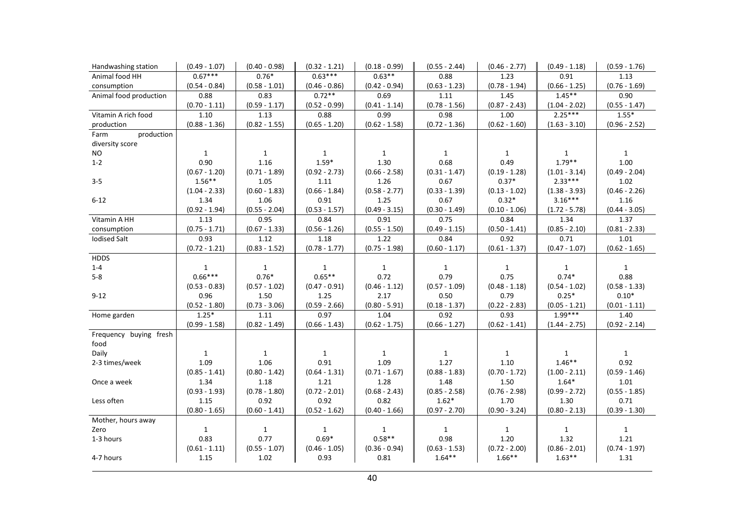| Handwashing station | (0.49 - 1.07) | (0.40 - 0.98) | (0.32 - 1.21) | (0.18 - 0.99) | (0.55 - 2.44) | (0.46 - 2.77) | (0.49 - 1.18) | (0.59 - 1.76) |
|---|---|---|---|---|---|---|---|---|
| Animal food HH consumption | 0.67*** | 0.76* | 0.63*** | 0.63** | 0.88 | 1.23 | 0.91 | 1.13 |
| | (0.54 - 0.84) | (0.58 - 1.01) | (0.46 - 0.86) | (0.42 - 0.94) | (0.63 - 1.23) | (0.78 - 1.94) | (0.66 - 1.25) | (0.76 - 1.69) |
| Animal food production | 0.88 | 0.83 | 0.72** | 0.69 | 1.11 | 1.45 | 1.45** | 0.90 |
| | (0.70 - 1.11) | (0.59 - 1.17) | (0.52 - 0.99) | (0.41 - 1.14) | (0.78 - 1.56) | (0.87 - 2.43) | (1.04 - 2.02) | (0.55 - 1.47) |
| Vitamin A rich food production | 1.10 | 1.13 | 0.88 | 0.99 | 0.98 | 1.00 | 2.25*** | 1.55* |
| | (0.88 - 1.36) | (0.82 - 1.55) | (0.65 - 1.20) | (0.62 - 1.58) | (0.72 - 1.36) | (0.62 - 1.60) | (1.63 - 3.10) | (0.96 - 2.52) |
| Farm production diversity score | | | | | | | | |
| NO | 1 | 1 | 1 | 1 | 1 | 1 | 1 | 1 |
| 1-2 | 0.90 | 1.16 | 1.59* | 1.30 | 0.68 | 0.49 | 1.79** | 1.00 |
| | (0.67 - 1.20) | (0.71 - 1.89) | (0.92 - 2.73) | (0.66 - 2.58) | (0.31 - 1.47) | (0.19 - 1.28) | (1.01 - 3.14) | (0.49 - 2.04) |
| 3-5 | 1.56** | 1.05 | 1.11 | 1.26 | 0.67 | 0.37* | 2.33*** | 1.02 |
| | (1.04 - 2.33) | (0.60 - 1.83) | (0.66 - 1.84) | (0.58 - 2.77) | (0.33 - 1.39) | (0.13 - 1.02) | (1.38 - 3.93) | (0.46 - 2.26) |
| 6-12 | 1.34 | 1.06 | 0.91 | 1.25 | 0.67 | 0.32* | 3.16*** | 1.16 |
| | (0.92 - 1.94) | (0.55 - 2.04) | (0.53 - 1.57) | (0.49 - 3.15) | (0.30 - 1.49) | (0.10 - 1.06) | (1.72 - 5.78) | (0.44 - 3.05) |
| Vitamin A HH consumption | 1.13 | 0.95 | 0.84 | 0.91 | 0.75 | 0.84 | 1.34 | 1.37 |
| | (0.75 - 1.71) | (0.67 - 1.33) | (0.56 - 1.26) | (0.55 - 1.50) | (0.49 - 1.15) | (0.50 - 1.41) | (0.85 - 2.10) | (0.81 - 2.33) |
| Iodised Salt | 0.93 | 1.12 | 1.18 | 1.22 | 0.84 | 0.92 | 0.71 | 1.01 |
| | (0.72 - 1.21) | (0.83 - 1.52) | (0.78 - 1.77) | (0.75 - 1.98) | (0.60 - 1.17) | (0.61 - 1.37) | (0.47 - 1.07) | (0.62 - 1.65) |
| HDDS | | | | | | | | |
| 1-4 | 1 | 1 | 1 | 1 | 1 | 1 | 1 | 1 |
| 5-8 | 0.66*** | 0.76* | 0.65** | 0.72 | 0.79 | 0.75 | 0.74* | 0.88 |
| | (0.53 - 0.83) | (0.57 - 1.02) | (0.47 - 0.91) | (0.46 - 1.12) | (0.57 - 1.09) | (0.48 - 1.18) | (0.54 - 1.02) | (0.58 - 1.33) |
| 9-12 | 0.96 | 1.50 | 1.25 | 2.17 | 0.50 | 0.79 | 0.25* | 0.10* |
| | (0.52 - 1.80) | (0.73 - 3.06) | (0.59 - 2.66) | (0.80 - 5.91) | (0.18 - 1.37) | (0.22 - 2.83) | (0.05 - 1.21) | (0.01 - 1.11) |
| Home garden | 1.25* | 1.11 | 0.97 | 1.04 | 0.92 | 0.93 | 1.99*** | 1.40 |
| | (0.99 - 1.58) | (0.82 - 1.49) | (0.66 - 1.43) | (0.62 - 1.75) | (0.66 - 1.27) | (0.62 - 1.41) | (1.44 - 2.75) | (0.92 - 2.14) |
| Frequency buying fresh food | | | | | | | | |
| Daily | 1 | 1 | 1 | 1 | 1 | 1 | 1 | 1 |
| 2-3 times/week | 1.09 | 1.06 | 0.91 | 1.09 | 1.27 | 1.10 | 1.46** | 0.92 |
| | (0.85 - 1.41) | (0.80 - 1.42) | (0.64 - 1.31) | (0.71 - 1.67) | (0.88 - 1.83) | (0.70 - 1.72) | (1.00 - 2.11) | (0.59 - 1.46) |
| Once a week | 1.34 | 1.18 | 1.21 | 1.28 | 1.48 | 1.50 | 1.64* | 1.01 |
| | (0.93 - 1.93) | (0.78 - 1.80) | (0.72 - 2.01) | (0.68 - 2.43) | (0.85 - 2.58) | (0.76 - 2.98) | (0.99 - 2.72) | (0.55 - 1.85) |
| Less often | 1.15 | 0.92 | 0.92 | 0.82 | 1.62* | 1.70 | 1.30 | 0.71 |
| | (0.80 - 1.65) | (0.60 - 1.41) | (0.52 - 1.62) | (0.40 - 1.66) | (0.97 - 2.70) | (0.90 - 3.24) | (0.80 - 2.13) | (0.39 - 1.30) |
| Mother, hours away | | | | | | | | |
| Zero | 1 | 1 | 1 | 1 | 1 | 1 | 1 | 1 |
| 1-3 hours | 0.83 | 0.77 | 0.69* | 0.58** | 0.98 | 1.20 | 1.32 | 1.21 |
| | (0.61 - 1.11) | (0.55 - 1.07) | (0.46 - 1.05) | (0.36 - 0.94) | (0.63 - 1.53) | (0.72 - 2.00) | (0.86 - 2.01) | (0.74 - 1.97) |
| 4-7 hours | 1.15 | 1.02 | 0.93 | 0.81 | 1.64** | 1.66** | 1.63** | 1.31 |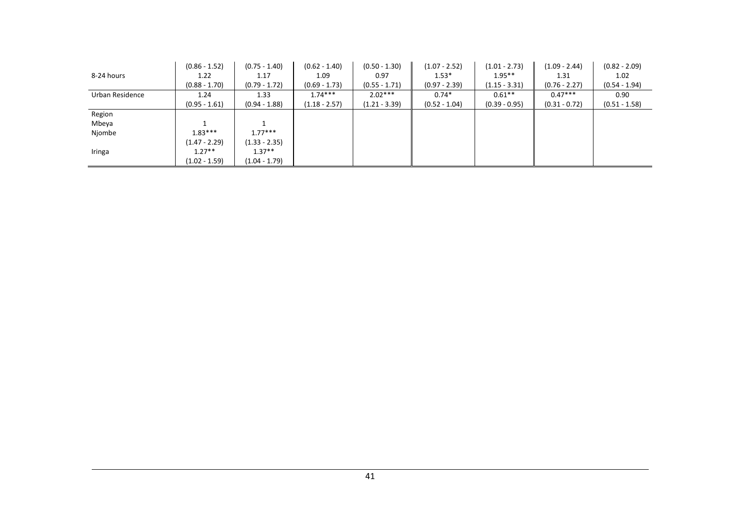| | | | | | | | | |
|---|---|---|---|---|---|---|---|---|
| | (0.86 - 1.52) | (0.75 - 1.40) | (0.62 - 1.40) | (0.50 - 1.30) | (1.07 - 2.52) | (1.01 - 2.73) | (1.09 - 2.44) | (0.82 - 2.09) |
| 8-24 hours | 1.22 | 1.17 | 1.09 | 0.97 | 1.53* | 1.95** | 1.31 | 1.02 |
| | (0.88 - 1.70) | (0.79 - 1.72) | (0.69 - 1.73) | (0.55 - 1.71) | (0.97 - 2.39) | (1.15 - 3.31) | (0.76 - 2.27) | (0.54 - 1.94) |
| Urban Residence | 1.24 | 1.33 | 1.74*** | 2.02*** | 0.74* | 0.61** | 0.47*** | 0.90 |
| | (0.95 - 1.61) | (0.94 - 1.88) | (1.18 - 2.57) | (1.21 - 3.39) | (0.52 - 1.04) | (0.39 - 0.95) | (0.31 - 0.72) | (0.51 - 1.58) |
| Region | | | | | | | | |
| Mbeya | 1 | 1 | | | | | | |
| Njombe | 1.83*** | 1.77*** | | | | | | |
| | (1.47 - 2.29) | (1.33 - 2.35) | | | | | | |
| Iringa | 1.27** | 1.37** | | | | | | |
| | (1.02 - 1.59) | (1.04 - 1.79) | | | | | | |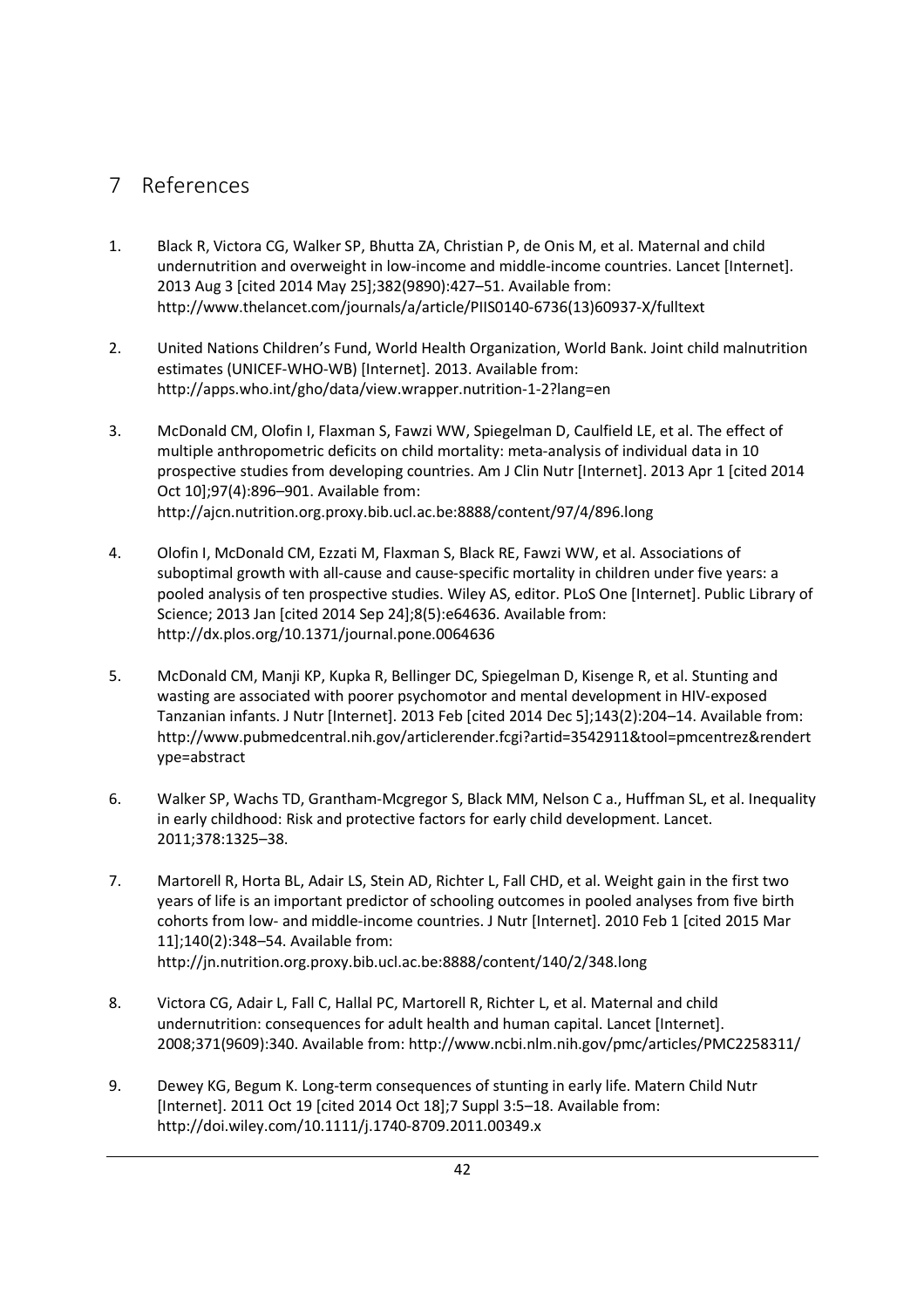# 7 References

1. Black R, Victora CG, Walker SP, Bhutta ZA, Christian P, de Onis M, et al. Maternal and child undernutrition and overweight in low-income and middle-income countries. Lancet [Internet]. 2013 Aug 3 [cited 2014 May 25];382(9890):427–51. Available from: http://www.thelancet.com/journals/a/article/PIIS0140-6736(13)60937-X/fulltext

2. United Nations Children's Fund, World Health Organization, World Bank. Joint child malnutrition estimates (UNICEF-WHO-WB) [Internet]. 2013. Available from: http://apps.who.int/gho/data/view.wrapper.nutrition-1-2?lang=en

3. McDonald CM, Olofin I, Flaxman S, Fawzi WW, Spiegelman D, Caulfield LE, et al. The effect of multiple anthropometric deficits on child mortality: meta-analysis of individual data in 10 prospective studies from developing countries. Am J Clin Nutr [Internet]. 2013 Apr 1 [cited 2014 Oct 10];97(4):896–901. Available from: http://ajcn.nutrition.org.proxy.bib.ucl.ac.be:8888/content/97/4/896.long

4. Olofin I, McDonald CM, Ezzati M, Flaxman S, Black RE, Fawzi WW, et al. Associations of suboptimal growth with all-cause and cause-specific mortality in children under five years: a pooled analysis of ten prospective studies. Wiley AS, editor. PLoS One [Internet]. Public Library of Science; 2013 Jan [cited 2014 Sep 24];8(5):e64636. Available from: http://dx.plos.org/10.1371/journal.pone.0064636

5. McDonald CM, Manji KP, Kupka R, Bellinger DC, Spiegelman D, Kisenge R, et al. Stunting and wasting are associated with poorer psychomotor and mental development in HIV-exposed Tanzanian infants. J Nutr [Internet]. 2013 Feb [cited 2014 Dec 5];143(2):204–14. Available from: http://www.pubmedcentral.nih.gov/articlerender.fcgi?artid=3542911&tool=pmcentrez&rendertype=abstract

6. Walker SP, Wachs TD, Grantham-Mcgregor S, Black MM, Nelson C a., Huffman SL, et al. Inequality in early childhood: Risk and protective factors for early child development. Lancet. 2011;378:1325–38.

7. Martorell R, Horta BL, Adair LS, Stein AD, Richter L, Fall CHD, et al. Weight gain in the first two years of life is an important predictor of schooling outcomes in pooled analyses from five birth cohorts from low- and middle-income countries. J Nutr [Internet]. 2010 Feb 1 [cited 2015 Mar 11];140(2):348–54. Available from: http://jn.nutrition.org.proxy.bib.ucl.ac.be:8888/content/140/2/348.long

8. Victora CG, Adair L, Fall C, Hallal PC, Martorell R, Richter L, et al. Maternal and child undernutrition: consequences for adult health and human capital. Lancet [Internet]. 2008;371(9609):340. Available from: http://www.ncbi.nlm.nih.gov/pmc/articles/PMC2258311/

9. Dewey KG, Begum K. Long-term consequences of stunting in early life. Matern Child Nutr [Internet]. 2011 Oct 19 [cited 2014 Oct 18];7 Suppl 3:5–18. Available from: http://doi.wiley.com/10.1111/j.1740-8709.2011.00349.x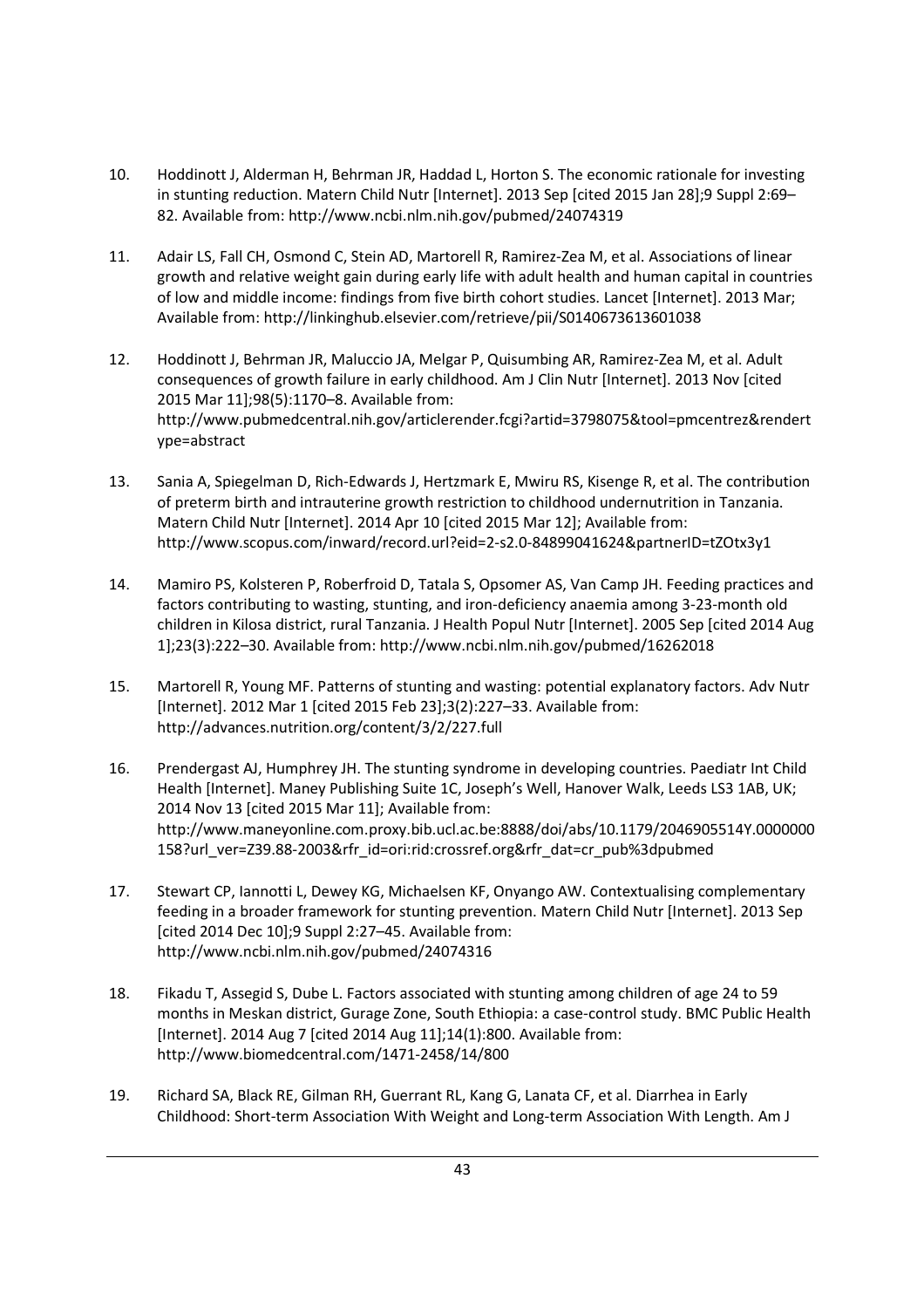10. Hoddinott J, Alderman H, Behrman JR, Haddad L, Horton S. The economic rationale for investing in stunting reduction. Matern Child Nutr [Internet]. 2013 Sep [cited 2015 Jan 28];9 Suppl 2:69–82. Available from: http://www.ncbi.nlm.nih.gov/pubmed/24074319

11. Adair LS, Fall CH, Osmond C, Stein AD, Martorell R, Ramirez-Zea M, et al. Associations of linear growth and relative weight gain during early life with adult health and human capital in countries of low and middle income: findings from five birth cohort studies. Lancet [Internet]. 2013 Mar; Available from: http://linkinghub.elsevier.com/retrieve/pii/S0140673613601038

12. Hoddinott J, Behrman JR, Maluccio JA, Melgar P, Quisumbing AR, Ramirez-Zea M, et al. Adult consequences of growth failure in early childhood. Am J Clin Nutr [Internet]. 2013 Nov [cited 2015 Mar 11];98(5):1170–8. Available from: http://www.pubmedcentral.nih.gov/articlerender.fcgi?artid=3798075&tool=pmcentrez&rendertype=abstract

13. Sania A, Spiegelman D, Rich-Edwards J, Hertzmark E, Mwiru RS, Kisenge R, et al. The contribution of preterm birth and intrauterine growth restriction to childhood undernutrition in Tanzania. Matern Child Nutr [Internet]. 2014 Apr 10 [cited 2015 Mar 12]; Available from: http://www.scopus.com/inward/record.url?eid=2-s2.0-84899041624&partnerID=tZOtx3y1

14. Mamiro PS, Kolsteren P, Roberfroid D, Tatala S, Opsomer AS, Van Camp JH. Feeding practices and factors contributing to wasting, stunting, and iron-deficiency anaemia among 3-23-month old children in Kilosa district, rural Tanzania. J Health Popul Nutr [Internet]. 2005 Sep [cited 2014 Aug 1];23(3):222–30. Available from: http://www.ncbi.nlm.nih.gov/pubmed/16262018

15. Martorell R, Young MF. Patterns of stunting and wasting: potential explanatory factors. Adv Nutr [Internet]. 2012 Mar 1 [cited 2015 Feb 23];3(2):227–33. Available from: http://advances.nutrition.org/content/3/2/227.full

16. Prendergast AJ, Humphrey JH. The stunting syndrome in developing countries. Paediatr Int Child Health [Internet]. Maney Publishing Suite 1C, Joseph's Well, Hanover Walk, Leeds LS3 1AB, UK; 2014 Nov 13 [cited 2015 Mar 11]; Available from: http://www.maneyonline.com.proxy.bib.ucl.ac.be:8888/doi/abs/10.1179/2046905514Y.0000000158?url_ver=Z39.88-2003&rfr_id=ori:rid:crossref.org&rfr_dat=cr_pub%3dpubmed

17. Stewart CP, Iannotti L, Dewey KG, Michaelsen KF, Onyango AW. Contextualising complementary feeding in a broader framework for stunting prevention. Matern Child Nutr [Internet]. 2013 Sep [cited 2014 Dec 10];9 Suppl 2:27–45. Available from: http://www.ncbi.nlm.nih.gov/pubmed/24074316

18. Fikadu T, Assegid S, Dube L. Factors associated with stunting among children of age 24 to 59 months in Meskan district, Gurage Zone, South Ethiopia: a case-control study. BMC Public Health [Internet]. 2014 Aug 7 [cited 2014 Aug 11];14(1):800. Available from: http://www.biomedcentral.com/1471-2458/14/800

19. Richard SA, Black RE, Gilman RH, Guerrant RL, Kang G, Lanata CF, et al. Diarrhea in Early Childhood: Short-term Association With Weight and Long-term Association With Length. Am J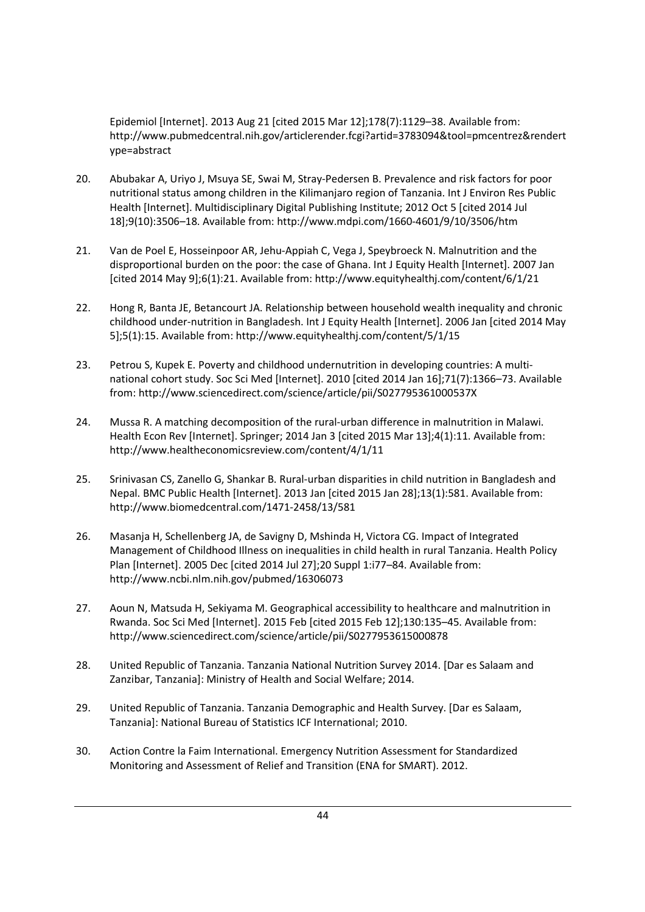Epidemiol [Internet]. 2013 Aug 21 [cited 2015 Mar 12];178(7):1129–38. Available from: http://www.pubmedcentral.nih.gov/articlerender.fcgi?artid=3783094&tool=pmcentrez&rendertype=abstract

20. Abubakar A, Uriyo J, Msuya SE, Swai M, Stray-Pedersen B. Prevalence and risk factors for poor nutritional status among children in the Kilimanjaro region of Tanzania. Int J Environ Res Public Health [Internet]. Multidisciplinary Digital Publishing Institute; 2012 Oct 5 [cited 2014 Jul 18];9(10):3506–18. Available from: http://www.mdpi.com/1660-4601/9/10/3506/htm

21. Van de Poel E, Hosseinpoor AR, Jehu-Appiah C, Vega J, Speybroeck N. Malnutrition and the disproportional burden on the poor: the case of Ghana. Int J Equity Health [Internet]. 2007 Jan [cited 2014 May 9];6(1):21. Available from: http://www.equityhealthj.com/content/6/1/21

22. Hong R, Banta JE, Betancourt JA. Relationship between household wealth inequality and chronic childhood under-nutrition in Bangladesh. Int J Equity Health [Internet]. 2006 Jan [cited 2014 May 5];5(1):15. Available from: http://www.equityhealthj.com/content/5/1/15

23. Petrou S, Kupek E. Poverty and childhood undernutrition in developing countries: A multi-national cohort study. Soc Sci Med [Internet]. 2010 [cited 2014 Jan 16];71(7):1366–73. Available from: http://www.sciencedirect.com/science/article/pii/S027795361000537X

24. Mussa R. A matching decomposition of the rural-urban difference in malnutrition in Malawi. Health Econ Rev [Internet]. Springer; 2014 Jan 3 [cited 2015 Mar 13];4(1):11. Available from: http://www.healtheconomicsreview.com/content/4/1/11

25. Srinivasan CS, Zanello G, Shankar B. Rural-urban disparities in child nutrition in Bangladesh and Nepal. BMC Public Health [Internet]. 2013 Jan [cited 2015 Jan 28];13(1):581. Available from: http://www.biomedcentral.com/1471-2458/13/581

26. Masanja H, Schellenberg JA, de Savigny D, Mshinda H, Victora CG. Impact of Integrated Management of Childhood Illness on inequalities in child health in rural Tanzania. Health Policy Plan [Internet]. 2005 Dec [cited 2014 Jul 27];20 Suppl 1:i77–84. Available from: http://www.ncbi.nlm.nih.gov/pubmed/16306073

27. Aoun N, Matsuda H, Sekiyama M. Geographical accessibility to healthcare and malnutrition in Rwanda. Soc Sci Med [Internet]. 2015 Feb [cited 2015 Feb 12];130:135–45. Available from: http://www.sciencedirect.com/science/article/pii/S0277953615000878

28. United Republic of Tanzania. Tanzania National Nutrition Survey 2014. [Dar es Salaam and Zanzibar, Tanzania]: Ministry of Health and Social Welfare; 2014.

29. United Republic of Tanzania. Tanzania Demographic and Health Survey. [Dar es Salaam, Tanzania]: National Bureau of Statistics ICF International; 2010.

30. Action Contre la Faim International. Emergency Nutrition Assessment for Standardized Monitoring and Assessment of Relief and Transition (ENA for SMART). 2012.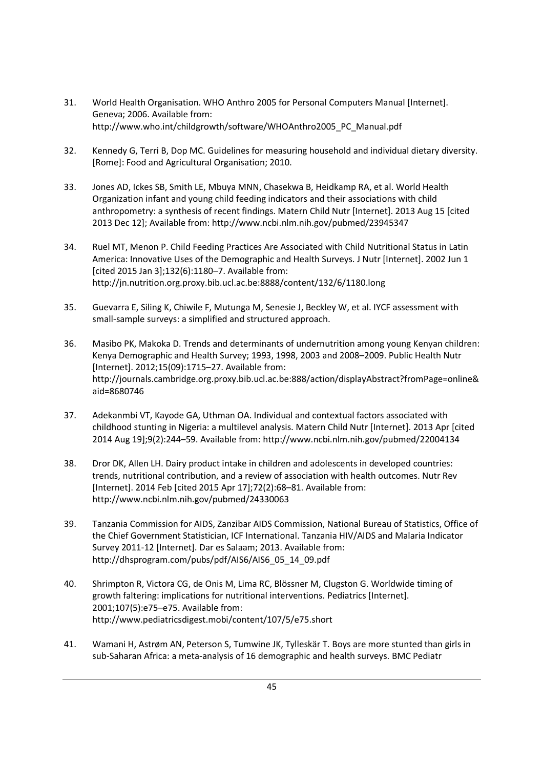31. World Health Organisation. WHO Anthro 2005 for Personal Computers Manual [Internet]. Geneva; 2006. Available from: http://www.who.int/childgrowth/software/WHOAnthro2005_PC_Manual.pdf

32. Kennedy G, Terri B, Dop MC. Guidelines for measuring household and individual dietary diversity. [Rome]: Food and Agricultural Organisation; 2010.

33. Jones AD, Ickes SB, Smith LE, Mbuya MNN, Chasekwa B, Heidkamp RA, et al. World Health Organization infant and young child feeding indicators and their associations with child anthropometry: a synthesis of recent findings. Matern Child Nutr [Internet]. 2013 Aug 15 [cited 2013 Dec 12]; Available from: http://www.ncbi.nlm.nih.gov/pubmed/23945347

34. Ruel MT, Menon P. Child Feeding Practices Are Associated with Child Nutritional Status in Latin America: Innovative Uses of the Demographic and Health Surveys. J Nutr [Internet]. 2002 Jun 1 [cited 2015 Jan 3];132(6):1180–7. Available from: http://jn.nutrition.org.proxy.bib.ucl.ac.be:8888/content/132/6/1180.long

35. Guevarra E, Siling K, Chiwile F, Mutunga M, Senesie J, Beckley W, et al. IYCF assessment with small-sample surveys: a simplified and structured approach.

36. Masibo PK, Makoka D. Trends and determinants of undernutrition among young Kenyan children: Kenya Demographic and Health Survey; 1993, 1998, 2003 and 2008–2009. Public Health Nutr [Internet]. 2012;15(09):1715–27. Available from: http://journals.cambridge.org.proxy.bib.ucl.ac.be:888/action/displayAbstract?fromPage=online&aid=8680746

37. Adekanmbi VT, Kayode GA, Uthman OA. Individual and contextual factors associated with childhood stunting in Nigeria: a multilevel analysis. Matern Child Nutr [Internet]. 2013 Apr [cited 2014 Aug 19];9(2):244–59. Available from: http://www.ncbi.nlm.nih.gov/pubmed/22004134

38. Dror DK, Allen LH. Dairy product intake in children and adolescents in developed countries: trends, nutritional contribution, and a review of association with health outcomes. Nutr Rev [Internet]. 2014 Feb [cited 2015 Apr 17];72(2):68–81. Available from: http://www.ncbi.nlm.nih.gov/pubmed/24330063

39. Tanzania Commission for AIDS, Zanzibar AIDS Commission, National Bureau of Statistics, Office of the Chief Government Statistician, ICF International. Tanzania HIV/AIDS and Malaria Indicator Survey 2011-12 [Internet]. Dar es Salaam; 2013. Available from: http://dhsprogram.com/pubs/pdf/AIS6/AIS6_05_14_09.pdf

40. Shrimpton R, Victora CG, de Onis M, Lima RC, Blössner M, Clugston G. Worldwide timing of growth faltering: implications for nutritional interventions. Pediatrics [Internet]. 2001;107(5):e75–e75. Available from: http://www.pediatricsdigest.mobi/content/107/5/e75.short

41. Wamani H, Astrøm AN, Peterson S, Tumwine JK, Tylleskär T. Boys are more stunted than girls in sub-Saharan Africa: a meta-analysis of 16 demographic and health surveys. BMC Pediatr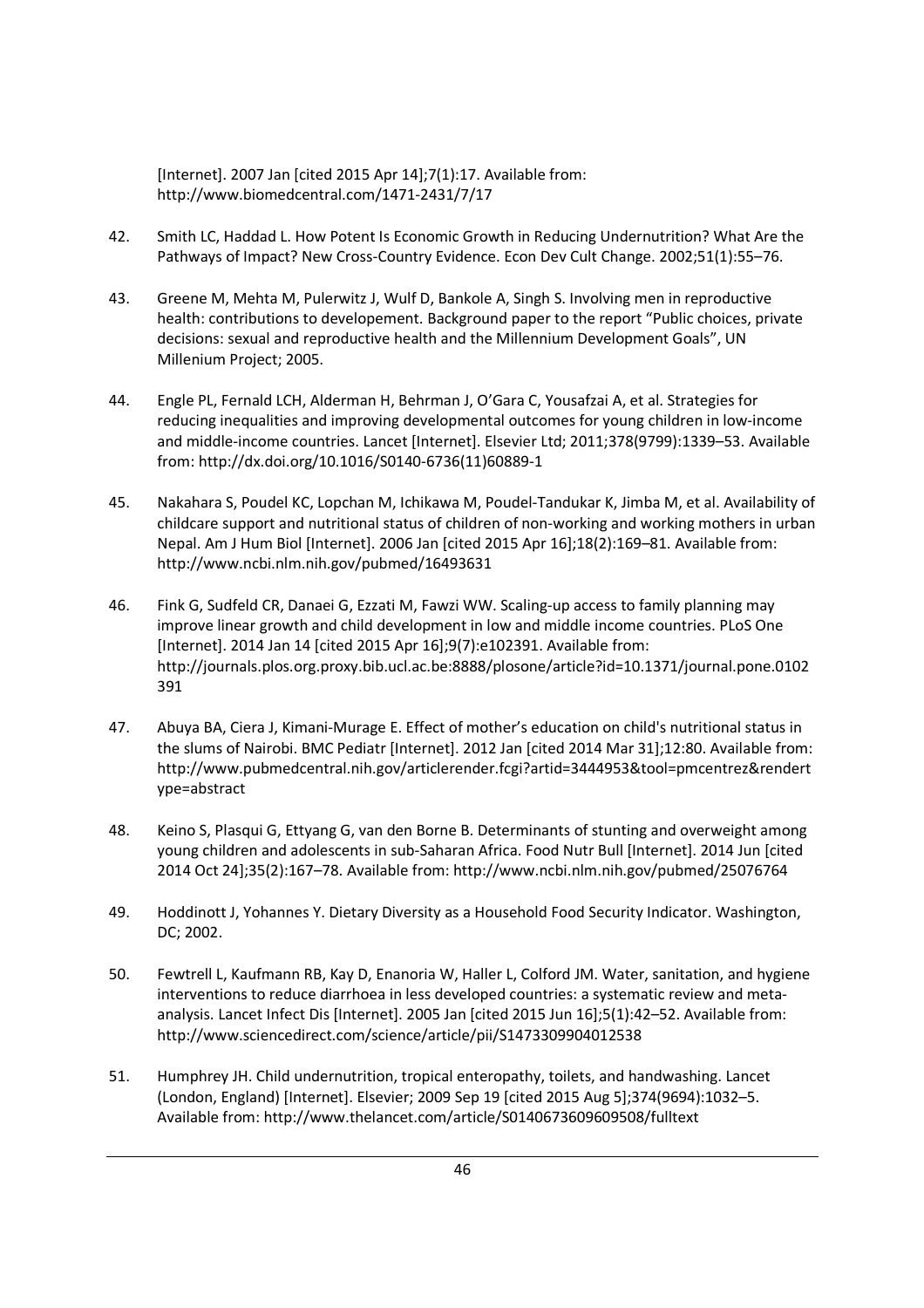[Internet]. 2007 Jan [cited 2015 Apr 14];7(1):17. Available from: http://www.biomedcentral.com/1471-2431/7/17

42. Smith LC, Haddad L. How Potent Is Economic Growth in Reducing Undernutrition? What Are the Pathways of Impact? New Cross-Country Evidence. Econ Dev Cult Change. 2002;51(1):55–76.

43. Greene M, Mehta M, Pulerwitz J, Wulf D, Bankole A, Singh S. Involving men in reproductive health: contributions to developement. Background paper to the report "Public choices, private decisions: sexual and reproductive health and the Millennium Development Goals", UN Millenium Project; 2005.

44. Engle PL, Fernald LCH, Alderman H, Behrman J, O'Gara C, Yousafzai A, et al. Strategies for reducing inequalities and improving developmental outcomes for young children in low-income and middle-income countries. Lancet [Internet]. Elsevier Ltd; 2011;378(9799):1339–53. Available from: http://dx.doi.org/10.1016/S0140-6736(11)60889-1

45. Nakahara S, Poudel KC, Lopchan M, Ichikawa M, Poudel-Tandukar K, Jimba M, et al. Availability of childcare support and nutritional status of children of non-working and working mothers in urban Nepal. Am J Hum Biol [Internet]. 2006 Jan [cited 2015 Apr 16];18(2):169–81. Available from: http://www.ncbi.nlm.nih.gov/pubmed/16493631

46. Fink G, Sudfeld CR, Danaei G, Ezzati M, Fawzi WW. Scaling-up access to family planning may improve linear growth and child development in low and middle income countries. PLoS One [Internet]. 2014 Jan 14 [cited 2015 Apr 16];9(7):e102391. Available from: http://journals.plos.org.proxy.bib.ucl.ac.be:8888/plosone/article?id=10.1371/journal.pone.0102391

47. Abuya BA, Ciera J, Kimani-Murage E. Effect of mother's education on child's nutritional status in the slums of Nairobi. BMC Pediatr [Internet]. 2012 Jan [cited 2014 Mar 31];12:80. Available from: http://www.pubmedcentral.nih.gov/articlerender.fcgi?artid=3444953&tool=pmcentrez&rendertype=abstract

48. Keino S, Plasqui G, Ettyang G, van den Borne B. Determinants of stunting and overweight among young children and adolescents in sub-Saharan Africa. Food Nutr Bull [Internet]. 2014 Jun [cited 2014 Oct 24];35(2):167–78. Available from: http://www.ncbi.nlm.nih.gov/pubmed/25076764

49. Hoddinott J, Yohannes Y. Dietary Diversity as a Household Food Security Indicator. Washington, DC; 2002.

50. Fewtrell L, Kaufmann RB, Kay D, Enanoria W, Haller L, Colford JM. Water, sanitation, and hygiene interventions to reduce diarrhoea in less developed countries: a systematic review and meta-analysis. Lancet Infect Dis [Internet]. 2005 Jan [cited 2015 Jun 16];5(1):42–52. Available from: http://www.sciencedirect.com/science/article/pii/S1473309904012538

51. Humphrey JH. Child undernutrition, tropical enteropathy, toilets, and handwashing. Lancet (London, England) [Internet]. Elsevier; 2009 Sep 19 [cited 2015 Aug 5];374(9694):1032–5. Available from: http://www.thelancet.com/article/S0140673609609508/fulltext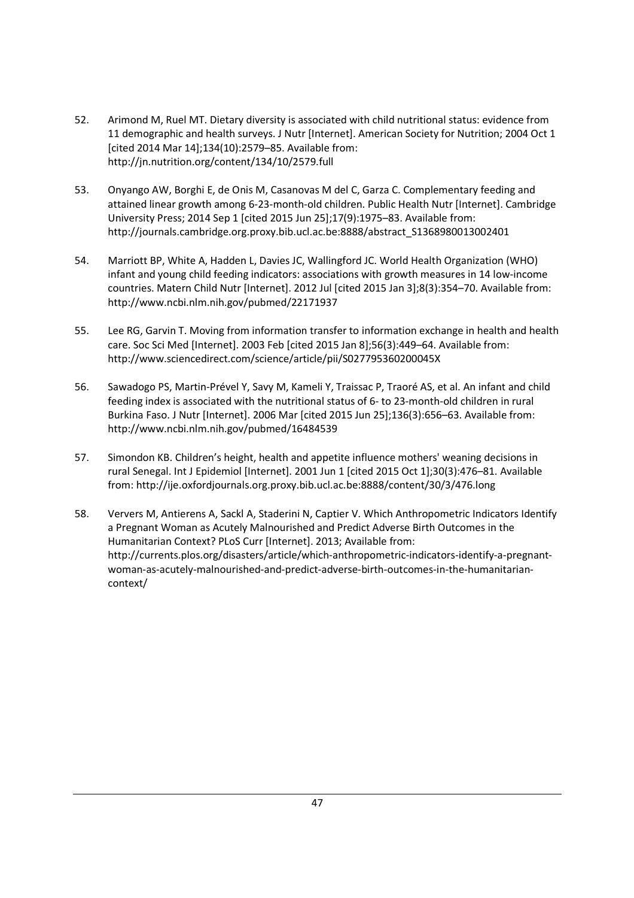52. Arimond M, Ruel MT. Dietary diversity is associated with child nutritional status: evidence from 11 demographic and health surveys. J Nutr [Internet]. American Society for Nutrition; 2004 Oct 1 [cited 2014 Mar 14];134(10):2579–85. Available from: http://jn.nutrition.org/content/134/10/2579.full

53. Onyango AW, Borghi E, de Onis M, Casanovas M del C, Garza C. Complementary feeding and attained linear growth among 6-23-month-old children. Public Health Nutr [Internet]. Cambridge University Press; 2014 Sep 1 [cited 2015 Jun 25];17(9):1975–83. Available from: http://journals.cambridge.org.proxy.bib.ucl.ac.be:8888/abstract_S1368980013002401

54. Marriott BP, White A, Hadden L, Davies JC, Wallingford JC. World Health Organization (WHO) infant and young child feeding indicators: associations with growth measures in 14 low-income countries. Matern Child Nutr [Internet]. 2012 Jul [cited 2015 Jan 3];8(3):354–70. Available from: http://www.ncbi.nlm.nih.gov/pubmed/22171937

55. Lee RG, Garvin T. Moving from information transfer to information exchange in health and health care. Soc Sci Med [Internet]. 2003 Feb [cited 2015 Jan 8];56(3):449–64. Available from: http://www.sciencedirect.com/science/article/pii/S027795360200045X

56. Sawadogo PS, Martin-Prével Y, Savy M, Kameli Y, Traissac P, Traoré AS, et al. An infant and child feeding index is associated with the nutritional status of 6- to 23-month-old children in rural Burkina Faso. J Nutr [Internet]. 2006 Mar [cited 2015 Jun 25];136(3):656–63. Available from: http://www.ncbi.nlm.nih.gov/pubmed/16484539

57. Simondon KB. Children's height, health and appetite influence mothers' weaning decisions in rural Senegal. Int J Epidemiol [Internet]. 2001 Jun 1 [cited 2015 Oct 1];30(3):476–81. Available from: http://ije.oxfordjournals.org.proxy.bib.ucl.ac.be:8888/content/30/3/476.long

58. Ververs M, Antierens A, Sackl A, Staderini N, Captier V. Which Anthropometric Indicators Identify a Pregnant Woman as Acutely Malnourished and Predict Adverse Birth Outcomes in the Humanitarian Context? PLoS Curr [Internet]. 2013; Available from: http://currents.plos.org/disasters/article/which-anthropometric-indicators-identify-a-pregnant-woman-as-acutely-malnourished-and-predict-adverse-birth-outcomes-in-the-humanitarian-context/